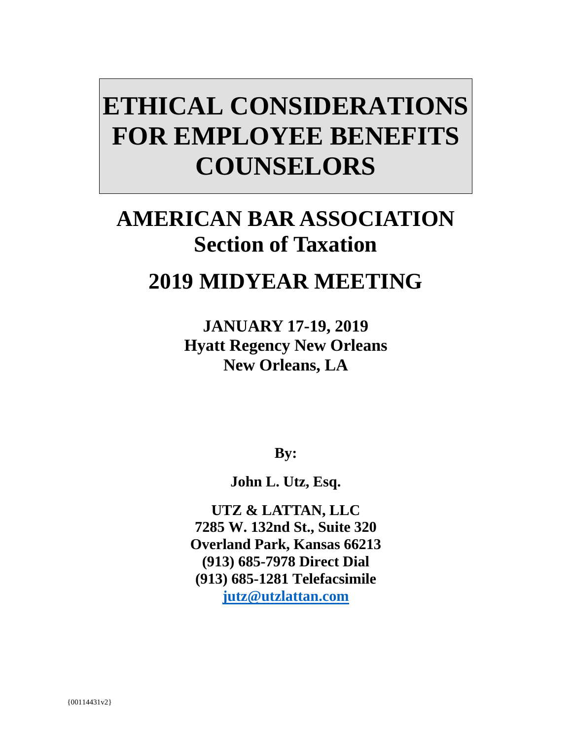# ETHICAL CONSIDERATIONS FOR EMPLOYEE BENEFITS COUNSELORS

## AMERICAN BAR ASSOCIATION
## Section of Taxation

## 2019 MIDYEAR MEETING

**JANUARY 17-19, 2019**
**Hyatt Regency New Orleans**
**New Orleans, LA**

**By:**

**John L. Utz, Esq.**

**UTZ & LATTAN, LLC**
**7285 W. 132nd St., Suite 320**
**Overland Park, Kansas 66213**
**(913) 685-7978 Direct Dial**
**(913) 685-1281 Telefacsimile**
**jutz@utzlattan.com**

{00114431v2}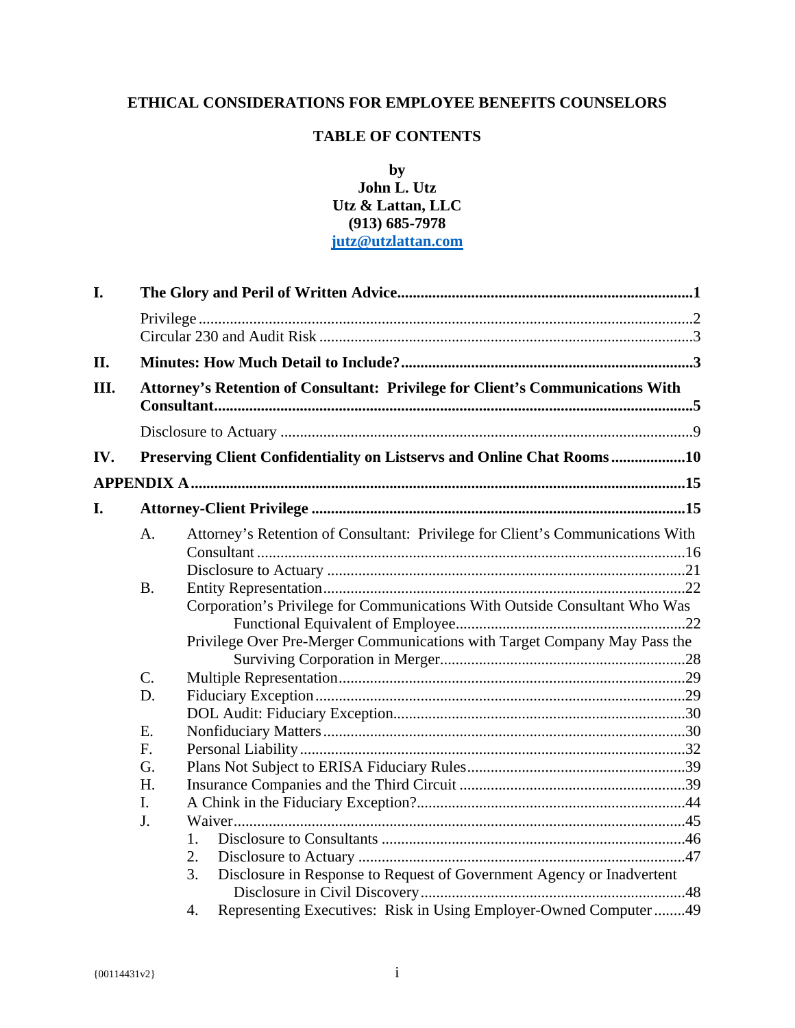# ETHICAL CONSIDERATIONS FOR EMPLOYEE BENEFITS COUNSELORS

## TABLE OF CONTENTS

**by**
**John L. Utz**
**Utz & Lattan, LLC**
**(913) 685-7978**
**jutz@utzlattan.com**

**I. The Glory and Peril of Written Advice ........................................................................ 1**

Privilege ........................................................................................................................ 2
Circular 230 and Audit Risk .......................................................................................... 3

**II. Minutes: How Much Detail to Include? ........................................................................ 3**

**III. Attorney's Retention of Consultant: Privilege for Client's Communications With Consultant ........................................................................................................................ 5**

Disclosure to Actuary ...................................................................................................... 9

**IV. Preserving Client Confidentiality on Listservs and Online Chat Rooms .................. 10**

**APPENDIX A ........................................................................................................................ 15**

**I. Attorney-Client Privilege .............................................................................................. 15**

A. Attorney's Retention of Consultant: Privilege for Client's Communications With Consultant ........................................................................................................ 16
   Disclosure to Actuary .......................................................................................... 21

B. Entity Representation ........................................................................................... 22
   Corporation's Privilege for Communications With Outside Consultant Who Was Functional Equivalent of Employee ........................................................ 22
   Privilege Over Pre-Merger Communications with Target Company May Pass the Surviving Corporation in Merger ............................................................ 28

C. Multiple Representation ........................................................................................ 29

D. Fiduciary Exception .............................................................................................. 29
   DOL Audit: Fiduciary Exception ......................................................................... 30

E. Nonfiduciary Matters ............................................................................................ 30

F. Personal Liability .................................................................................................. 32

G. Plans Not Subject to ERISA Fiduciary Rules ....................................................... 39

H. Insurance Companies and the Third Circuit ......................................................... 39

I. A Chink in the Fiduciary Exception? .................................................................... 44

J. Waiver .................................................................................................................... 45
   1. Disclosure to Consultants ................................................................................. 46
   2. Disclosure to Actuary ....................................................................................... 47
   3. Disclosure in Response to Request of Government Agency or Inadvertent Disclosure in Civil Discovery ............................................................... 48
   4. Representing Executives: Risk in Using Employer-Owned Computer ........ 49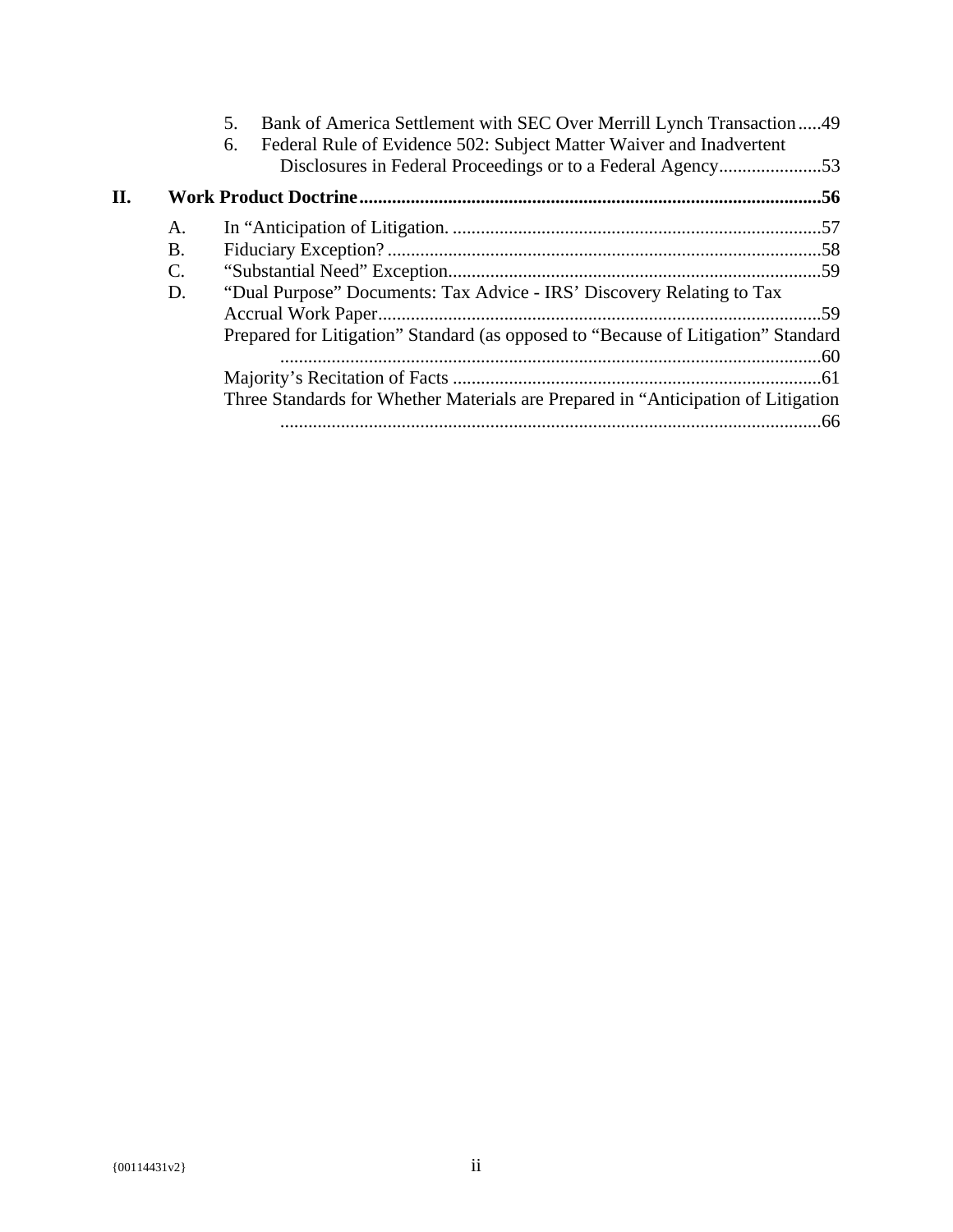5. Bank of America Settlement with SEC Over Merrill Lynch Transaction.....49
6. Federal Rule of Evidence 502: Subject Matter Waiver and Inadvertent Disclosures in Federal Proceedings or to a Federal Agency......................53

**II. Work Product Doctrine..................................................................................................56**

A. In “Anticipation of Litigation. ...............................................................................57
B. Fiduciary Exception? ............................................................................................58
C. “Substantial Need” Exception................................................................................59
D. “Dual Purpose” Documents: Tax Advice - IRS’ Discovery Relating to Tax Accrual Work Paper..............................................................................................59

Prepared for Litigation” Standard (as opposed to “Because of Litigation” Standard ....................................................................................................................60

Majority’s Recitation of Facts ..............................................................................61

Three Standards for Whether Materials are Prepared in “Anticipation of Litigation ....................................................................................................................66

{00114431v2}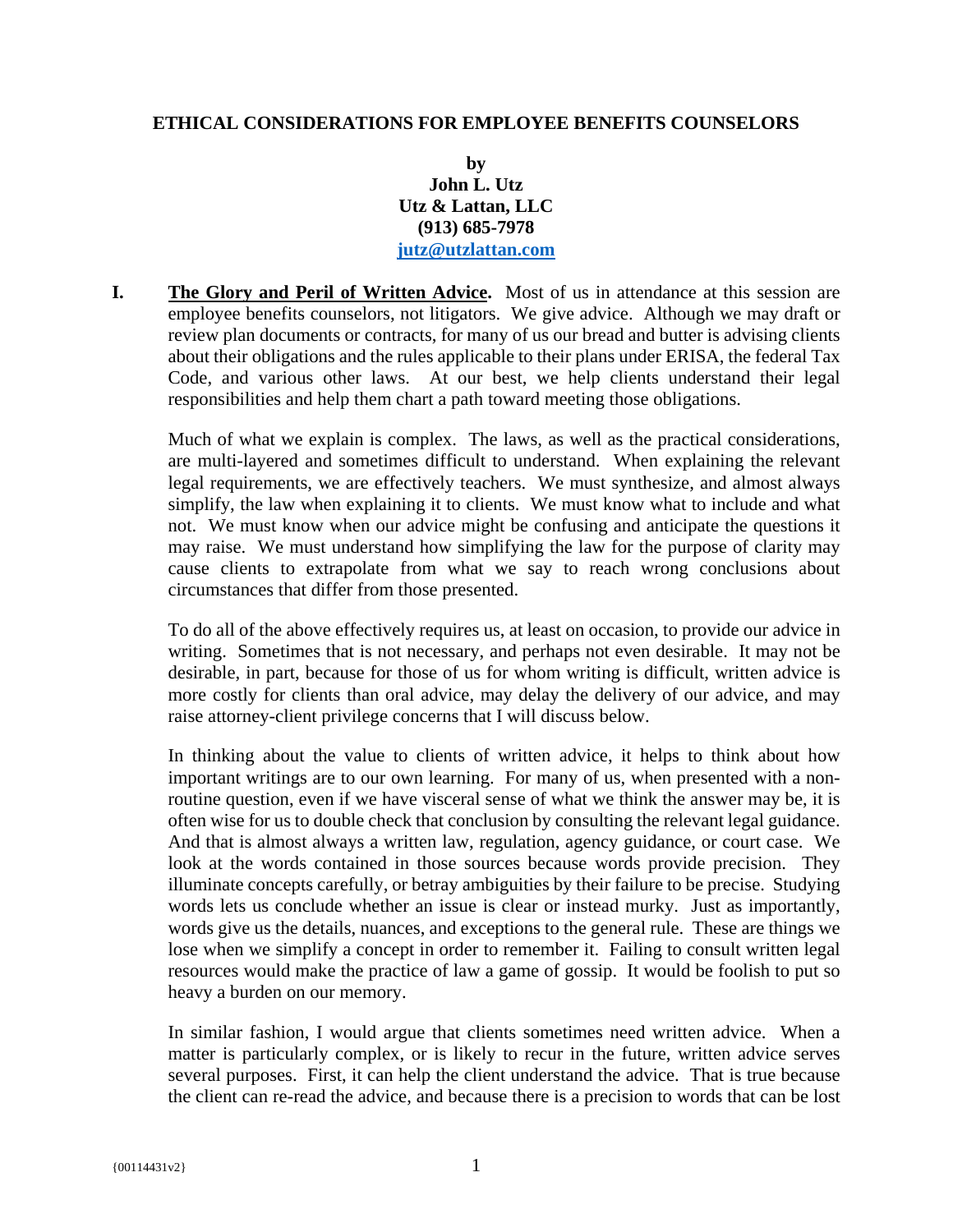# ETHICAL CONSIDERATIONS FOR EMPLOYEE BENEFITS COUNSELORS

**by**
**John L. Utz**
**Utz & Lattan, LLC**
**(913) 685-7978**
**jutz@utzlattan.com**

**I. <u>The Glory and Peril of Written Advice</u>.** Most of us in attendance at this session are employee benefits counselors, not litigators. We give advice. Although we may draft or review plan documents or contracts, for many of us our bread and butter is advising clients about their obligations and the rules applicable to their plans under ERISA, the federal Tax Code, and various other laws. At our best, we help clients understand their legal responsibilities and help them chart a path toward meeting those obligations.

Much of what we explain is complex. The laws, as well as the practical considerations, are multi-layered and sometimes difficult to understand. When explaining the relevant legal requirements, we are effectively teachers. We must synthesize, and almost always simplify, the law when explaining it to clients. We must know what to include and what not. We must know when our advice might be confusing and anticipate the questions it may raise. We must understand how simplifying the law for the purpose of clarity may cause clients to extrapolate from what we say to reach wrong conclusions about circumstances that differ from those presented.

To do all of the above effectively requires us, at least on occasion, to provide our advice in writing. Sometimes that is not necessary, and perhaps not even desirable. It may not be desirable, in part, because for those of us for whom writing is difficult, written advice is more costly for clients than oral advice, may delay the delivery of our advice, and may raise attorney-client privilege concerns that I will discuss below.

In thinking about the value to clients of written advice, it helps to think about how important writings are to our own learning. For many of us, when presented with a non-routine question, even if we have visceral sense of what we think the answer may be, it is often wise for us to double check that conclusion by consulting the relevant legal guidance. And that is almost always a written law, regulation, agency guidance, or court case. We look at the words contained in those sources because words provide precision. They illuminate concepts carefully, or betray ambiguities by their failure to be precise. Studying words lets us conclude whether an issue is clear or instead murky. Just as importantly, words give us the details, nuances, and exceptions to the general rule. These are things we lose when we simplify a concept in order to remember it. Failing to consult written legal resources would make the practice of law a game of gossip. It would be foolish to put so heavy a burden on our memory.

In similar fashion, I would argue that clients sometimes need written advice. When a matter is particularly complex, or is likely to recur in the future, written advice serves several purposes. First, it can help the client understand the advice. That is true because the client can re-read the advice, and because there is a precision to words that can be lost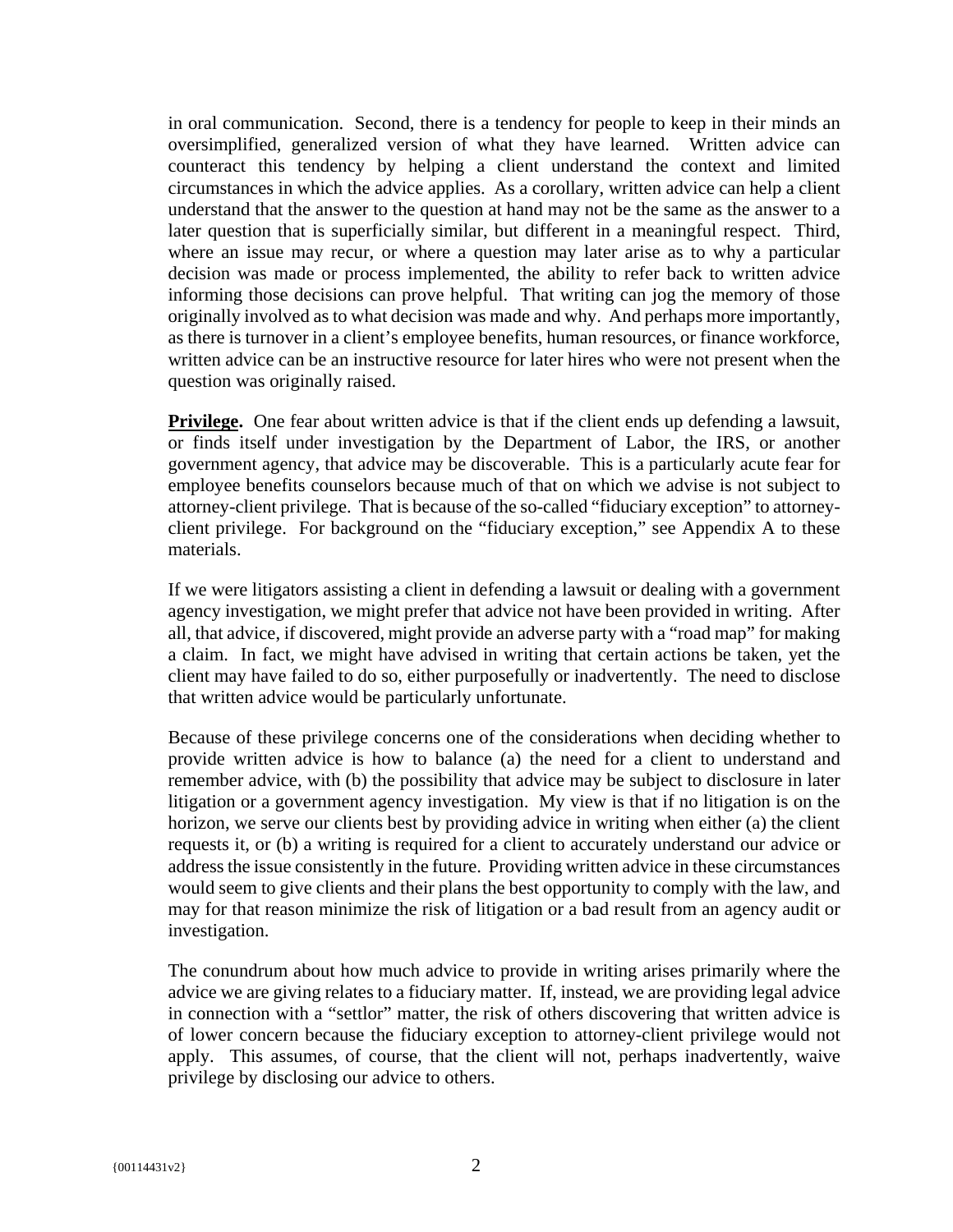in oral communication. Second, there is a tendency for people to keep in their minds an oversimplified, generalized version of what they have learned. Written advice can counteract this tendency by helping a client understand the context and limited circumstances in which the advice applies. As a corollary, written advice can help a client understand that the answer to the question at hand may not be the same as the answer to a later question that is superficially similar, but different in a meaningful respect. Third, where an issue may recur, or where a question may later arise as to why a particular decision was made or process implemented, the ability to refer back to written advice informing those decisions can prove helpful. That writing can jog the memory of those originally involved as to what decision was made and why. And perhaps more importantly, as there is turnover in a client's employee benefits, human resources, or finance workforce, written advice can be an instructive resource for later hires who were not present when the question was originally raised.

**Privilege.** One fear about written advice is that if the client ends up defending a lawsuit, or finds itself under investigation by the Department of Labor, the IRS, or another government agency, that advice may be discoverable. This is a particularly acute fear for employee benefits counselors because much of that on which we advise is not subject to attorney-client privilege. That is because of the so-called "fiduciary exception" to attorney-client privilege. For background on the "fiduciary exception," see Appendix A to these materials.

If we were litigators assisting a client in defending a lawsuit or dealing with a government agency investigation, we might prefer that advice not have been provided in writing. After all, that advice, if discovered, might provide an adverse party with a "road map" for making a claim. In fact, we might have advised in writing that certain actions be taken, yet the client may have failed to do so, either purposefully or inadvertently. The need to disclose that written advice would be particularly unfortunate.

Because of these privilege concerns one of the considerations when deciding whether to provide written advice is how to balance (a) the need for a client to understand and remember advice, with (b) the possibility that advice may be subject to disclosure in later litigation or a government agency investigation. My view is that if no litigation is on the horizon, we serve our clients best by providing advice in writing when either (a) the client requests it, or (b) a writing is required for a client to accurately understand our advice or address the issue consistently in the future. Providing written advice in these circumstances would seem to give clients and their plans the best opportunity to comply with the law, and may for that reason minimize the risk of litigation or a bad result from an agency audit or investigation.

The conundrum about how much advice to provide in writing arises primarily where the advice we are giving relates to a fiduciary matter. If, instead, we are providing legal advice in connection with a "settlor" matter, the risk of others discovering that written advice is of lower concern because the fiduciary exception to attorney-client privilege would not apply. This assumes, of course, that the client will not, perhaps inadvertently, waive privilege by disclosing our advice to others.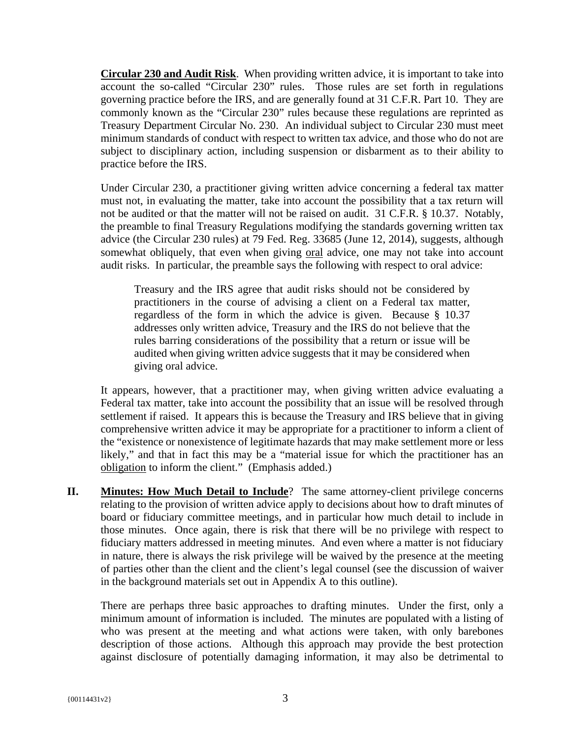**Circular 230 and Audit Risk**. When providing written advice, it is important to take into account the so-called "Circular 230" rules. Those rules are set forth in regulations governing practice before the IRS, and are generally found at 31 C.F.R. Part 10. They are commonly known as the "Circular 230" rules because these regulations are reprinted as Treasury Department Circular No. 230. An individual subject to Circular 230 must meet minimum standards of conduct with respect to written tax advice, and those who do not are subject to disciplinary action, including suspension or disbarment as to their ability to practice before the IRS.

Under Circular 230, a practitioner giving written advice concerning a federal tax matter must not, in evaluating the matter, take into account the possibility that a tax return will not be audited or that the matter will not be raised on audit. 31 C.F.R. § 10.37. Notably, the preamble to final Treasury Regulations modifying the standards governing written tax advice (the Circular 230 rules) at 79 Fed. Reg. 33685 (June 12, 2014), suggests, although somewhat obliquely, that even when giving oral advice, one may not take into account audit risks. In particular, the preamble says the following with respect to oral advice:

> Treasury and the IRS agree that audit risks should not be considered by practitioners in the course of advising a client on a Federal tax matter, regardless of the form in which the advice is given. Because § 10.37 addresses only written advice, Treasury and the IRS do not believe that the rules barring considerations of the possibility that a return or issue will be audited when giving written advice suggests that it may be considered when giving oral advice.

It appears, however, that a practitioner may, when giving written advice evaluating a Federal tax matter, take into account the possibility that an issue will be resolved through settlement if raised. It appears this is because the Treasury and IRS believe that in giving comprehensive written advice it may be appropriate for a practitioner to inform a client of the "existence or nonexistence of legitimate hazards that may make settlement more or less likely," and that in fact this may be a "material issue for which the practitioner has an obligation to inform the client." (Emphasis added.)

## II. Minutes: How Much Detail to Include?

The same attorney-client privilege concerns relating to the provision of written advice apply to decisions about how to draft minutes of board or fiduciary committee meetings, and in particular how much detail to include in those minutes. Once again, there is risk that there will be no privilege with respect to fiduciary matters addressed in meeting minutes. And even where a matter is not fiduciary in nature, there is always the risk privilege will be waived by the presence at the meeting of parties other than the client and the client's legal counsel (see the discussion of waiver in the background materials set out in Appendix A to this outline).

There are perhaps three basic approaches to drafting minutes. Under the first, only a minimum amount of information is included. The minutes are populated with a listing of who was present at the meeting and what actions were taken, with only barebones description of those actions. Although this approach may provide the best protection against disclosure of potentially damaging information, it may also be detrimental to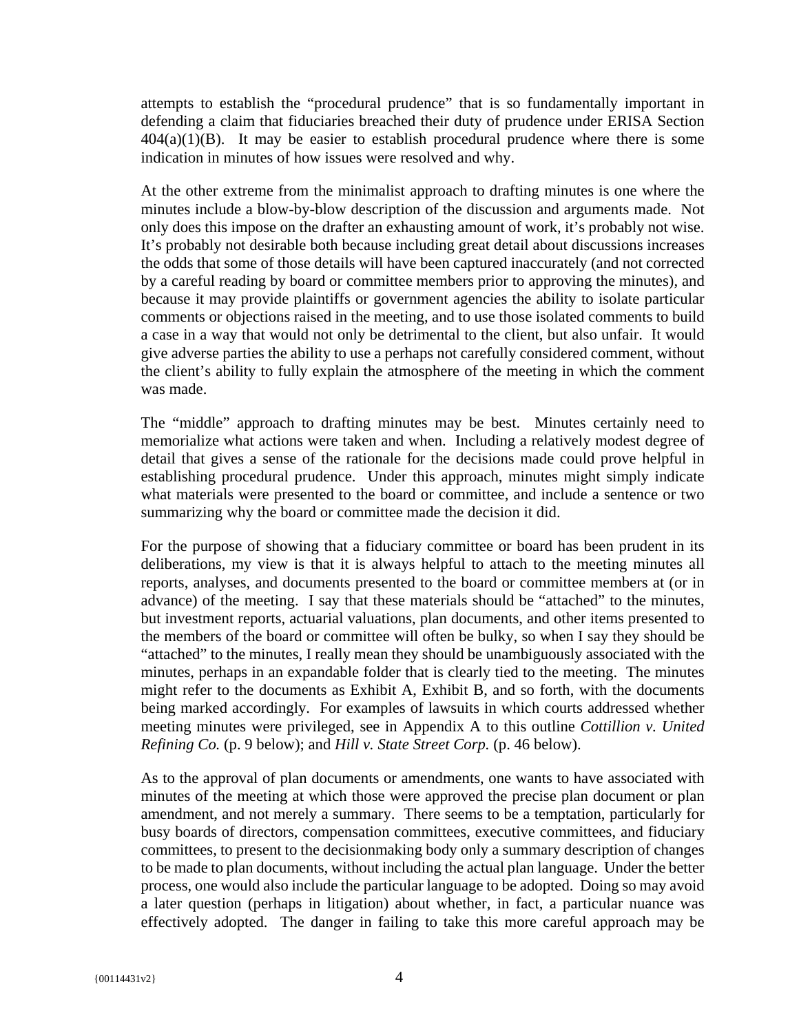attempts to establish the "procedural prudence" that is so fundamentally important in defending a claim that fiduciaries breached their duty of prudence under ERISA Section 404(a)(1)(B). It may be easier to establish procedural prudence where there is some indication in minutes of how issues were resolved and why.

At the other extreme from the minimalist approach to drafting minutes is one where the minutes include a blow-by-blow description of the discussion and arguments made. Not only does this impose on the drafter an exhausting amount of work, it's probably not wise. It's probably not desirable both because including great detail about discussions increases the odds that some of those details will have been captured inaccurately (and not corrected by a careful reading by board or committee members prior to approving the minutes), and because it may provide plaintiffs or government agencies the ability to isolate particular comments or objections raised in the meeting, and to use those isolated comments to build a case in a way that would not only be detrimental to the client, but also unfair. It would give adverse parties the ability to use a perhaps not carefully considered comment, without the client's ability to fully explain the atmosphere of the meeting in which the comment was made.

The "middle" approach to drafting minutes may be best. Minutes certainly need to memorialize what actions were taken and when. Including a relatively modest degree of detail that gives a sense of the rationale for the decisions made could prove helpful in establishing procedural prudence. Under this approach, minutes might simply indicate what materials were presented to the board or committee, and include a sentence or two summarizing why the board or committee made the decision it did.

For the purpose of showing that a fiduciary committee or board has been prudent in its deliberations, my view is that it is always helpful to attach to the meeting minutes all reports, analyses, and documents presented to the board or committee members at (or in advance) of the meeting. I say that these materials should be "attached" to the minutes, but investment reports, actuarial valuations, plan documents, and other items presented to the members of the board or committee will often be bulky, so when I say they should be "attached" to the minutes, I really mean they should be unambiguously associated with the minutes, perhaps in an expandable folder that is clearly tied to the meeting. The minutes might refer to the documents as Exhibit A, Exhibit B, and so forth, with the documents being marked accordingly. For examples of lawsuits in which courts addressed whether meeting minutes were privileged, see in Appendix A to this outline *Cottillion v. United Refining Co.* (p. 9 below); and *Hill v. State Street Corp.* (p. 46 below).

As to the approval of plan documents or amendments, one wants to have associated with minutes of the meeting at which those were approved the precise plan document or plan amendment, and not merely a summary. There seems to be a temptation, particularly for busy boards of directors, compensation committees, executive committees, and fiduciary committees, to present to the decisionmaking body only a summary description of changes to be made to plan documents, without including the actual plan language. Under the better process, one would also include the particular language to be adopted. Doing so may avoid a later question (perhaps in litigation) about whether, in fact, a particular nuance was effectively adopted. The danger in failing to take this more careful approach may be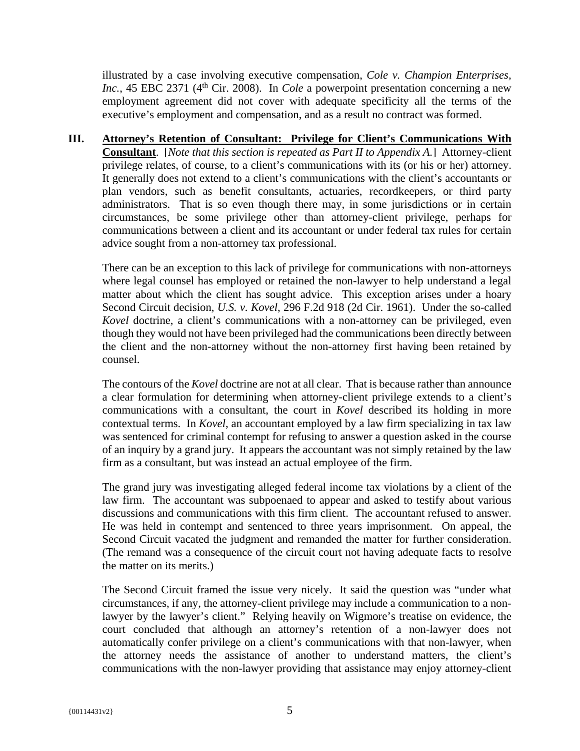illustrated by a case involving executive compensation, *Cole v. Champion Enterprises, Inc.*, 45 EBC 2371 (4th Cir. 2008). In *Cole* a powerpoint presentation concerning a new employment agreement did not cover with adequate specificity all the terms of the executive's employment and compensation, and as a result no contract was formed.

## III. <u>Attorney's Retention of Consultant: Privilege for Client's Communications With Consultant</u>.

[*Note that this section is repeated as Part II to Appendix A.*] Attorney-client privilege relates, of course, to a client's communications with its (or his or her) attorney. It generally does not extend to a client's communications with the client's accountants or plan vendors, such as benefit consultants, actuaries, recordkeepers, or third party administrators. That is so even though there may, in some jurisdictions or in certain circumstances, be some privilege other than attorney-client privilege, perhaps for communications between a client and its accountant or under federal tax rules for certain advice sought from a non-attorney tax professional.

There can be an exception to this lack of privilege for communications with non-attorneys where legal counsel has employed or retained the non-lawyer to help understand a legal matter about which the client has sought advice. This exception arises under a hoary Second Circuit decision, *U.S. v. Kovel*, 296 F.2d 918 (2d Cir. 1961). Under the so-called *Kovel* doctrine, a client's communications with a non-attorney can be privileged, even though they would not have been privileged had the communications been directly between the client and the non-attorney without the non-attorney first having been retained by counsel.

The contours of the *Kovel* doctrine are not at all clear. That is because rather than announce a clear formulation for determining when attorney-client privilege extends to a client's communications with a consultant, the court in *Kovel* described its holding in more contextual terms. In *Kovel*, an accountant employed by a law firm specializing in tax law was sentenced for criminal contempt for refusing to answer a question asked in the course of an inquiry by a grand jury. It appears the accountant was not simply retained by the law firm as a consultant, but was instead an actual employee of the firm.

The grand jury was investigating alleged federal income tax violations by a client of the law firm. The accountant was subpoenaed to appear and asked to testify about various discussions and communications with this firm client. The accountant refused to answer. He was held in contempt and sentenced to three years imprisonment. On appeal, the Second Circuit vacated the judgment and remanded the matter for further consideration. (The remand was a consequence of the circuit court not having adequate facts to resolve the matter on its merits.)

The Second Circuit framed the issue very nicely. It said the question was "under what circumstances, if any, the attorney-client privilege may include a communication to a non-lawyer by the lawyer's client." Relying heavily on Wigmore's treatise on evidence, the court concluded that although an attorney's retention of a non-lawyer does not automatically confer privilege on a client's communications with that non-lawyer, when the attorney needs the assistance of another to understand matters, the client's communications with the non-lawyer providing that assistance may enjoy attorney-client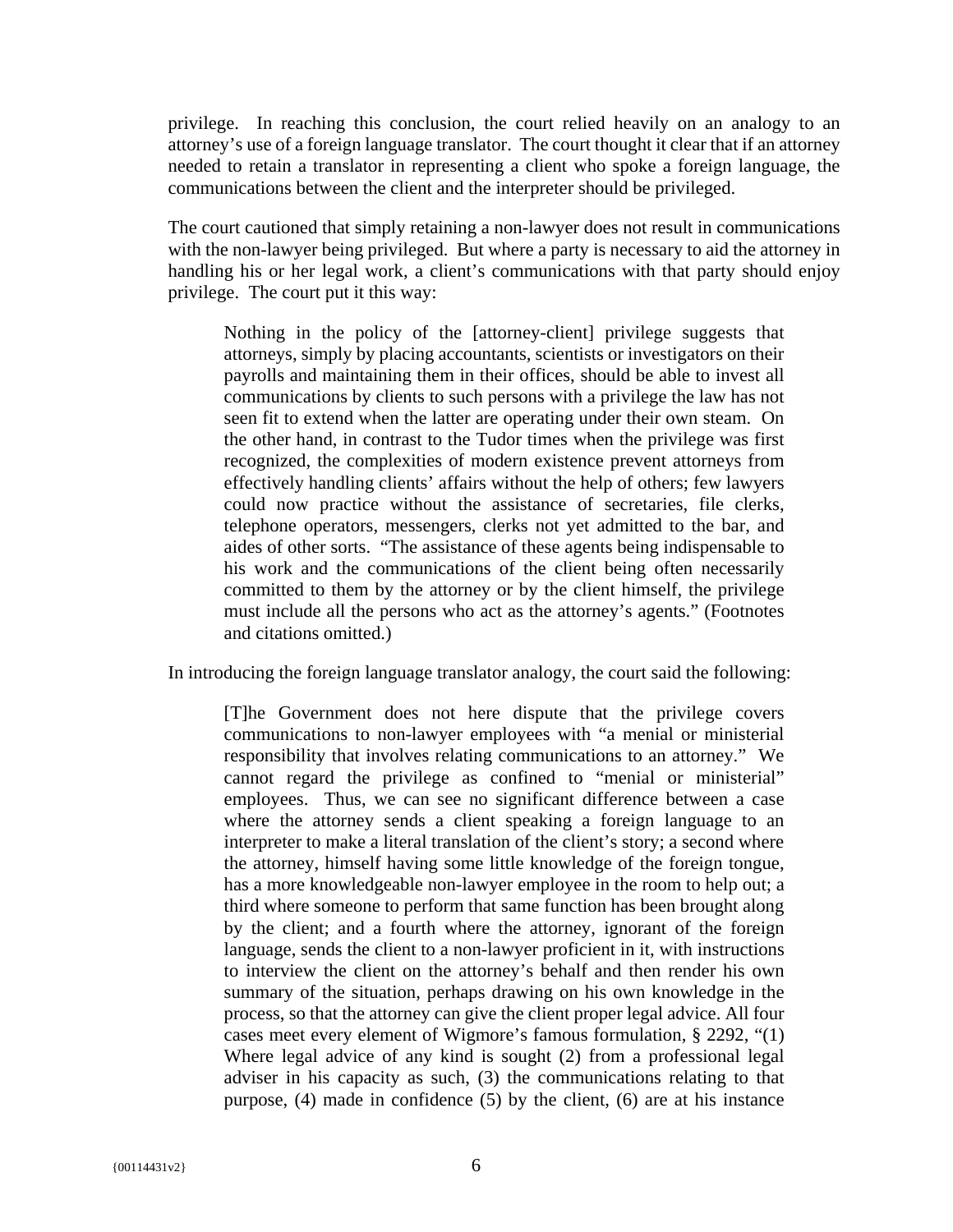privilege. In reaching this conclusion, the court relied heavily on an analogy to an attorney's use of a foreign language translator. The court thought it clear that if an attorney needed to retain a translator in representing a client who spoke a foreign language, the communications between the client and the interpreter should be privileged.

The court cautioned that simply retaining a non-lawyer does not result in communications with the non-lawyer being privileged. But where a party is necessary to aid the attorney in handling his or her legal work, a client's communications with that party should enjoy privilege. The court put it this way:

> Nothing in the policy of the [attorney-client] privilege suggests that attorneys, simply by placing accountants, scientists or investigators on their payrolls and maintaining them in their offices, should be able to invest all communications by clients to such persons with a privilege the law has not seen fit to extend when the latter are operating under their own steam. On the other hand, in contrast to the Tudor times when the privilege was first recognized, the complexities of modern existence prevent attorneys from effectively handling clients' affairs without the help of others; few lawyers could now practice without the assistance of secretaries, file clerks, telephone operators, messengers, clerks not yet admitted to the bar, and aides of other sorts. "The assistance of these agents being indispensable to his work and the communications of the client being often necessarily committed to them by the attorney or by the client himself, the privilege must include all the persons who act as the attorney's agents." (Footnotes and citations omitted.)

In introducing the foreign language translator analogy, the court said the following:

> [T]he Government does not here dispute that the privilege covers communications to non-lawyer employees with "a menial or ministerial responsibility that involves relating communications to an attorney." We cannot regard the privilege as confined to "menial or ministerial" employees. Thus, we can see no significant difference between a case where the attorney sends a client speaking a foreign language to an interpreter to make a literal translation of the client's story; a second where the attorney, himself having some little knowledge of the foreign tongue, has a more knowledgeable non-lawyer employee in the room to help out; a third where someone to perform that same function has been brought along by the client; and a fourth where the attorney, ignorant of the foreign language, sends the client to a non-lawyer proficient in it, with instructions to interview the client on the attorney's behalf and then render his own summary of the situation, perhaps drawing on his own knowledge in the process, so that the attorney can give the client proper legal advice. All four cases meet every element of Wigmore's famous formulation, § 2292, "(1) Where legal advice of any kind is sought (2) from a professional legal adviser in his capacity as such, (3) the communications relating to that purpose, (4) made in confidence (5) by the client, (6) are at his instance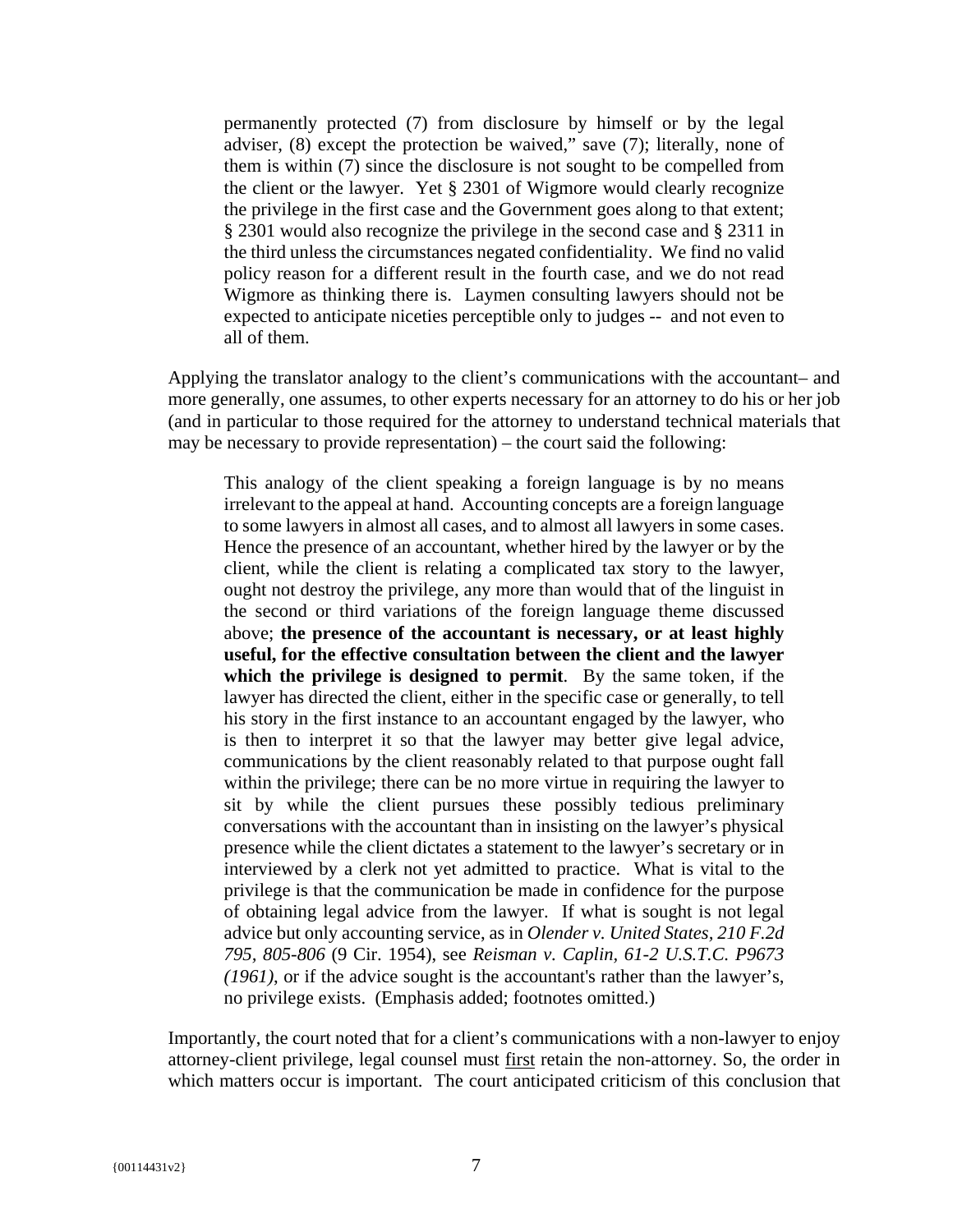> permanently protected (7) from disclosure by himself or by the legal adviser, (8) except the protection be waived," save (7); literally, none of them is within (7) since the disclosure is not sought to be compelled from the client or the lawyer. Yet § 2301 of Wigmore would clearly recognize the privilege in the first case and the Government goes along to that extent; § 2301 would also recognize the privilege in the second case and § 2311 in the third unless the circumstances negated confidentiality. We find no valid policy reason for a different result in the fourth case, and we do not read Wigmore as thinking there is. Laymen consulting lawyers should not be expected to anticipate niceties perceptible only to judges -- and not even to all of them.

Applying the translator analogy to the client's communications with the accountant– and more generally, one assumes, to other experts necessary for an attorney to do his or her job (and in particular to those required for the attorney to understand technical materials that may be necessary to provide representation) – the court said the following:

> This analogy of the client speaking a foreign language is by no means irrelevant to the appeal at hand. Accounting concepts are a foreign language to some lawyers in almost all cases, and to almost all lawyers in some cases. Hence the presence of an accountant, whether hired by the lawyer or by the client, while the client is relating a complicated tax story to the lawyer, ought not destroy the privilege, any more than would that of the linguist in the second or third variations of the foreign language theme discussed above; **the presence of the accountant is necessary, or at least highly useful, for the effective consultation between the client and the lawyer which the privilege is designed to permit**. By the same token, if the lawyer has directed the client, either in the specific case or generally, to tell his story in the first instance to an accountant engaged by the lawyer, who is then to interpret it so that the lawyer may better give legal advice, communications by the client reasonably related to that purpose ought fall within the privilege; there can be no more virtue in requiring the lawyer to sit by while the client pursues these possibly tedious preliminary conversations with the accountant than in insisting on the lawyer's physical presence while the client dictates a statement to the lawyer's secretary or in interviewed by a clerk not yet admitted to practice. What is vital to the privilege is that the communication be made in confidence for the purpose of obtaining legal advice from the lawyer. If what is sought is not legal advice but only accounting service, as in *Olender v. United States, 210 F.2d 795, 805-806* (9 Cir. 1954), see *Reisman v. Caplin, 61-2 U.S.T.C. P9673 (1961)*, or if the advice sought is the accountant's rather than the lawyer's, no privilege exists. (Emphasis added; footnotes omitted.)

Importantly, the court noted that for a client's communications with a non-lawyer to enjoy attorney-client privilege, legal counsel must first retain the non-attorney. So, the order in which matters occur is important. The court anticipated criticism of this conclusion that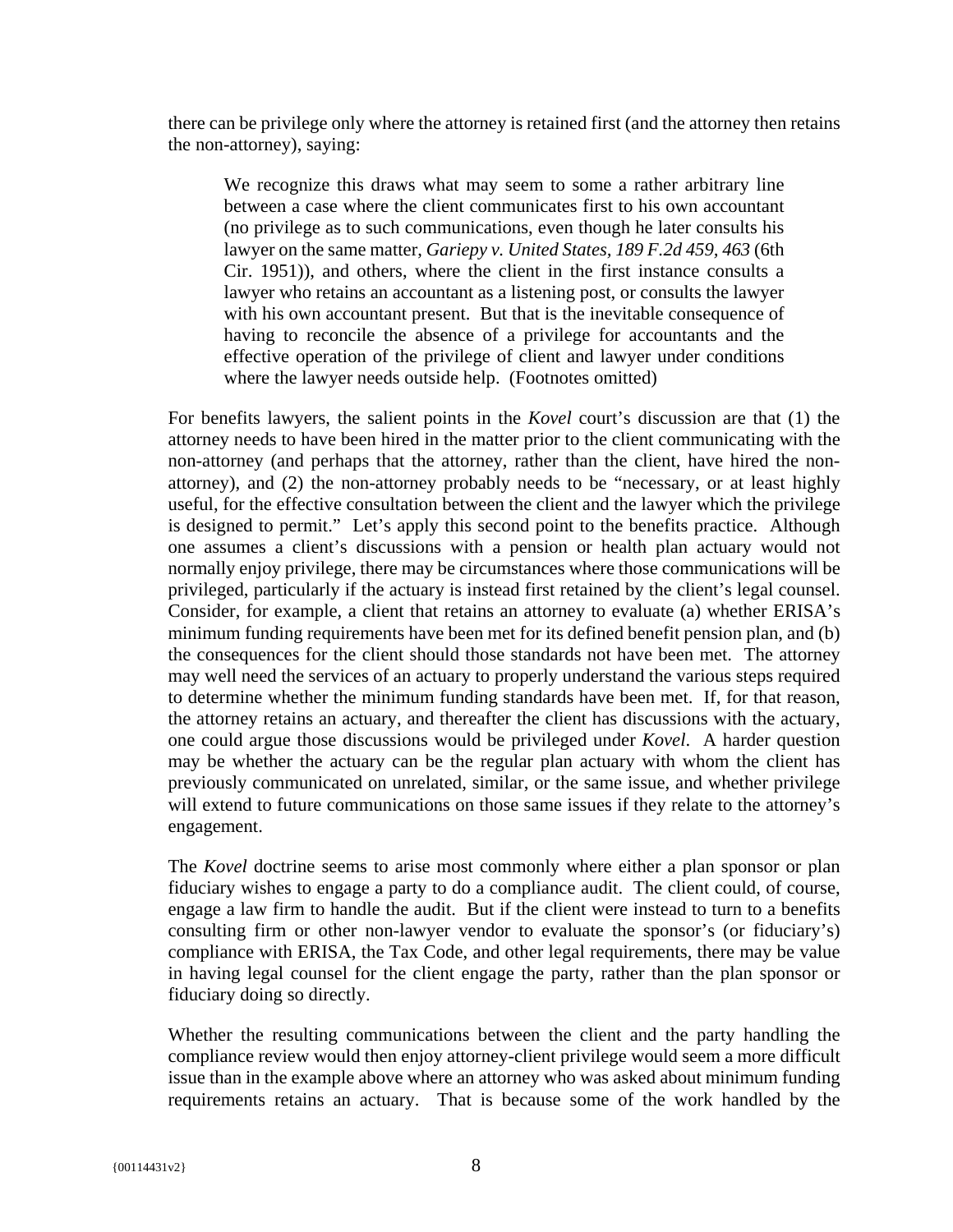there can be privilege only where the attorney is retained first (and the attorney then retains the non-attorney), saying:

> We recognize this draws what may seem to some a rather arbitrary line between a case where the client communicates first to his own accountant (no privilege as to such communications, even though he later consults his lawyer on the same matter, *Gariepy v. United States, 189 F.2d 459, 463* (6th Cir. 1951)), and others, where the client in the first instance consults a lawyer who retains an accountant as a listening post, or consults the lawyer with his own accountant present. But that is the inevitable consequence of having to reconcile the absence of a privilege for accountants and the effective operation of the privilege of client and lawyer under conditions where the lawyer needs outside help. (Footnotes omitted)

For benefits lawyers, the salient points in the *Kovel* court's discussion are that (1) the attorney needs to have been hired in the matter prior to the client communicating with the non-attorney (and perhaps that the attorney, rather than the client, have hired the non-attorney), and (2) the non-attorney probably needs to be "necessary, or at least highly useful, for the effective consultation between the client and the lawyer which the privilege is designed to permit." Let's apply this second point to the benefits practice. Although one assumes a client's discussions with a pension or health plan actuary would not normally enjoy privilege, there may be circumstances where those communications will be privileged, particularly if the actuary is instead first retained by the client's legal counsel. Consider, for example, a client that retains an attorney to evaluate (a) whether ERISA's minimum funding requirements have been met for its defined benefit pension plan, and (b) the consequences for the client should those standards not have been met. The attorney may well need the services of an actuary to properly understand the various steps required to determine whether the minimum funding standards have been met. If, for that reason, the attorney retains an actuary, and thereafter the client has discussions with the actuary, one could argue those discussions would be privileged under *Kovel*. A harder question may be whether the actuary can be the regular plan actuary with whom the client has previously communicated on unrelated, similar, or the same issue, and whether privilege will extend to future communications on those same issues if they relate to the attorney's engagement.

The *Kovel* doctrine seems to arise most commonly where either a plan sponsor or plan fiduciary wishes to engage a party to do a compliance audit. The client could, of course, engage a law firm to handle the audit. But if the client were instead to turn to a benefits consulting firm or other non-lawyer vendor to evaluate the sponsor's (or fiduciary's) compliance with ERISA, the Tax Code, and other legal requirements, there may be value in having legal counsel for the client engage the party, rather than the plan sponsor or fiduciary doing so directly.

Whether the resulting communications between the client and the party handling the compliance review would then enjoy attorney-client privilege would seem a more difficult issue than in the example above where an attorney who was asked about minimum funding requirements retains an actuary. That is because some of the work handled by the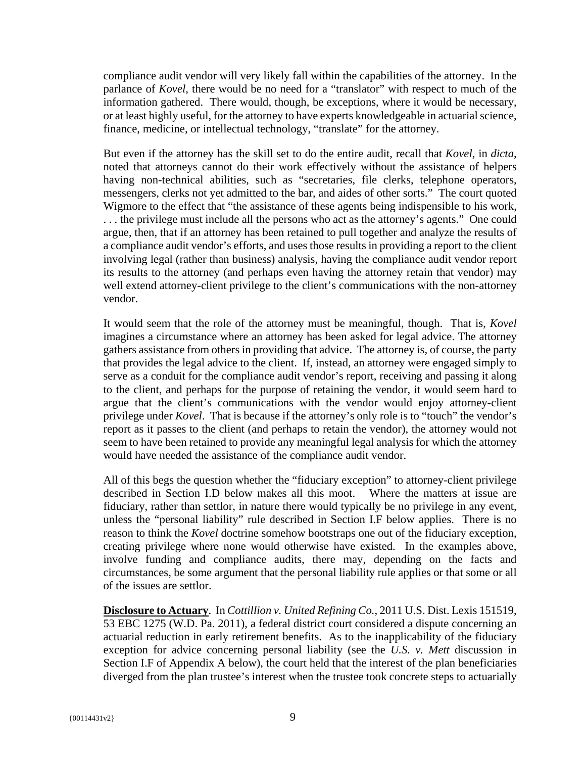compliance audit vendor will very likely fall within the capabilities of the attorney. In the parlance of *Kovel*, there would be no need for a "translator" with respect to much of the information gathered. There would, though, be exceptions, where it would be necessary, or at least highly useful, for the attorney to have experts knowledgeable in actuarial science, finance, medicine, or intellectual technology, "translate" for the attorney.

But even if the attorney has the skill set to do the entire audit, recall that *Kovel*, in *dicta*, noted that attorneys cannot do their work effectively without the assistance of helpers having non-technical abilities, such as "secretaries, file clerks, telephone operators, messengers, clerks not yet admitted to the bar, and aides of other sorts." The court quoted Wigmore to the effect that "the assistance of these agents being indispensible to his work, . . . the privilege must include all the persons who act as the attorney's agents." One could argue, then, that if an attorney has been retained to pull together and analyze the results of a compliance audit vendor's efforts, and uses those results in providing a report to the client involving legal (rather than business) analysis, having the compliance audit vendor report its results to the attorney (and perhaps even having the attorney retain that vendor) may well extend attorney-client privilege to the client's communications with the non-attorney vendor.

It would seem that the role of the attorney must be meaningful, though. That is, *Kovel* imagines a circumstance where an attorney has been asked for legal advice. The attorney gathers assistance from others in providing that advice. The attorney is, of course, the party that provides the legal advice to the client. If, instead, an attorney were engaged simply to serve as a conduit for the compliance audit vendor's report, receiving and passing it along to the client, and perhaps for the purpose of retaining the vendor, it would seem hard to argue that the client's communications with the vendor would enjoy attorney-client privilege under *Kovel*. That is because if the attorney's only role is to "touch" the vendor's report as it passes to the client (and perhaps to retain the vendor), the attorney would not seem to have been retained to provide any meaningful legal analysis for which the attorney would have needed the assistance of the compliance audit vendor.

All of this begs the question whether the "fiduciary exception" to attorney-client privilege described in Section I.D below makes all this moot. Where the matters at issue are fiduciary, rather than settlor, in nature there would typically be no privilege in any event, unless the "personal liability" rule described in Section I.F below applies. There is no reason to think the *Kovel* doctrine somehow bootstraps one out of the fiduciary exception, creating privilege where none would otherwise have existed. In the examples above, involve funding and compliance audits, there may, depending on the facts and circumstances, be some argument that the personal liability rule applies or that some or all of the issues are settlor.

**Disclosure to Actuary**. In *Cottillion v. United Refining Co.*, 2011 U.S. Dist. Lexis 151519, 53 EBC 1275 (W.D. Pa. 2011), a federal district court considered a dispute concerning an actuarial reduction in early retirement benefits. As to the inapplicability of the fiduciary exception for advice concerning personal liability (see the *U.S. v. Mett* discussion in Section I.F of Appendix A below), the court held that the interest of the plan beneficiaries diverged from the plan trustee's interest when the trustee took concrete steps to actuarially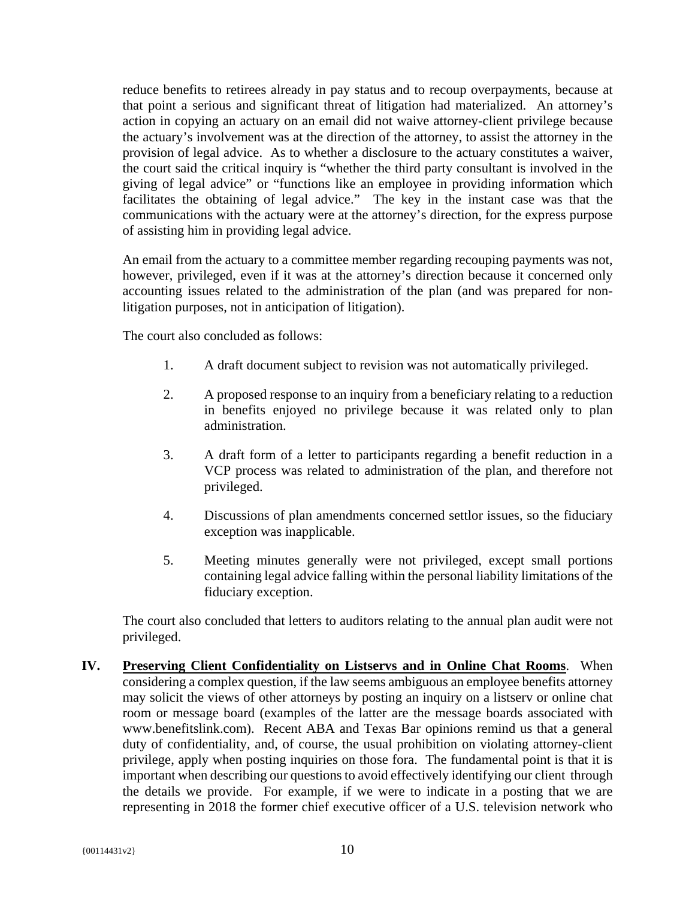reduce benefits to retirees already in pay status and to recoup overpayments, because at that point a serious and significant threat of litigation had materialized. An attorney's action in copying an actuary on an email did not waive attorney-client privilege because the actuary's involvement was at the direction of the attorney, to assist the attorney in the provision of legal advice. As to whether a disclosure to the actuary constitutes a waiver, the court said the critical inquiry is "whether the third party consultant is involved in the giving of legal advice" or "functions like an employee in providing information which facilitates the obtaining of legal advice." The key in the instant case was that the communications with the actuary were at the attorney's direction, for the express purpose of assisting him in providing legal advice.

An email from the actuary to a committee member regarding recouping payments was not, however, privileged, even if it was at the attorney's direction because it concerned only accounting issues related to the administration of the plan (and was prepared for non-litigation purposes, not in anticipation of litigation).

The court also concluded as follows:

1. A draft document subject to revision was not automatically privileged.
2. A proposed response to an inquiry from a beneficiary relating to a reduction in benefits enjoyed no privilege because it was related only to plan administration.
3. A draft form of a letter to participants regarding a benefit reduction in a VCP process was related to administration of the plan, and therefore not privileged.
4. Discussions of plan amendments concerned settlor issues, so the fiduciary exception was inapplicable.
5. Meeting minutes generally were not privileged, except small portions containing legal advice falling within the personal liability limitations of the fiduciary exception.

The court also concluded that letters to auditors relating to the annual plan audit were not privileged.

**IV. <u>Preserving Client Confidentiality on Listservs and in Online Chat Rooms</u>**. When considering a complex question, if the law seems ambiguous an employee benefits attorney may solicit the views of other attorneys by posting an inquiry on a listserv or online chat room or message board (examples of the latter are the message boards associated with www.benefitslink.com). Recent ABA and Texas Bar opinions remind us that a general duty of confidentiality, and, of course, the usual prohibition on violating attorney-client privilege, apply when posting inquiries on those fora. The fundamental point is that it is important when describing our questions to avoid effectively identifying our client through the details we provide. For example, if we were to indicate in a posting that we are representing in 2018 the former chief executive officer of a U.S. television network who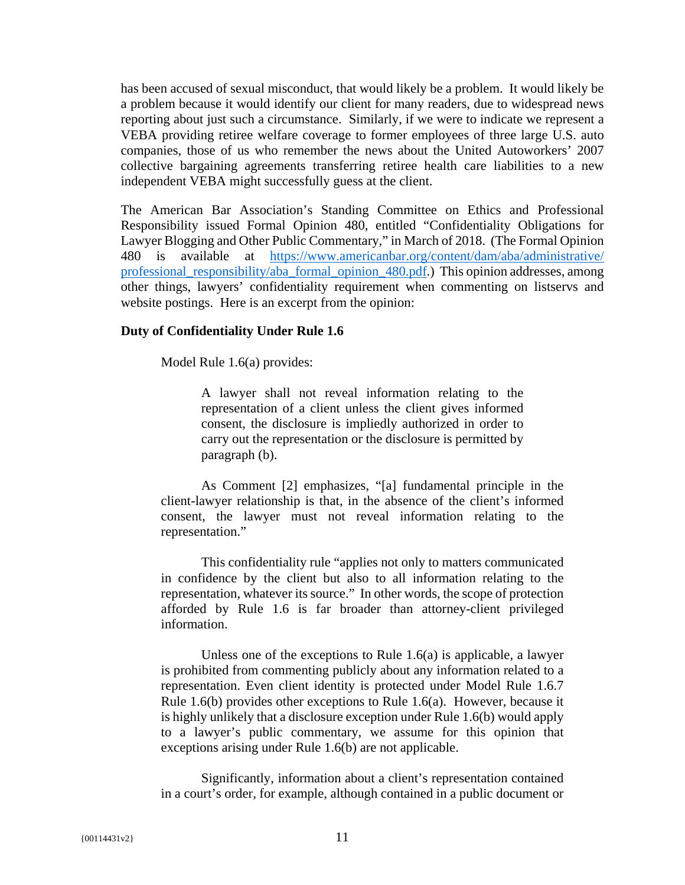has been accused of sexual misconduct, that would likely be a problem. It would likely be a problem because it would identify our client for many readers, due to widespread news reporting about just such a circumstance. Similarly, if we were to indicate we represent a VEBA providing retiree welfare coverage to former employees of three large U.S. auto companies, those of us who remember the news about the United Autoworkers' 2007 collective bargaining agreements transferring retiree health care liabilities to a new independent VEBA might successfully guess at the client.

The American Bar Association's Standing Committee on Ethics and Professional Responsibility issued Formal Opinion 480, entitled "Confidentiality Obligations for Lawyer Blogging and Other Public Commentary," in March of 2018. (The Formal Opinion 480 is available at [https://www.americanbar.org/content/dam/aba/administrative/professional_responsibility/aba_formal_opinion_480.pdf](https://www.americanbar.org/content/dam/aba/administrative/professional_responsibility/aba_formal_opinion_480.pdf).) This opinion addresses, among other things, lawyers' confidentiality requirement when commenting on listservs and website postings. Here is an excerpt from the opinion:

**Duty of Confidentiality Under Rule 1.6**

> Model Rule 1.6(a) provides:
>
> > A lawyer shall not reveal information relating to the representation of a client unless the client gives informed consent, the disclosure is impliedly authorized in order to carry out the representation or the disclosure is permitted by paragraph (b).
>
> As Comment [2] emphasizes, "[a] fundamental principle in the client-lawyer relationship is that, in the absence of the client's informed consent, the lawyer must not reveal information relating to the representation."
>
> This confidentiality rule "applies not only to matters communicated in confidence by the client but also to all information relating to the representation, whatever its source." In other words, the scope of protection afforded by Rule 1.6 is far broader than attorney-client privileged information.
>
> Unless one of the exceptions to Rule 1.6(a) is applicable, a lawyer is prohibited from commenting publicly about any information related to a representation. Even client identity is protected under Model Rule 1.6.[7] Rule 1.6(b) provides other exceptions to Rule 1.6(a). However, because it is highly unlikely that a disclosure exception under Rule 1.6(b) would apply to a lawyer's public commentary, we assume for this opinion that exceptions arising under Rule 1.6(b) are not applicable.
>
> Significantly, information about a client's representation contained in a court's order, for example, although contained in a public document or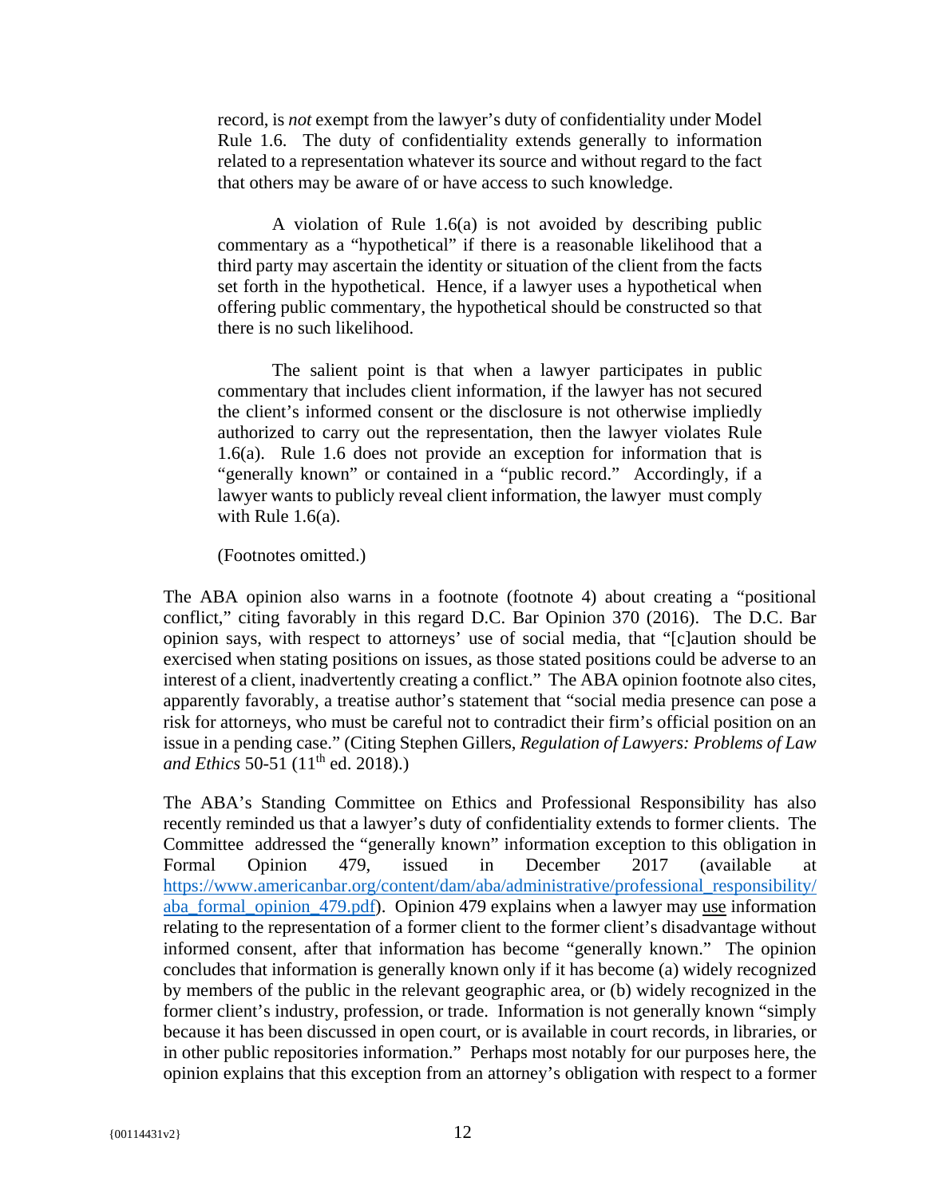> record, is *not* exempt from the lawyer's duty of confidentiality under Model Rule 1.6. The duty of confidentiality extends generally to information related to a representation whatever its source and without regard to the fact that others may be aware of or have access to such knowledge.
>
> A violation of Rule 1.6(a) is not avoided by describing public commentary as a "hypothetical" if there is a reasonable likelihood that a third party may ascertain the identity or situation of the client from the facts set forth in the hypothetical. Hence, if a lawyer uses a hypothetical when offering public commentary, the hypothetical should be constructed so that there is no such likelihood.
>
> The salient point is that when a lawyer participates in public commentary that includes client information, if the lawyer has not secured the client's informed consent or the disclosure is not otherwise impliedly authorized to carry out the representation, then the lawyer violates Rule 1.6(a). Rule 1.6 does not provide an exception for information that is "generally known" or contained in a "public record." Accordingly, if a lawyer wants to publicly reveal client information, the lawyer must comply with Rule 1.6(a).
>
> (Footnotes omitted.)

The ABA opinion also warns in a footnote (footnote 4) about creating a "positional conflict," citing favorably in this regard D.C. Bar Opinion 370 (2016). The D.C. Bar opinion says, with respect to attorneys' use of social media, that "[c]aution should be exercised when stating positions on issues, as those stated positions could be adverse to an interest of a client, inadvertently creating a conflict." The ABA opinion footnote also cites, apparently favorably, a treatise author's statement that "social media presence can pose a risk for attorneys, who must be careful not to contradict their firm's official position on an issue in a pending case." (Citing Stephen Gillers, *Regulation of Lawyers: Problems of Law and Ethics* 50-51 (11th ed. 2018).)

The ABA's Standing Committee on Ethics and Professional Responsibility has also recently reminded us that a lawyer's duty of confidentiality extends to former clients. The Committee addressed the "generally known" information exception to this obligation in Formal Opinion 479, issued in December 2017 (available at [https://www.americanbar.org/content/dam/aba/administrative/professional_responsibility/aba_formal_opinion_479.pdf](https://www.americanbar.org/content/dam/aba/administrative/professional_responsibility/aba_formal_opinion_479.pdf)). Opinion 479 explains when a lawyer may <u>use</u> information relating to the representation of a former client to the former client's disadvantage without informed consent, after that information has become "generally known." The opinion concludes that information is generally known only if it has become (a) widely recognized by members of the public in the relevant geographic area, or (b) widely recognized in the former client's industry, profession, or trade. Information is not generally known "simply because it has been discussed in open court, or is available in court records, in libraries, or in other public repositories information." Perhaps most notably for our purposes here, the opinion explains that this exception from an attorney's obligation with respect to a former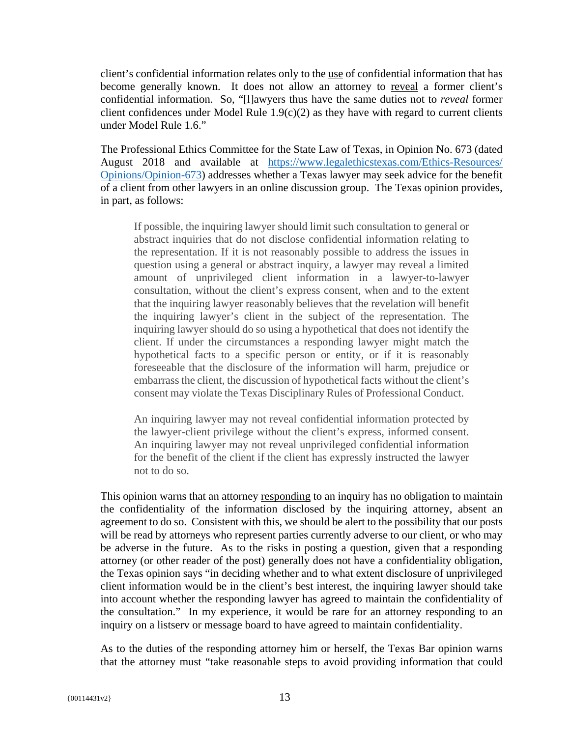client's confidential information relates only to the use of confidential information that has become generally known. It does not allow an attorney to reveal a former client's confidential information. So, "[l]awyers thus have the same duties not to *reveal* former client confidences under Model Rule 1.9(c)(2) as they have with regard to current clients under Model Rule 1.6."

The Professional Ethics Committee for the State Law of Texas, in Opinion No. 673 (dated August 2018 and available at [https://www.legalethicstexas.com/Ethics-Resources/Opinions/Opinion-673](https://www.legalethicstexas.com/Ethics-Resources/Opinions/Opinion-673)) addresses whether a Texas lawyer may seek advice for the benefit of a client from other lawyers in an online discussion group. The Texas opinion provides, in part, as follows:

> If possible, the inquiring lawyer should limit such consultation to general or abstract inquiries that do not disclose confidential information relating to the representation. If it is not reasonably possible to address the issues in question using a general or abstract inquiry, a lawyer may reveal a limited amount of unprivileged client information in a lawyer-to-lawyer consultation, without the client's express consent, when and to the extent that the inquiring lawyer reasonably believes that the revelation will benefit the inquiring lawyer's client in the subject of the representation. The inquiring lawyer should do so using a hypothetical that does not identify the client. If under the circumstances a responding lawyer might match the hypothetical facts to a specific person or entity, or if it is reasonably foreseeable that the disclosure of the information will harm, prejudice or embarrass the client, the discussion of hypothetical facts without the client's consent may violate the Texas Disciplinary Rules of Professional Conduct.
>
> An inquiring lawyer may not reveal confidential information protected by the lawyer-client privilege without the client's express, informed consent. An inquiring lawyer may not reveal unprivileged confidential information for the benefit of the client if the client has expressly instructed the lawyer not to do so.

This opinion warns that an attorney responding to an inquiry has no obligation to maintain the confidentiality of the information disclosed by the inquiring attorney, absent an agreement to do so. Consistent with this, we should be alert to the possibility that our posts will be read by attorneys who represent parties currently adverse to our client, or who may be adverse in the future. As to the risks in posting a question, given that a responding attorney (or other reader of the post) generally does not have a confidentiality obligation, the Texas opinion says "in deciding whether and to what extent disclosure of unprivileged client information would be in the client's best interest, the inquiring lawyer should take into account whether the responding lawyer has agreed to maintain the confidentiality of the consultation." In my experience, it would be rare for an attorney responding to an inquiry on a listserv or message board to have agreed to maintain confidentiality.

As to the duties of the responding attorney him or herself, the Texas Bar opinion warns that the attorney must "take reasonable steps to avoid providing information that could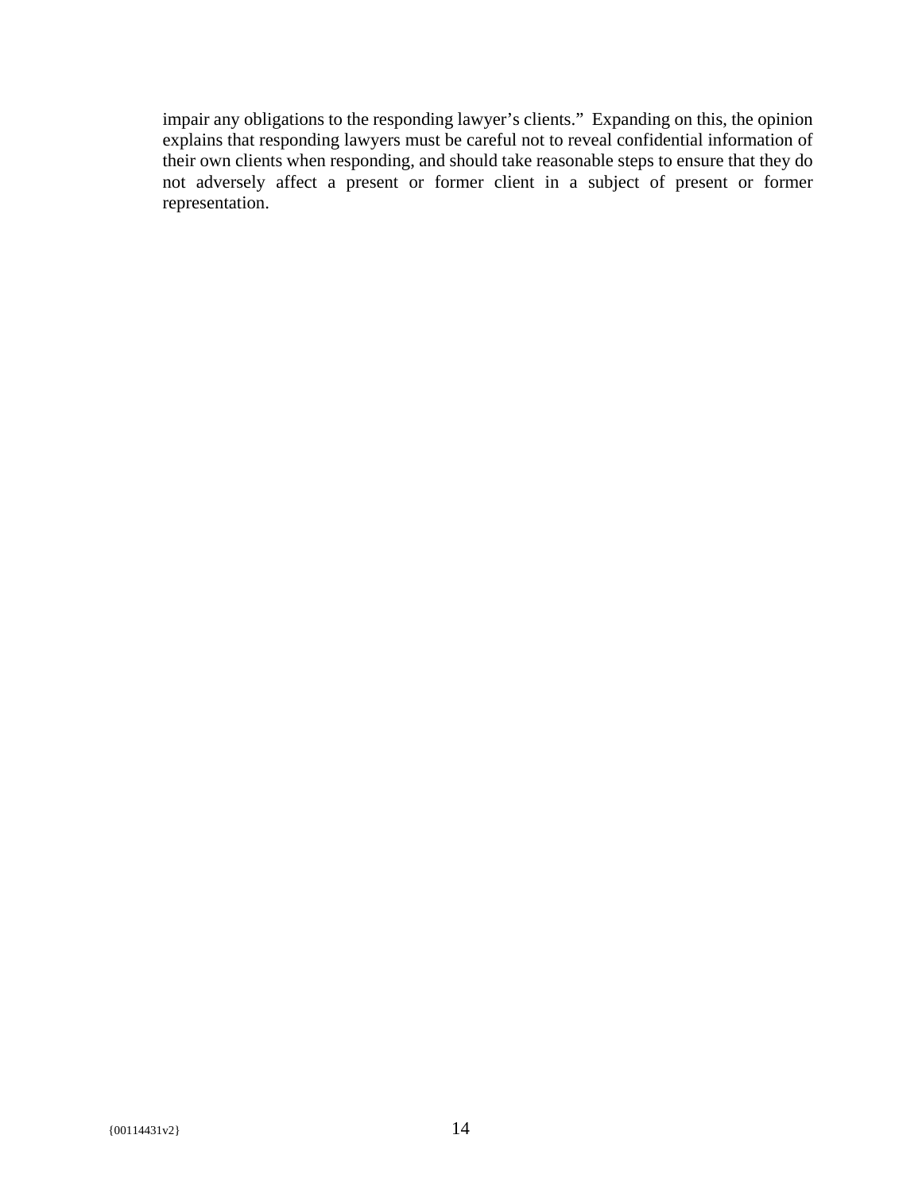impair any obligations to the responding lawyer's clients." Expanding on this, the opinion explains that responding lawyers must be careful not to reveal confidential information of their own clients when responding, and should take reasonable steps to ensure that they do not adversely affect a present or former client in a subject of present or former representation.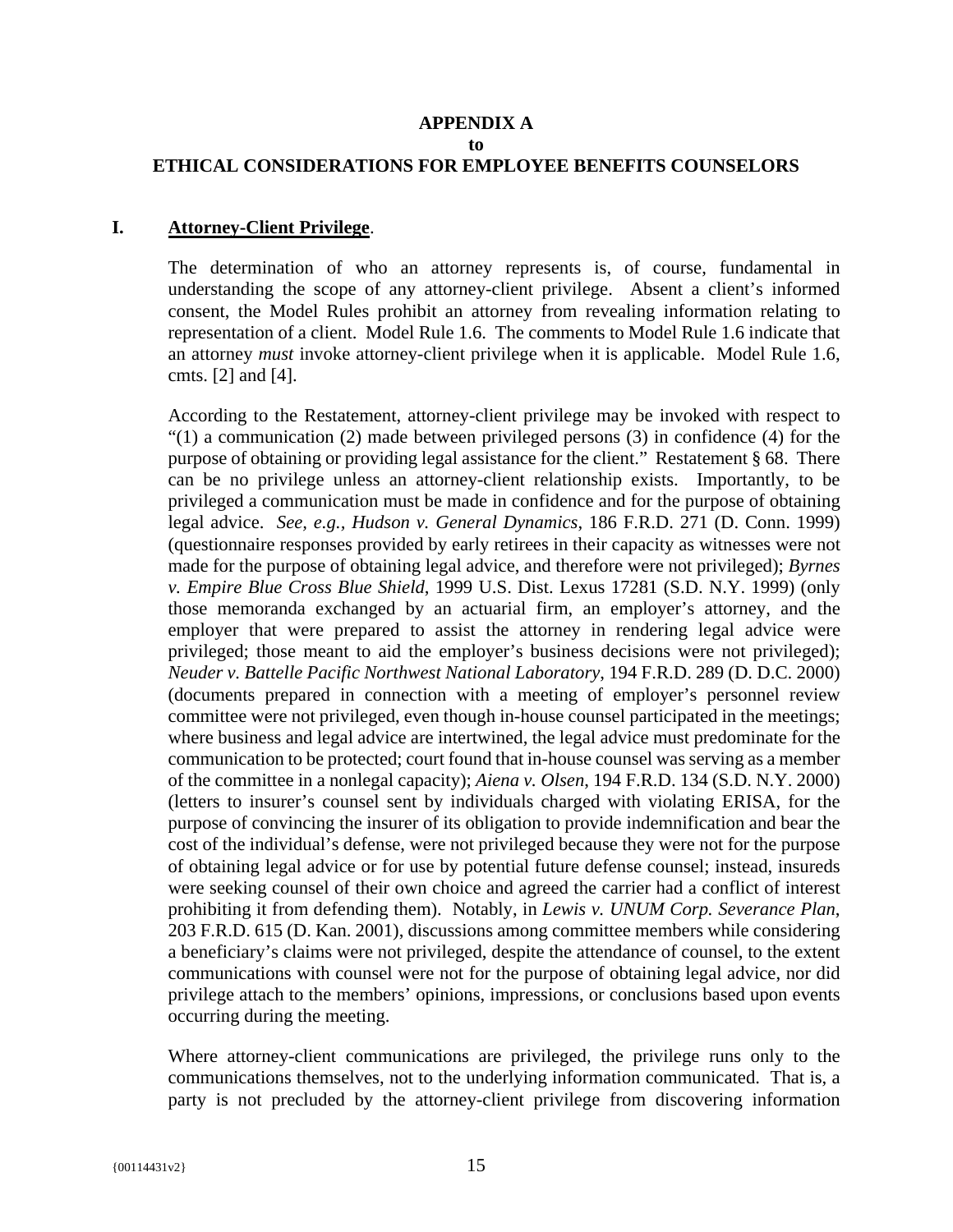# APPENDIX A
## to
## ETHICAL CONSIDERATIONS FOR EMPLOYEE BENEFITS COUNSELORS

## I. Attorney-Client Privilege.

The determination of who an attorney represents is, of course, fundamental in understanding the scope of any attorney-client privilege. Absent a client's informed consent, the Model Rules prohibit an attorney from revealing information relating to representation of a client. Model Rule 1.6. The comments to Model Rule 1.6 indicate that an attorney *must* invoke attorney-client privilege when it is applicable. Model Rule 1.6, cmts. [2] and [4].

According to the Restatement, attorney-client privilege may be invoked with respect to "(1) a communication (2) made between privileged persons (3) in confidence (4) for the purpose of obtaining or providing legal assistance for the client." Restatement § 68. There can be no privilege unless an attorney-client relationship exists. Importantly, to be privileged a communication must be made in confidence and for the purpose of obtaining legal advice. *See, e.g., Hudson v. General Dynamics*, 186 F.R.D. 271 (D. Conn. 1999) (questionnaire responses provided by early retirees in their capacity as witnesses were not made for the purpose of obtaining legal advice, and therefore were not privileged); *Byrnes v. Empire Blue Cross Blue Shield*, 1999 U.S. Dist. Lexus 17281 (S.D. N.Y. 1999) (only those memoranda exchanged by an actuarial firm, an employer's attorney, and the employer that were prepared to assist the attorney in rendering legal advice were privileged; those meant to aid the employer's business decisions were not privileged); *Neuder v. Battelle Pacific Northwest National Laboratory*, 194 F.R.D. 289 (D. D.C. 2000) (documents prepared in connection with a meeting of employer's personnel review committee were not privileged, even though in-house counsel participated in the meetings; where business and legal advice are intertwined, the legal advice must predominate for the communication to be protected; court found that in-house counsel was serving as a member of the committee in a nonlegal capacity); *Aiena v. Olsen*, 194 F.R.D. 134 (S.D. N.Y. 2000) (letters to insurer's counsel sent by individuals charged with violating ERISA, for the purpose of convincing the insurer of its obligation to provide indemnification and bear the cost of the individual's defense, were not privileged because they were not for the purpose of obtaining legal advice or for use by potential future defense counsel; instead, insureds were seeking counsel of their own choice and agreed the carrier had a conflict of interest prohibiting it from defending them). Notably, in *Lewis v. UNUM Corp. Severance Plan*, 203 F.R.D. 615 (D. Kan. 2001), discussions among committee members while considering a beneficiary's claims were not privileged, despite the attendance of counsel, to the extent communications with counsel were not for the purpose of obtaining legal advice, nor did privilege attach to the members' opinions, impressions, or conclusions based upon events occurring during the meeting.

Where attorney-client communications are privileged, the privilege runs only to the communications themselves, not to the underlying information communicated. That is, a party is not precluded by the attorney-client privilege from discovering information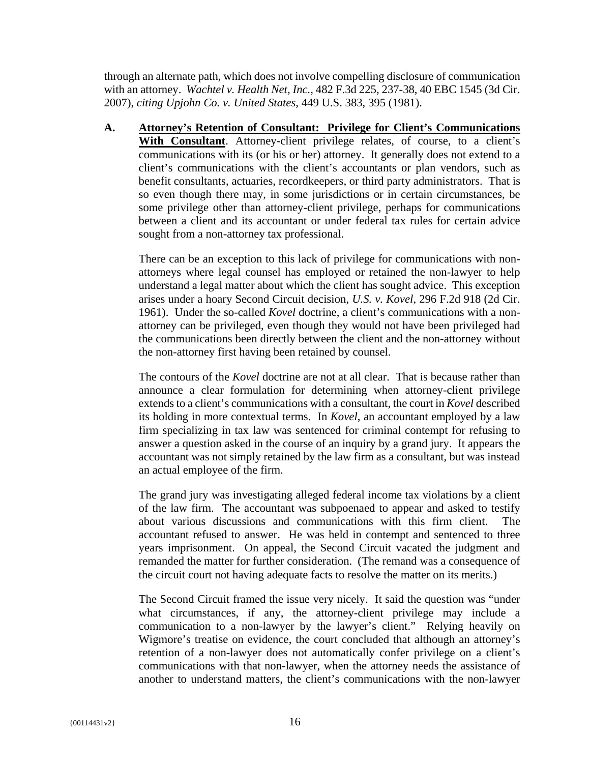through an alternate path, which does not involve compelling disclosure of communication with an attorney. *Wachtel v. Health Net, Inc.*, 482 F.3d 225, 237-38, 40 EBC 1545 (3d Cir. 2007), *citing Upjohn Co. v. United States*, 449 U.S. 383, 395 (1981).

**A. Attorney's Retention of Consultant: Privilege for Client's Communications With Consultant**. Attorney-client privilege relates, of course, to a client's communications with its (or his or her) attorney. It generally does not extend to a client's communications with the client's accountants or plan vendors, such as benefit consultants, actuaries, recordkeepers, or third party administrators. That is so even though there may, in some jurisdictions or in certain circumstances, be some privilege other than attorney-client privilege, perhaps for communications between a client and its accountant or under federal tax rules for certain advice sought from a non-attorney tax professional.

There can be an exception to this lack of privilege for communications with non-attorneys where legal counsel has employed or retained the non-lawyer to help understand a legal matter about which the client has sought advice. This exception arises under a hoary Second Circuit decision, *U.S. v. Kovel*, 296 F.2d 918 (2d Cir. 1961). Under the so-called *Kovel* doctrine, a client's communications with a non-attorney can be privileged, even though they would not have been privileged had the communications been directly between the client and the non-attorney without the non-attorney first having been retained by counsel.

The contours of the *Kovel* doctrine are not at all clear. That is because rather than announce a clear formulation for determining when attorney-client privilege extends to a client's communications with a consultant, the court in *Kovel* described its holding in more contextual terms. In *Kovel*, an accountant employed by a law firm specializing in tax law was sentenced for criminal contempt for refusing to answer a question asked in the course of an inquiry by a grand jury. It appears the accountant was not simply retained by the law firm as a consultant, but was instead an actual employee of the firm.

The grand jury was investigating alleged federal income tax violations by a client of the law firm. The accountant was subpoenaed to appear and asked to testify about various discussions and communications with this firm client. The accountant refused to answer. He was held in contempt and sentenced to three years imprisonment. On appeal, the Second Circuit vacated the judgment and remanded the matter for further consideration. (The remand was a consequence of the circuit court not having adequate facts to resolve the matter on its merits.)

The Second Circuit framed the issue very nicely. It said the question was "under what circumstances, if any, the attorney-client privilege may include a communication to a non-lawyer by the lawyer's client." Relying heavily on Wigmore's treatise on evidence, the court concluded that although an attorney's retention of a non-lawyer does not automatically confer privilege on a client's communications with that non-lawyer, when the attorney needs the assistance of another to understand matters, the client's communications with the non-lawyer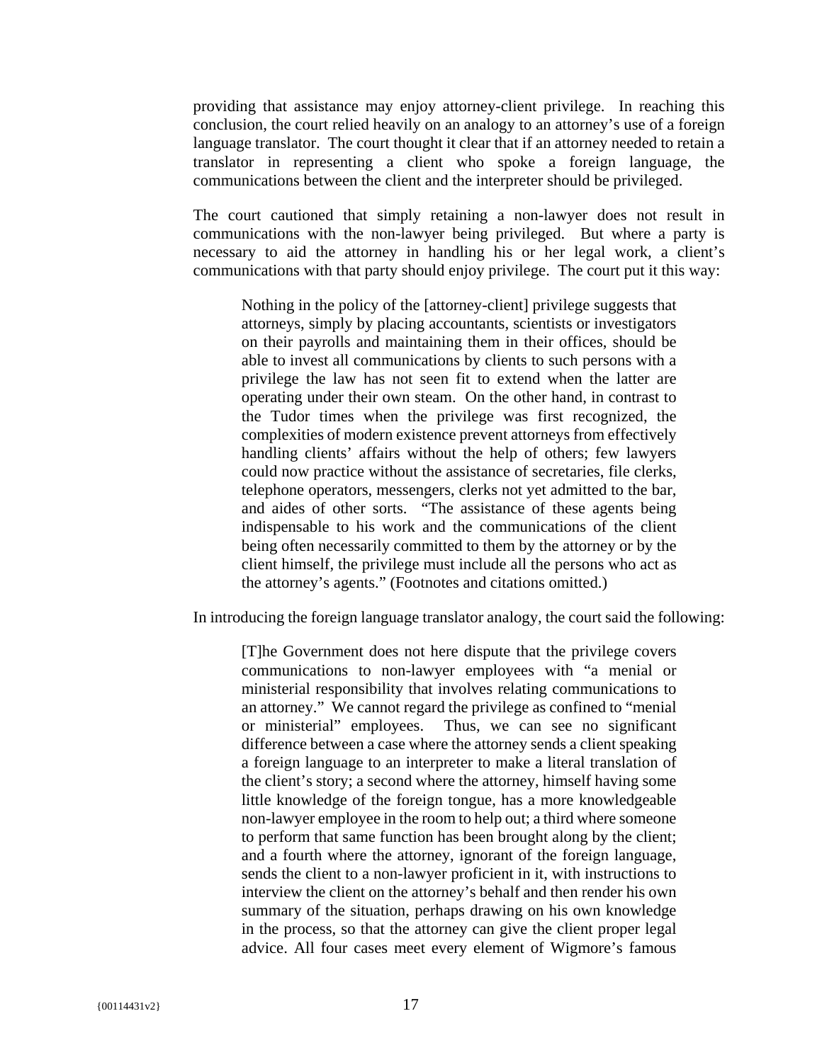providing that assistance may enjoy attorney-client privilege. In reaching this conclusion, the court relied heavily on an analogy to an attorney's use of a foreign language translator. The court thought it clear that if an attorney needed to retain a translator in representing a client who spoke a foreign language, the communications between the client and the interpreter should be privileged.

The court cautioned that simply retaining a non-lawyer does not result in communications with the non-lawyer being privileged. But where a party is necessary to aid the attorney in handling his or her legal work, a client's communications with that party should enjoy privilege. The court put it this way:

> Nothing in the policy of the [attorney-client] privilege suggests that attorneys, simply by placing accountants, scientists or investigators on their payrolls and maintaining them in their offices, should be able to invest all communications by clients to such persons with a privilege the law has not seen fit to extend when the latter are operating under their own steam. On the other hand, in contrast to the Tudor times when the privilege was first recognized, the complexities of modern existence prevent attorneys from effectively handling clients' affairs without the help of others; few lawyers could now practice without the assistance of secretaries, file clerks, telephone operators, messengers, clerks not yet admitted to the bar, and aides of other sorts. "The assistance of these agents being indispensable to his work and the communications of the client being often necessarily committed to them by the attorney or by the client himself, the privilege must include all the persons who act as the attorney's agents." (Footnotes and citations omitted.)

In introducing the foreign language translator analogy, the court said the following:

> [T]he Government does not here dispute that the privilege covers communications to non-lawyer employees with "a menial or ministerial responsibility that involves relating communications to an attorney." We cannot regard the privilege as confined to "menial or ministerial" employees. Thus, we can see no significant difference between a case where the attorney sends a client speaking a foreign language to an interpreter to make a literal translation of the client's story; a second where the attorney, himself having some little knowledge of the foreign tongue, has a more knowledgeable non-lawyer employee in the room to help out; a third where someone to perform that same function has been brought along by the client; and a fourth where the attorney, ignorant of the foreign language, sends the client to a non-lawyer proficient in it, with instructions to interview the client on the attorney's behalf and then render his own summary of the situation, perhaps drawing on his own knowledge in the process, so that the attorney can give the client proper legal advice. All four cases meet every element of Wigmore's famous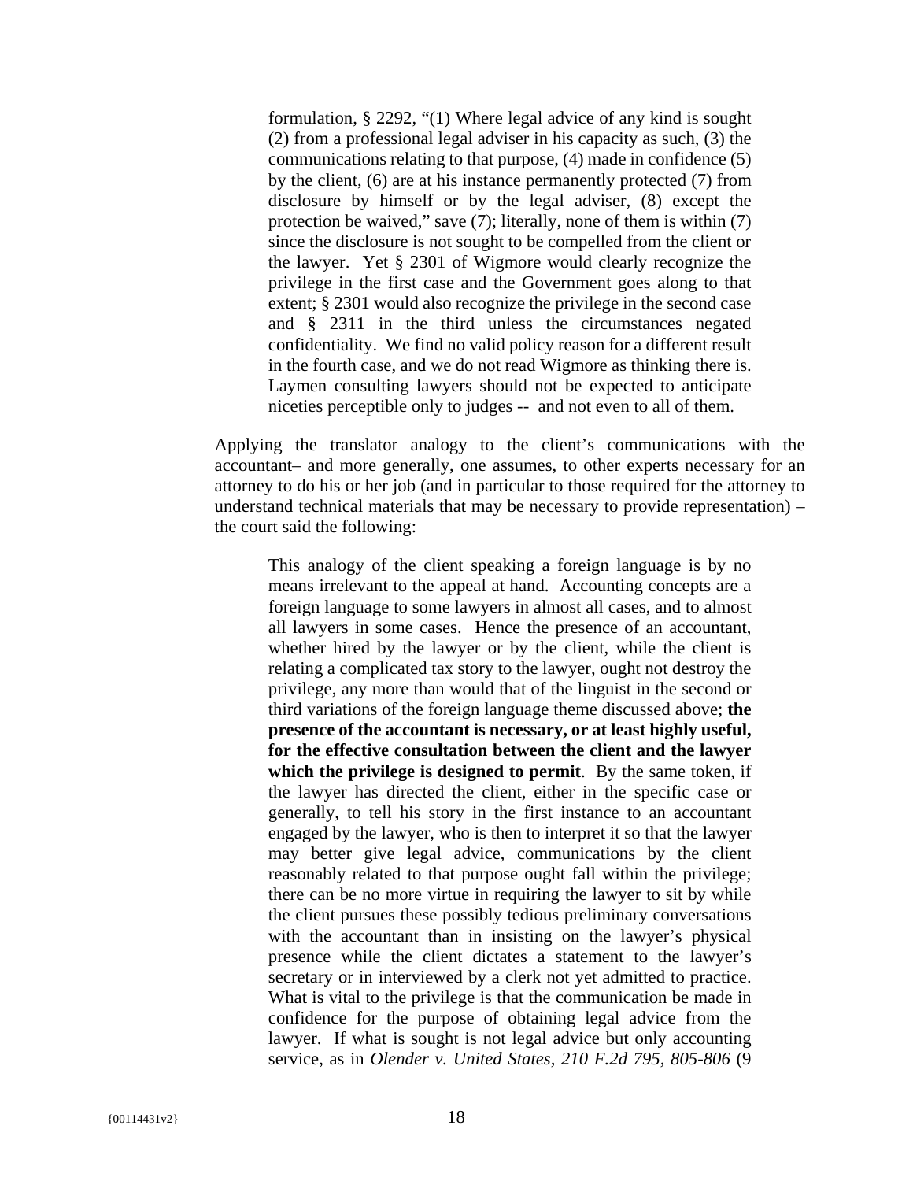> formulation, § 2292, "(1) Where legal advice of any kind is sought (2) from a professional legal adviser in his capacity as such, (3) the communications relating to that purpose, (4) made in confidence (5) by the client, (6) are at his instance permanently protected (7) from disclosure by himself or by the legal adviser, (8) except the protection be waived," save (7); literally, none of them is within (7) since the disclosure is not sought to be compelled from the client or the lawyer. Yet § 2301 of Wigmore would clearly recognize the privilege in the first case and the Government goes along to that extent; § 2301 would also recognize the privilege in the second case and § 2311 in the third unless the circumstances negated confidentiality. We find no valid policy reason for a different result in the fourth case, and we do not read Wigmore as thinking there is. Laymen consulting lawyers should not be expected to anticipate niceties perceptible only to judges -- and not even to all of them.

Applying the translator analogy to the client's communications with the accountant– and more generally, one assumes, to other experts necessary for an attorney to do his or her job (and in particular to those required for the attorney to understand technical materials that may be necessary to provide representation) – the court said the following:

> This analogy of the client speaking a foreign language is by no means irrelevant to the appeal at hand. Accounting concepts are a foreign language to some lawyers in almost all cases, and to almost all lawyers in some cases. Hence the presence of an accountant, whether hired by the lawyer or by the client, while the client is relating a complicated tax story to the lawyer, ought not destroy the privilege, any more than would that of the linguist in the second or third variations of the foreign language theme discussed above; **the presence of the accountant is necessary, or at least highly useful, for the effective consultation between the client and the lawyer which the privilege is designed to permit**. By the same token, if the lawyer has directed the client, either in the specific case or generally, to tell his story in the first instance to an accountant engaged by the lawyer, who is then to interpret it so that the lawyer may better give legal advice, communications by the client reasonably related to that purpose ought fall within the privilege; there can be no more virtue in requiring the lawyer to sit by while the client pursues these possibly tedious preliminary conversations with the accountant than in insisting on the lawyer's physical presence while the client dictates a statement to the lawyer's secretary or in interviewed by a clerk not yet admitted to practice. What is vital to the privilege is that the communication be made in confidence for the purpose of obtaining legal advice from the lawyer. If what is sought is not legal advice but only accounting service, as in *Olender v. United States, 210 F.2d 795, 805-806* (9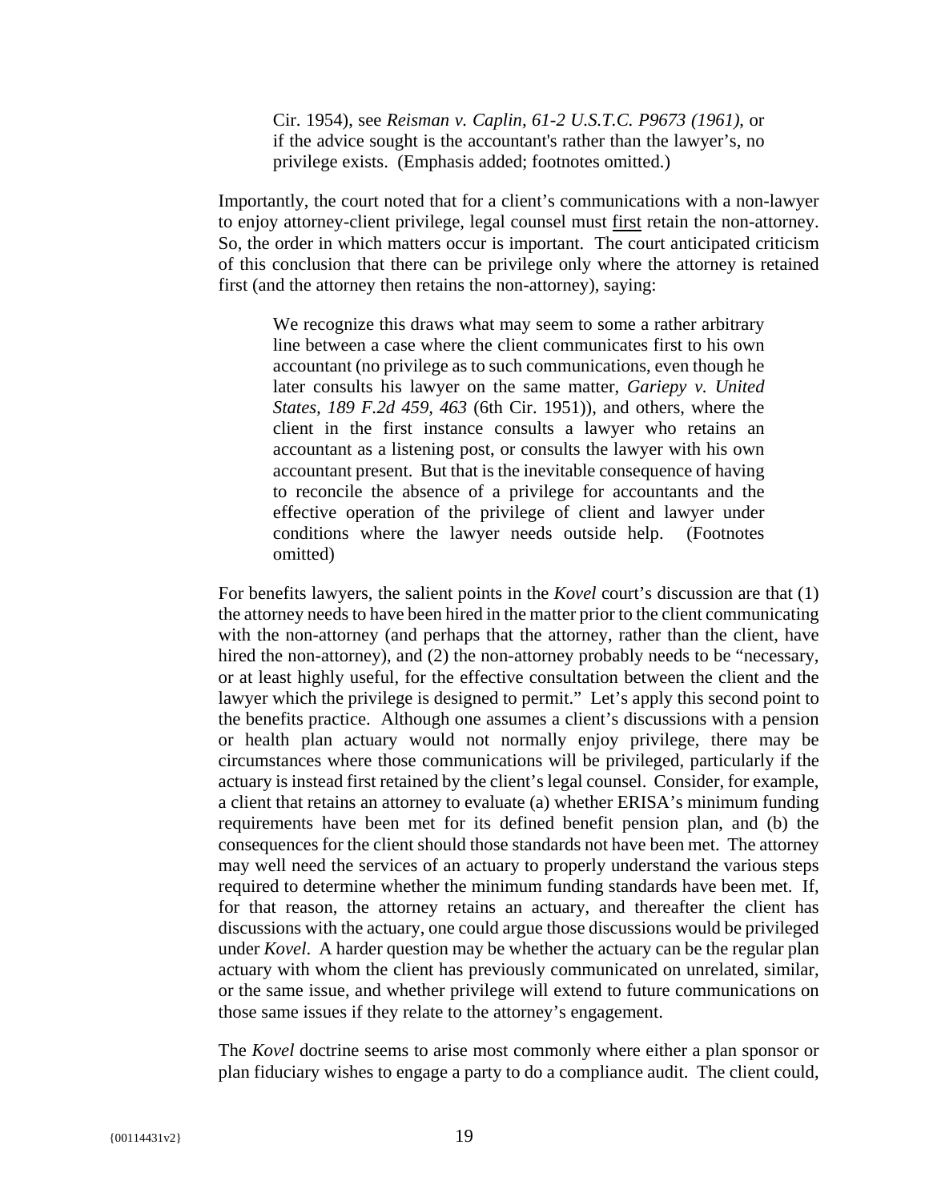> Cir. 1954), see *Reisman v. Caplin, 61-2 U.S.T.C. P9673 (1961)*, or if the advice sought is the accountant's rather than the lawyer's, no privilege exists. (Emphasis added; footnotes omitted.)

Importantly, the court noted that for a client's communications with a non-lawyer to enjoy attorney-client privilege, legal counsel must <u>first</u> retain the non-attorney. So, the order in which matters occur is important. The court anticipated criticism of this conclusion that there can be privilege only where the attorney is retained first (and the attorney then retains the non-attorney), saying:

> We recognize this draws what may seem to some a rather arbitrary line between a case where the client communicates first to his own accountant (no privilege as to such communications, even though he later consults his lawyer on the same matter, *Gariepy v. United States, 189 F.2d 459, 463* (6th Cir. 1951)), and others, where the client in the first instance consults a lawyer who retains an accountant as a listening post, or consults the lawyer with his own accountant present. But that is the inevitable consequence of having to reconcile the absence of a privilege for accountants and the effective operation of the privilege of client and lawyer under conditions where the lawyer needs outside help. (Footnotes omitted)

For benefits lawyers, the salient points in the *Kovel* court's discussion are that (1) the attorney needs to have been hired in the matter prior to the client communicating with the non-attorney (and perhaps that the attorney, rather than the client, have hired the non-attorney), and (2) the non-attorney probably needs to be "necessary, or at least highly useful, for the effective consultation between the client and the lawyer which the privilege is designed to permit." Let's apply this second point to the benefits practice. Although one assumes a client's discussions with a pension or health plan actuary would not normally enjoy privilege, there may be circumstances where those communications will be privileged, particularly if the actuary is instead first retained by the client's legal counsel. Consider, for example, a client that retains an attorney to evaluate (a) whether ERISA's minimum funding requirements have been met for its defined benefit pension plan, and (b) the consequences for the client should those standards not have been met. The attorney may well need the services of an actuary to properly understand the various steps required to determine whether the minimum funding standards have been met. If, for that reason, the attorney retains an actuary, and thereafter the client has discussions with the actuary, one could argue those discussions would be privileged under *Kovel*. A harder question may be whether the actuary can be the regular plan actuary with whom the client has previously communicated on unrelated, similar, or the same issue, and whether privilege will extend to future communications on those same issues if they relate to the attorney's engagement.

The *Kovel* doctrine seems to arise most commonly where either a plan sponsor or plan fiduciary wishes to engage a party to do a compliance audit. The client could,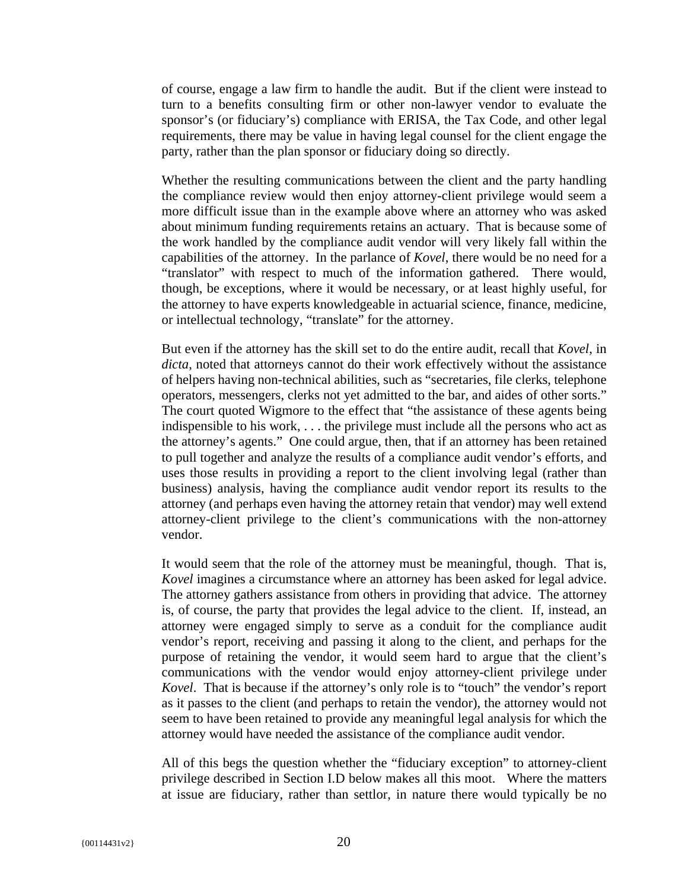of course, engage a law firm to handle the audit. But if the client were instead to turn to a benefits consulting firm or other non-lawyer vendor to evaluate the sponsor's (or fiduciary's) compliance with ERISA, the Tax Code, and other legal requirements, there may be value in having legal counsel for the client engage the party, rather than the plan sponsor or fiduciary doing so directly.

Whether the resulting communications between the client and the party handling the compliance review would then enjoy attorney-client privilege would seem a more difficult issue than in the example above where an attorney who was asked about minimum funding requirements retains an actuary. That is because some of the work handled by the compliance audit vendor will very likely fall within the capabilities of the attorney. In the parlance of *Kovel*, there would be no need for a "translator" with respect to much of the information gathered. There would, though, be exceptions, where it would be necessary, or at least highly useful, for the attorney to have experts knowledgeable in actuarial science, finance, medicine, or intellectual technology, "translate" for the attorney.

But even if the attorney has the skill set to do the entire audit, recall that *Kovel*, in *dicta*, noted that attorneys cannot do their work effectively without the assistance of helpers having non-technical abilities, such as "secretaries, file clerks, telephone operators, messengers, clerks not yet admitted to the bar, and aides of other sorts." The court quoted Wigmore to the effect that "the assistance of these agents being indispensible to his work, . . . the privilege must include all the persons who act as the attorney's agents." One could argue, then, that if an attorney has been retained to pull together and analyze the results of a compliance audit vendor's efforts, and uses those results in providing a report to the client involving legal (rather than business) analysis, having the compliance audit vendor report its results to the attorney (and perhaps even having the attorney retain that vendor) may well extend attorney-client privilege to the client's communications with the non-attorney vendor.

It would seem that the role of the attorney must be meaningful, though. That is, *Kovel* imagines a circumstance where an attorney has been asked for legal advice. The attorney gathers assistance from others in providing that advice. The attorney is, of course, the party that provides the legal advice to the client. If, instead, an attorney were engaged simply to serve as a conduit for the compliance audit vendor's report, receiving and passing it along to the client, and perhaps for the purpose of retaining the vendor, it would seem hard to argue that the client's communications with the vendor would enjoy attorney-client privilege under *Kovel*. That is because if the attorney's only role is to "touch" the vendor's report as it passes to the client (and perhaps to retain the vendor), the attorney would not seem to have been retained to provide any meaningful legal analysis for which the attorney would have needed the assistance of the compliance audit vendor.

All of this begs the question whether the "fiduciary exception" to attorney-client privilege described in Section I.D below makes all this moot. Where the matters at issue are fiduciary, rather than settlor, in nature there would typically be no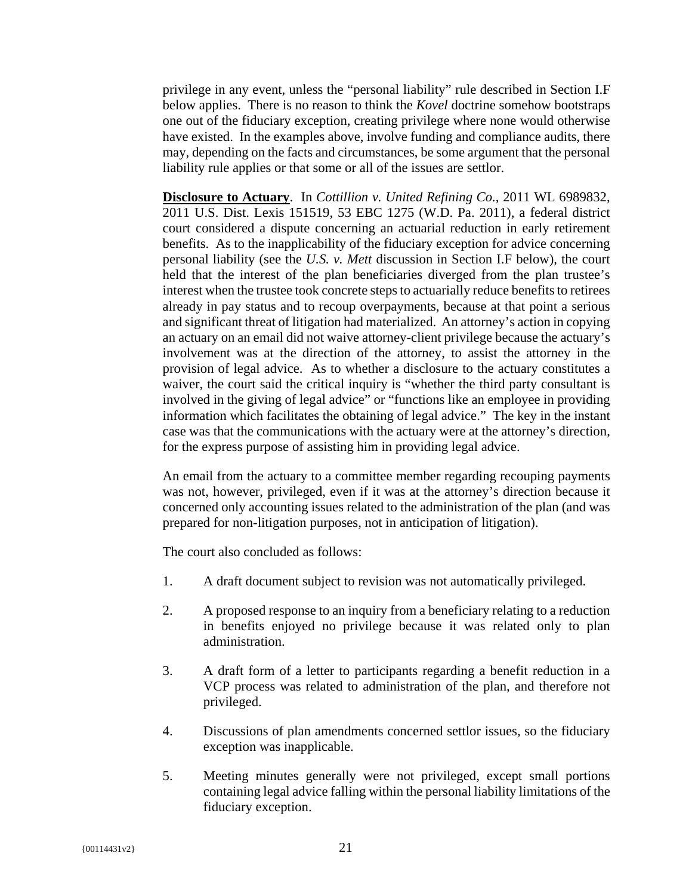privilege in any event, unless the "personal liability" rule described in Section I.F below applies. There is no reason to think the *Kovel* doctrine somehow bootstraps one out of the fiduciary exception, creating privilege where none would otherwise have existed. In the examples above, involve funding and compliance audits, there may, depending on the facts and circumstances, be some argument that the personal liability rule applies or that some or all of the issues are settlor.

**Disclosure to Actuary**. In *Cottillion v. United Refining Co.*, 2011 WL 6989832, 2011 U.S. Dist. Lexis 151519, 53 EBC 1275 (W.D. Pa. 2011), a federal district court considered a dispute concerning an actuarial reduction in early retirement benefits. As to the inapplicability of the fiduciary exception for advice concerning personal liability (see the *U.S. v. Mett* discussion in Section I.F below), the court held that the interest of the plan beneficiaries diverged from the plan trustee's interest when the trustee took concrete steps to actuarially reduce benefits to retirees already in pay status and to recoup overpayments, because at that point a serious and significant threat of litigation had materialized. An attorney's action in copying an actuary on an email did not waive attorney-client privilege because the actuary's involvement was at the direction of the attorney, to assist the attorney in the provision of legal advice. As to whether a disclosure to the actuary constitutes a waiver, the court said the critical inquiry is "whether the third party consultant is involved in the giving of legal advice" or "functions like an employee in providing information which facilitates the obtaining of legal advice." The key in the instant case was that the communications with the actuary were at the attorney's direction, for the express purpose of assisting him in providing legal advice.

An email from the actuary to a committee member regarding recouping payments was not, however, privileged, even if it was at the attorney's direction because it concerned only accounting issues related to the administration of the plan (and was prepared for non-litigation purposes, not in anticipation of litigation).

The court also concluded as follows:

1. A draft document subject to revision was not automatically privileged.

2. A proposed response to an inquiry from a beneficiary relating to a reduction in benefits enjoyed no privilege because it was related only to plan administration.

3. A draft form of a letter to participants regarding a benefit reduction in a VCP process was related to administration of the plan, and therefore not privileged.

4. Discussions of plan amendments concerned settlor issues, so the fiduciary exception was inapplicable.

5. Meeting minutes generally were not privileged, except small portions containing legal advice falling within the personal liability limitations of the fiduciary exception.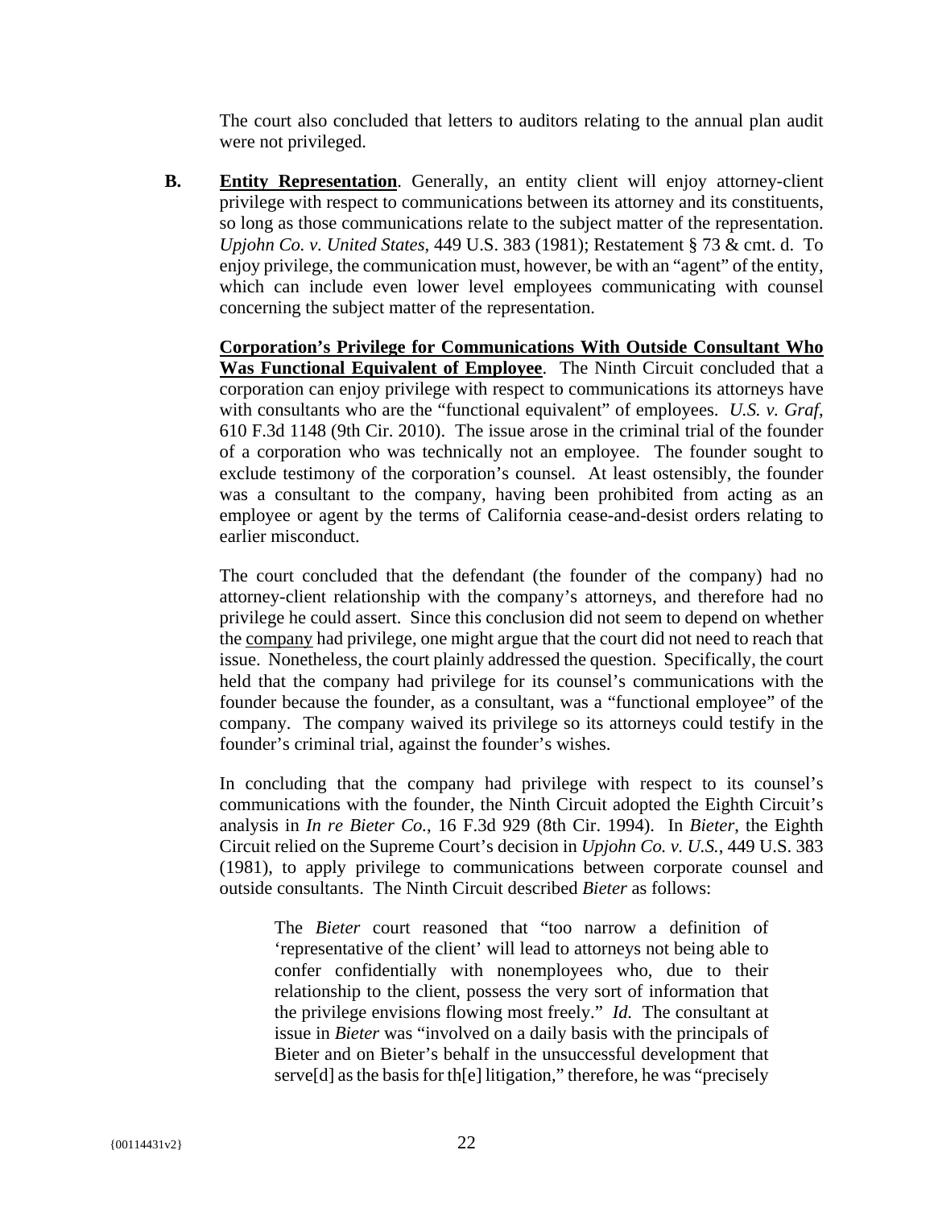The court also concluded that letters to auditors relating to the annual plan audit were not privileged.

**B. Entity Representation**. Generally, an entity client will enjoy attorney-client privilege with respect to communications between its attorney and its constituents, so long as those communications relate to the subject matter of the representation. *Upjohn Co. v. United States*, 449 U.S. 383 (1981); Restatement § 73 & cmt. d. To enjoy privilege, the communication must, however, be with an "agent" of the entity, which can include even lower level employees communicating with counsel concerning the subject matter of the representation.

**Corporation's Privilege for Communications With Outside Consultant Who Was Functional Equivalent of Employee**. The Ninth Circuit concluded that a corporation can enjoy privilege with respect to communications its attorneys have with consultants who are the "functional equivalent" of employees. *U.S. v. Graf*, 610 F.3d 1148 (9th Cir. 2010). The issue arose in the criminal trial of the founder of a corporation who was technically not an employee. The founder sought to exclude testimony of the corporation's counsel. At least ostensibly, the founder was a consultant to the company, having been prohibited from acting as an employee or agent by the terms of California cease-and-desist orders relating to earlier misconduct.

The court concluded that the defendant (the founder of the company) had no attorney-client relationship with the company's attorneys, and therefore had no privilege he could assert. Since this conclusion did not seem to depend on whether the company had privilege, one might argue that the court did not need to reach that issue. Nonetheless, the court plainly addressed the question. Specifically, the court held that the company had privilege for its counsel's communications with the founder because the founder, as a consultant, was a "functional employee" of the company. The company waived its privilege so its attorneys could testify in the founder's criminal trial, against the founder's wishes.

In concluding that the company had privilege with respect to its counsel's communications with the founder, the Ninth Circuit adopted the Eighth Circuit's analysis in *In re Bieter Co.*, 16 F.3d 929 (8th Cir. 1994). In *Bieter*, the Eighth Circuit relied on the Supreme Court's decision in *Upjohn Co. v. U.S.*, 449 U.S. 383 (1981), to apply privilege to communications between corporate counsel and outside consultants. The Ninth Circuit described *Bieter* as follows:

> The *Bieter* court reasoned that "too narrow a definition of 'representative of the client' will lead to attorneys not being able to confer confidentially with nonemployees who, due to their relationship to the client, possess the very sort of information that the privilege envisions flowing most freely." *Id.* The consultant at issue in *Bieter* was "involved on a daily basis with the principals of Bieter and on Bieter's behalf in the unsuccessful development that serve[d] as the basis for th[e] litigation," therefore, he was "precisely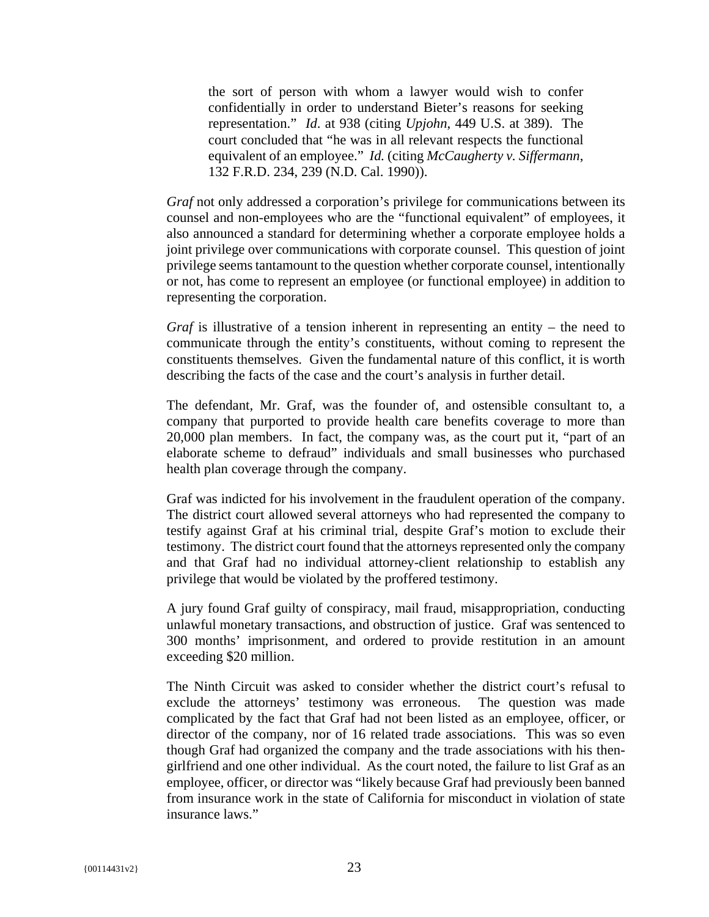> the sort of person with whom a lawyer would wish to confer confidentially in order to understand Bieter's reasons for seeking representation." *Id.* at 938 (citing *Upjohn*, 449 U.S. at 389). The court concluded that "he was in all relevant respects the functional equivalent of an employee." *Id.* (citing *McCaugherty v. Siffermann*, 132 F.R.D. 234, 239 (N.D. Cal. 1990)).

*Graf* not only addressed a corporation's privilege for communications between its counsel and non-employees who are the "functional equivalent" of employees, it also announced a standard for determining whether a corporate employee holds a joint privilege over communications with corporate counsel. This question of joint privilege seems tantamount to the question whether corporate counsel, intentionally or not, has come to represent an employee (or functional employee) in addition to representing the corporation.

*Graf* is illustrative of a tension inherent in representing an entity – the need to communicate through the entity's constituents, without coming to represent the constituents themselves. Given the fundamental nature of this conflict, it is worth describing the facts of the case and the court's analysis in further detail.

The defendant, Mr. Graf, was the founder of, and ostensible consultant to, a company that purported to provide health care benefits coverage to more than 20,000 plan members. In fact, the company was, as the court put it, "part of an elaborate scheme to defraud" individuals and small businesses who purchased health plan coverage through the company.

Graf was indicted for his involvement in the fraudulent operation of the company. The district court allowed several attorneys who had represented the company to testify against Graf at his criminal trial, despite Graf's motion to exclude their testimony. The district court found that the attorneys represented only the company and that Graf had no individual attorney-client relationship to establish any privilege that would be violated by the proffered testimony.

A jury found Graf guilty of conspiracy, mail fraud, misappropriation, conducting unlawful monetary transactions, and obstruction of justice. Graf was sentenced to 300 months' imprisonment, and ordered to provide restitution in an amount exceeding $20 million.

The Ninth Circuit was asked to consider whether the district court's refusal to exclude the attorneys' testimony was erroneous. The question was made complicated by the fact that Graf had not been listed as an employee, officer, or director of the company, nor of 16 related trade associations. This was so even though Graf had organized the company and the trade associations with his then-girlfriend and one other individual. As the court noted, the failure to list Graf as an employee, officer, or director was "likely because Graf had previously been banned from insurance work in the state of California for misconduct in violation of state insurance laws."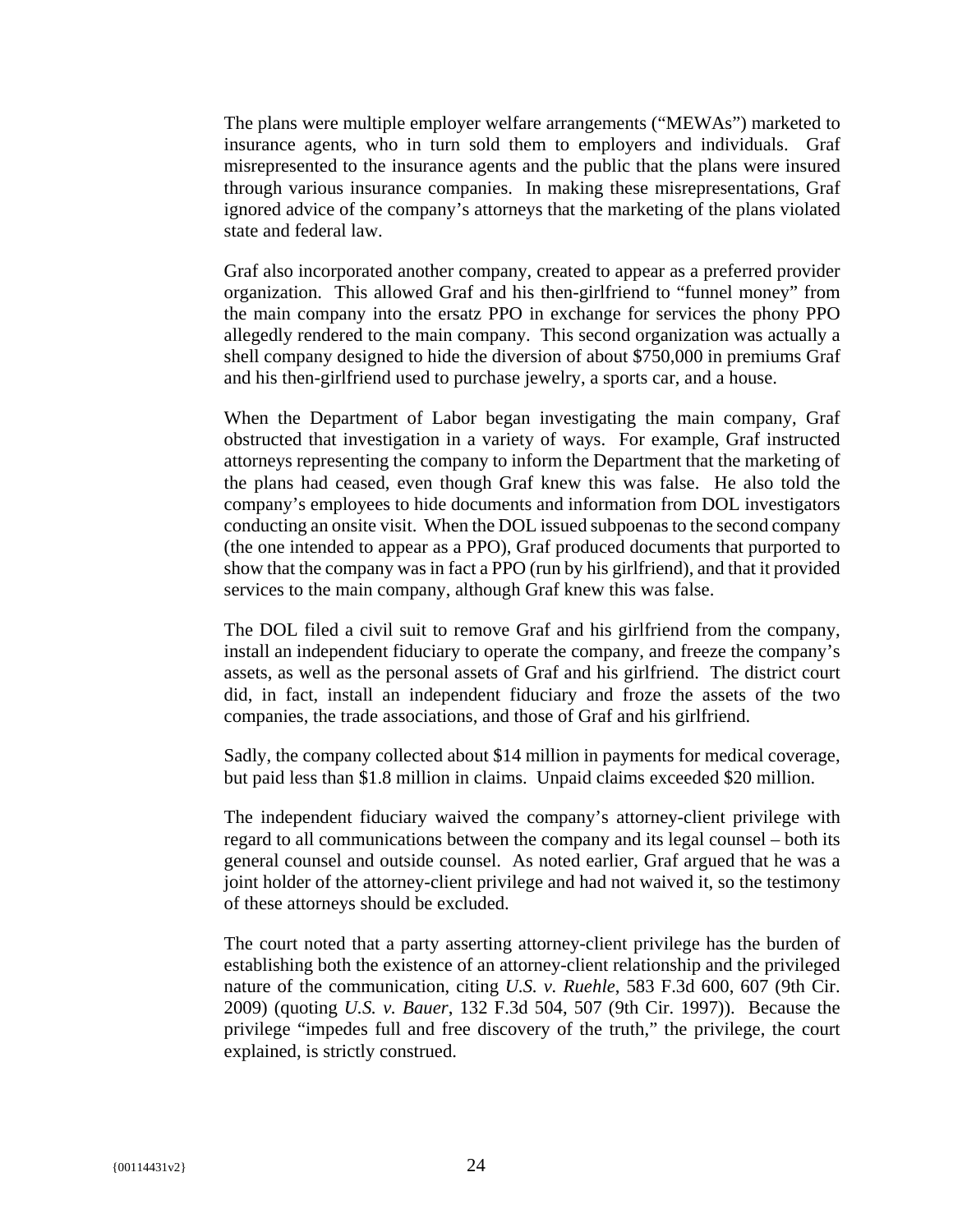The plans were multiple employer welfare arrangements ("MEWAs") marketed to insurance agents, who in turn sold them to employers and individuals. Graf misrepresented to the insurance agents and the public that the plans were insured through various insurance companies. In making these misrepresentations, Graf ignored advice of the company's attorneys that the marketing of the plans violated state and federal law.

Graf also incorporated another company, created to appear as a preferred provider organization. This allowed Graf and his then-girlfriend to "funnel money" from the main company into the ersatz PPO in exchange for services the phony PPO allegedly rendered to the main company. This second organization was actually a shell company designed to hide the diversion of about $750,000 in premiums Graf and his then-girlfriend used to purchase jewelry, a sports car, and a house.

When the Department of Labor began investigating the main company, Graf obstructed that investigation in a variety of ways. For example, Graf instructed attorneys representing the company to inform the Department that the marketing of the plans had ceased, even though Graf knew this was false. He also told the company's employees to hide documents and information from DOL investigators conducting an onsite visit. When the DOL issued subpoenas to the second company (the one intended to appear as a PPO), Graf produced documents that purported to show that the company was in fact a PPO (run by his girlfriend), and that it provided services to the main company, although Graf knew this was false.

The DOL filed a civil suit to remove Graf and his girlfriend from the company, install an independent fiduciary to operate the company, and freeze the company's assets, as well as the personal assets of Graf and his girlfriend. The district court did, in fact, install an independent fiduciary and froze the assets of the two companies, the trade associations, and those of Graf and his girlfriend.

Sadly, the company collected about $14 million in payments for medical coverage, but paid less than $1.8 million in claims. Unpaid claims exceeded $20 million.

The independent fiduciary waived the company's attorney-client privilege with regard to all communications between the company and its legal counsel – both its general counsel and outside counsel. As noted earlier, Graf argued that he was a joint holder of the attorney-client privilege and had not waived it, so the testimony of these attorneys should be excluded.

The court noted that a party asserting attorney-client privilege has the burden of establishing both the existence of an attorney-client relationship and the privileged nature of the communication, citing *U.S. v. Ruehle*, 583 F.3d 600, 607 (9th Cir. 2009) (quoting *U.S. v. Bauer*, 132 F.3d 504, 507 (9th Cir. 1997)). Because the privilege "impedes full and free discovery of the truth," the privilege, the court explained, is strictly construed.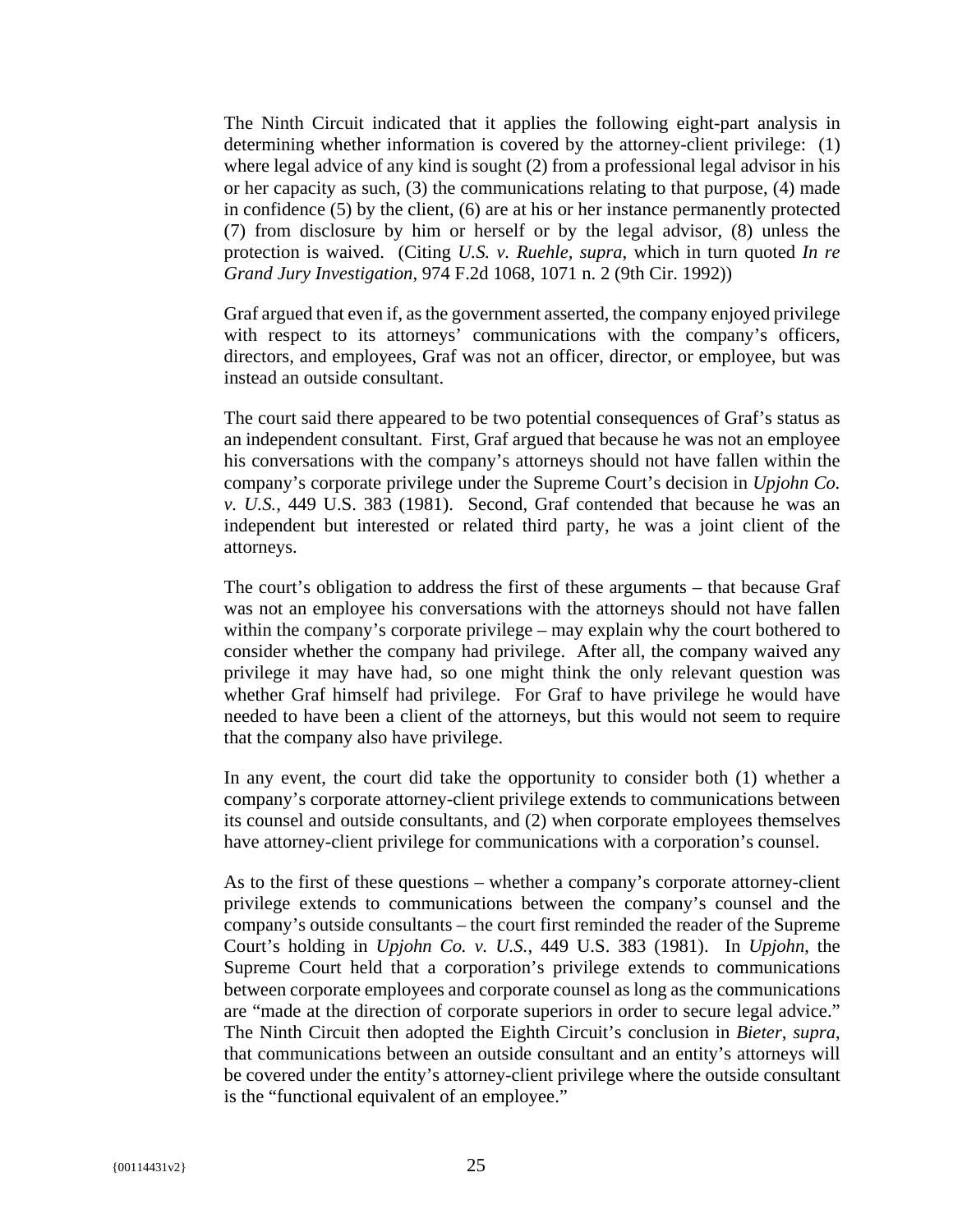The Ninth Circuit indicated that it applies the following eight-part analysis in determining whether information is covered by the attorney-client privilege: (1) where legal advice of any kind is sought (2) from a professional legal advisor in his or her capacity as such, (3) the communications relating to that purpose, (4) made in confidence (5) by the client, (6) are at his or her instance permanently protected (7) from disclosure by him or herself or by the legal advisor, (8) unless the protection is waived. (Citing *U.S. v. Ruehle, supra*, which in turn quoted *In re Grand Jury Investigation*, 974 F.2d 1068, 1071 n. 2 (9th Cir. 1992))

Graf argued that even if, as the government asserted, the company enjoyed privilege with respect to its attorneys' communications with the company's officers, directors, and employees, Graf was not an officer, director, or employee, but was instead an outside consultant.

The court said there appeared to be two potential consequences of Graf's status as an independent consultant. First, Graf argued that because he was not an employee his conversations with the company's attorneys should not have fallen within the company's corporate privilege under the Supreme Court's decision in *Upjohn Co. v. U.S.*, 449 U.S. 383 (1981). Second, Graf contended that because he was an independent but interested or related third party, he was a joint client of the attorneys.

The court's obligation to address the first of these arguments – that because Graf was not an employee his conversations with the attorneys should not have fallen within the company's corporate privilege – may explain why the court bothered to consider whether the company had privilege. After all, the company waived any privilege it may have had, so one might think the only relevant question was whether Graf himself had privilege. For Graf to have privilege he would have needed to have been a client of the attorneys, but this would not seem to require that the company also have privilege.

In any event, the court did take the opportunity to consider both (1) whether a company's corporate attorney-client privilege extends to communications between its counsel and outside consultants, and (2) when corporate employees themselves have attorney-client privilege for communications with a corporation's counsel.

As to the first of these questions – whether a company's corporate attorney-client privilege extends to communications between the company's counsel and the company's outside consultants – the court first reminded the reader of the Supreme Court's holding in *Upjohn Co. v. U.S.*, 449 U.S. 383 (1981). In *Upjohn*, the Supreme Court held that a corporation's privilege extends to communications between corporate employees and corporate counsel as long as the communications are "made at the direction of corporate superiors in order to secure legal advice." The Ninth Circuit then adopted the Eighth Circuit's conclusion in *Bieter*, *supra*, that communications between an outside consultant and an entity's attorneys will be covered under the entity's attorney-client privilege where the outside consultant is the "functional equivalent of an employee."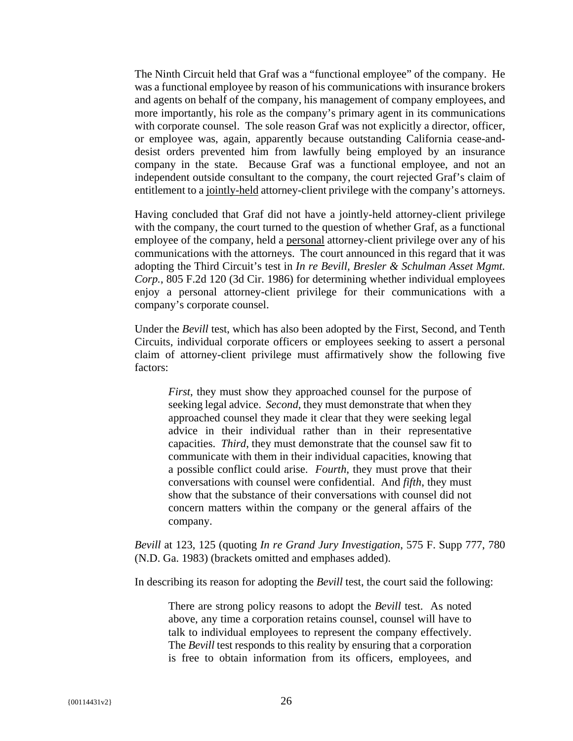The Ninth Circuit held that Graf was a "functional employee" of the company. He was a functional employee by reason of his communications with insurance brokers and agents on behalf of the company, his management of company employees, and more importantly, his role as the company's primary agent in its communications with corporate counsel. The sole reason Graf was not explicitly a director, officer, or employee was, again, apparently because outstanding California cease-and-desist orders prevented him from lawfully being employed by an insurance company in the state. Because Graf was a functional employee, and not an independent outside consultant to the company, the court rejected Graf's claim of entitlement to a <u>jointly-held</u> attorney-client privilege with the company's attorneys.

Having concluded that Graf did not have a jointly-held attorney-client privilege with the company, the court turned to the question of whether Graf, as a functional employee of the company, held a <u>personal</u> attorney-client privilege over any of his communications with the attorneys. The court announced in this regard that it was adopting the Third Circuit's test in *In re Bevill, Bresler & Schulman Asset Mgmt. Corp.*, 805 F.2d 120 (3d Cir. 1986) for determining whether individual employees enjoy a personal attorney-client privilege for their communications with a company's corporate counsel.

Under the *Bevill* test, which has also been adopted by the First, Second, and Tenth Circuits, individual corporate officers or employees seeking to assert a personal claim of attorney-client privilege must affirmatively show the following five factors:

> *First*, they must show they approached counsel for the purpose of seeking legal advice. *Second*, they must demonstrate that when they approached counsel they made it clear that they were seeking legal advice in their individual rather than in their representative capacities. *Third*, they must demonstrate that the counsel saw fit to communicate with them in their individual capacities, knowing that a possible conflict could arise. *Fourth*, they must prove that their conversations with counsel were confidential. And *fifth*, they must show that the substance of their conversations with counsel did not concern matters within the company or the general affairs of the company.

*Bevill* at 123, 125 (quoting *In re Grand Jury Investigation*, 575 F. Supp 777, 780 (N.D. Ga. 1983) (brackets omitted and emphases added).

In describing its reason for adopting the *Bevill* test, the court said the following:

> There are strong policy reasons to adopt the *Bevill* test. As noted above, any time a corporation retains counsel, counsel will have to talk to individual employees to represent the company effectively. The *Bevill* test responds to this reality by ensuring that a corporation is free to obtain information from its officers, employees, and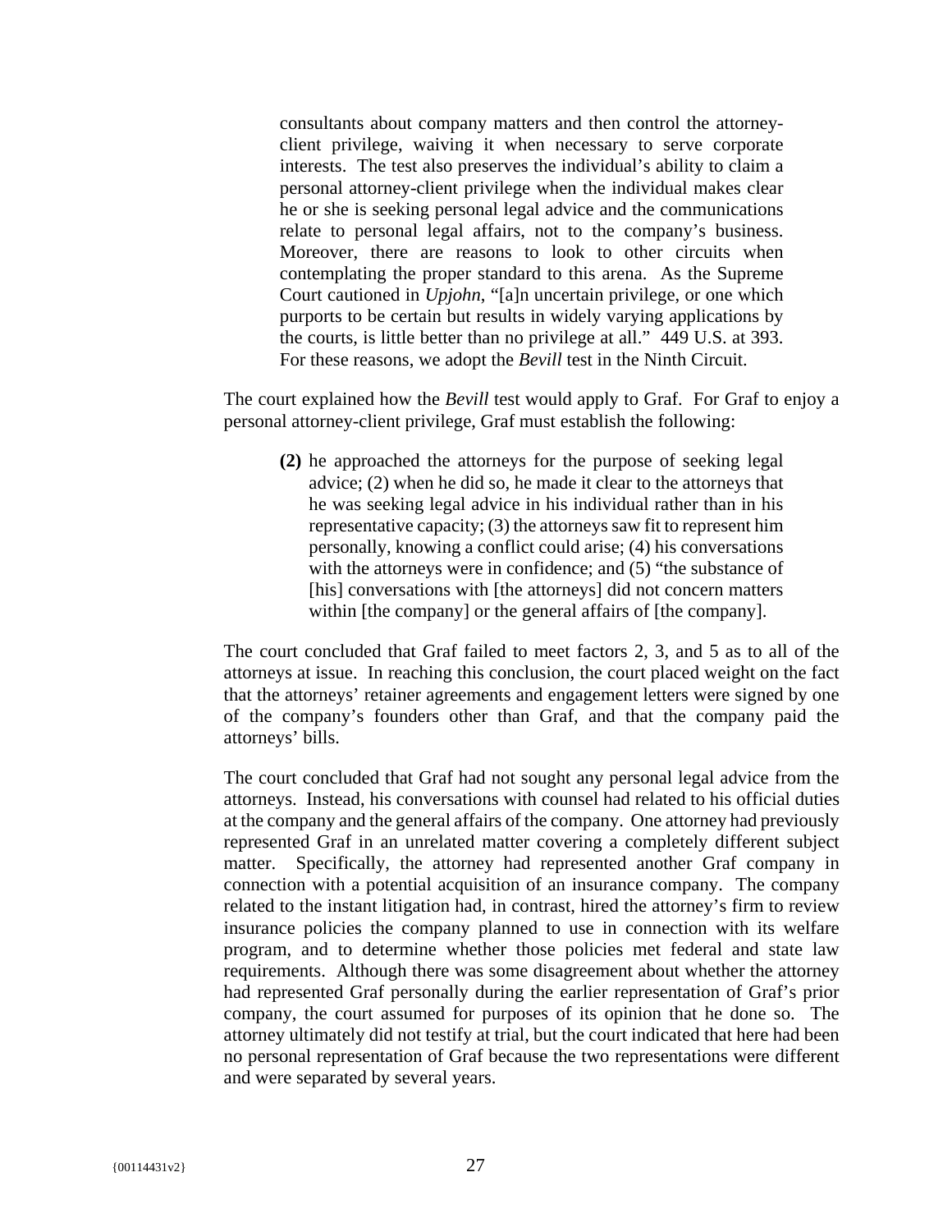> consultants about company matters and then control the attorney-client privilege, waiving it when necessary to serve corporate interests. The test also preserves the individual's ability to claim a personal attorney-client privilege when the individual makes clear he or she is seeking personal legal advice and the communications relate to personal legal affairs, not to the company's business. Moreover, there are reasons to look to other circuits when contemplating the proper standard to this arena. As the Supreme Court cautioned in *Upjohn*, "[a]n uncertain privilege, or one which purports to be certain but results in widely varying applications by the courts, is little better than no privilege at all." 449 U.S. at 393. For these reasons, we adopt the *Bevill* test in the Ninth Circuit.

The court explained how the *Bevill* test would apply to Graf. For Graf to enjoy a personal attorney-client privilege, Graf must establish the following:

> **(2)** he approached the attorneys for the purpose of seeking legal advice; (2) when he did so, he made it clear to the attorneys that he was seeking legal advice in his individual rather than in his representative capacity; (3) the attorneys saw fit to represent him personally, knowing a conflict could arise; (4) his conversations with the attorneys were in confidence; and (5) "the substance of [his] conversations with [the attorneys] did not concern matters within [the company] or the general affairs of [the company].

The court concluded that Graf failed to meet factors 2, 3, and 5 as to all of the attorneys at issue. In reaching this conclusion, the court placed weight on the fact that the attorneys' retainer agreements and engagement letters were signed by one of the company's founders other than Graf, and that the company paid the attorneys' bills.

The court concluded that Graf had not sought any personal legal advice from the attorneys. Instead, his conversations with counsel had related to his official duties at the company and the general affairs of the company. One attorney had previously represented Graf in an unrelated matter covering a completely different subject matter. Specifically, the attorney had represented another Graf company in connection with a potential acquisition of an insurance company. The company related to the instant litigation had, in contrast, hired the attorney's firm to review insurance policies the company planned to use in connection with its welfare program, and to determine whether those policies met federal and state law requirements. Although there was some disagreement about whether the attorney had represented Graf personally during the earlier representation of Graf's prior company, the court assumed for purposes of its opinion that he done so. The attorney ultimately did not testify at trial, but the court indicated that here had been no personal representation of Graf because the two representations were different and were separated by several years.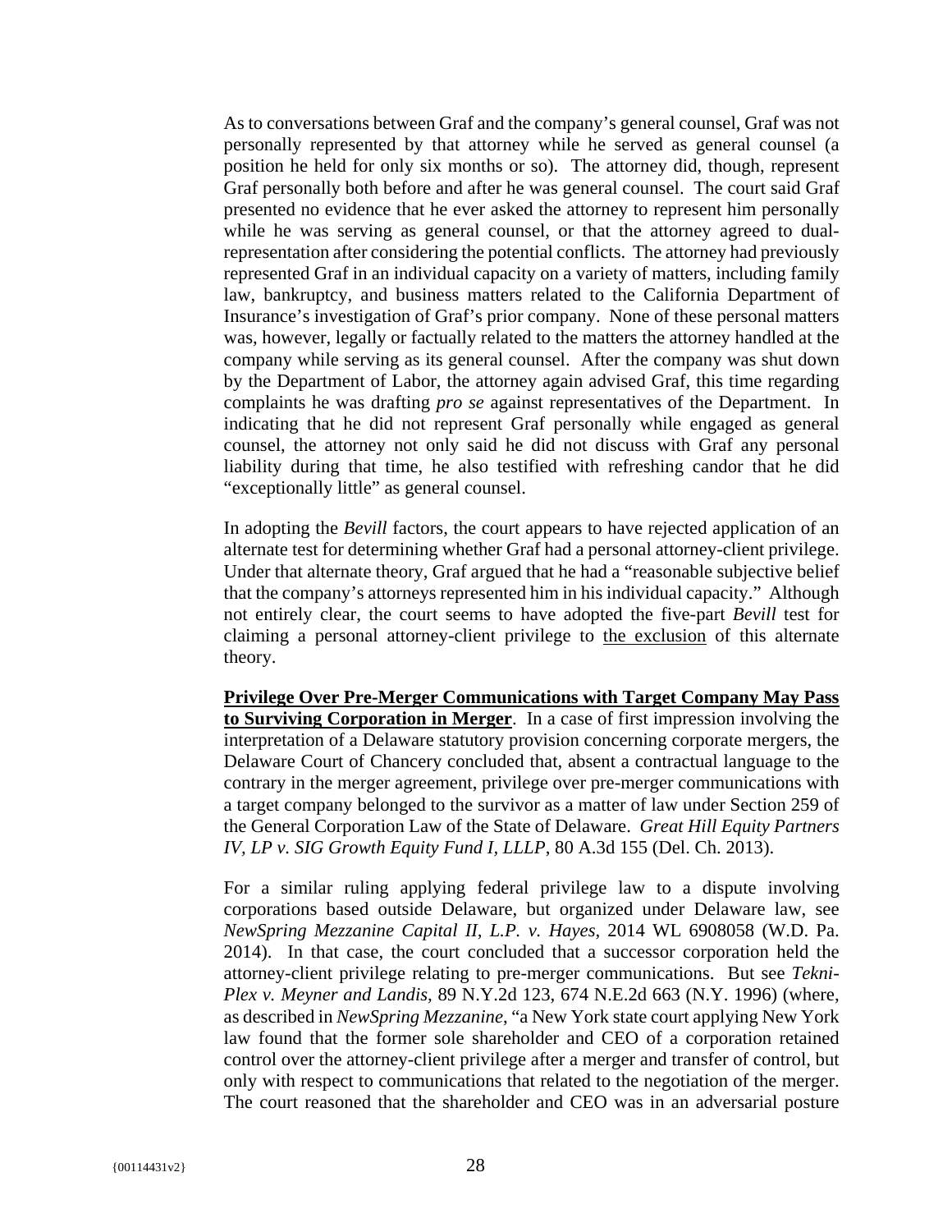As to conversations between Graf and the company's general counsel, Graf was not personally represented by that attorney while he served as general counsel (a position he held for only six months or so). The attorney did, though, represent Graf personally both before and after he was general counsel. The court said Graf presented no evidence that he ever asked the attorney to represent him personally while he was serving as general counsel, or that the attorney agreed to dual-representation after considering the potential conflicts. The attorney had previously represented Graf in an individual capacity on a variety of matters, including family law, bankruptcy, and business matters related to the California Department of Insurance's investigation of Graf's prior company. None of these personal matters was, however, legally or factually related to the matters the attorney handled at the company while serving as its general counsel. After the company was shut down by the Department of Labor, the attorney again advised Graf, this time regarding complaints he was drafting *pro se* against representatives of the Department. In indicating that he did not represent Graf personally while engaged as general counsel, the attorney not only said he did not discuss with Graf any personal liability during that time, he also testified with refreshing candor that he did "exceptionally little" as general counsel.

In adopting the *Bevill* factors, the court appears to have rejected application of an alternate test for determining whether Graf had a personal attorney-client privilege. Under that alternate theory, Graf argued that he had a "reasonable subjective belief that the company's attorneys represented him in his individual capacity." Although not entirely clear, the court seems to have adopted the five-part *Bevill* test for claiming a personal attorney-client privilege to <u>the exclusion</u> of this alternate theory.

**<u>Privilege Over Pre-Merger Communications with Target Company May Pass to Surviving Corporation in Merger</u>**. In a case of first impression involving the interpretation of a Delaware statutory provision concerning corporate mergers, the Delaware Court of Chancery concluded that, absent a contractual language to the contrary in the merger agreement, privilege over pre-merger communications with a target company belonged to the survivor as a matter of law under Section 259 of the General Corporation Law of the State of Delaware. *Great Hill Equity Partners IV, LP v. SIG Growth Equity Fund I, LLLP*, 80 A.3d 155 (Del. Ch. 2013).

For a similar ruling applying federal privilege law to a dispute involving corporations based outside Delaware, but organized under Delaware law, see *NewSpring Mezzanine Capital II, L.P. v. Hayes*, 2014 WL 6908058 (W.D. Pa. 2014). In that case, the court concluded that a successor corporation held the attorney-client privilege relating to pre-merger communications. But see *Tekni-Plex v. Meyner and Landis*, 89 N.Y.2d 123, 674 N.E.2d 663 (N.Y. 1996) (where, as described in *NewSpring Mezzanine*, "a New York state court applying New York law found that the former sole shareholder and CEO of a corporation retained control over the attorney-client privilege after a merger and transfer of control, but only with respect to communications that related to the negotiation of the merger. The court reasoned that the shareholder and CEO was in an adversarial posture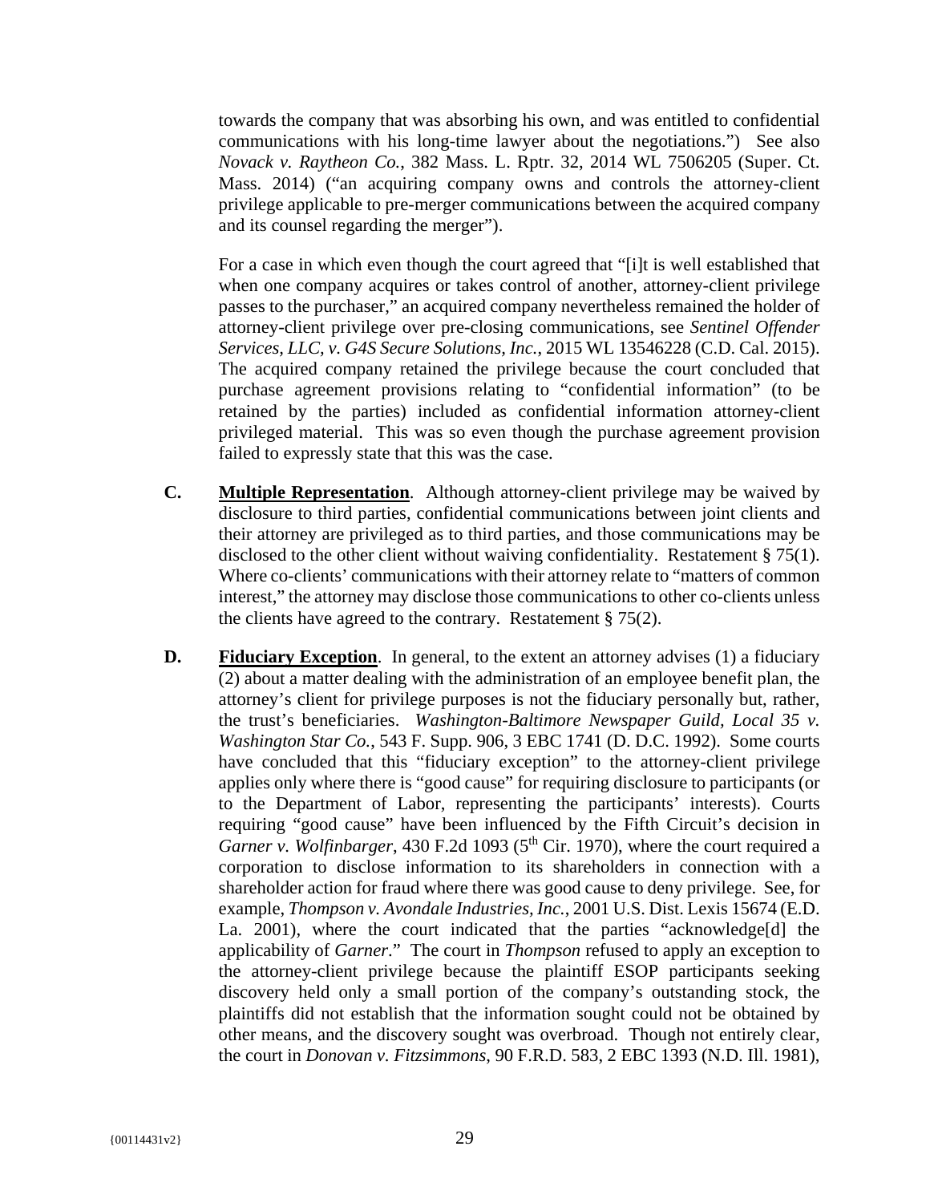towards the company that was absorbing his own, and was entitled to confidential communications with his long-time lawyer about the negotiations.") See also *Novack v. Raytheon Co.*, 382 Mass. L. Rptr. 32, 2014 WL 7506205 (Super. Ct. Mass. 2014) ("an acquiring company owns and controls the attorney-client privilege applicable to pre-merger communications between the acquired company and its counsel regarding the merger").

For a case in which even though the court agreed that "[i]t is well established that when one company acquires or takes control of another, attorney-client privilege passes to the purchaser," an acquired company nevertheless remained the holder of attorney-client privilege over pre-closing communications, see *Sentinel Offender Services, LLC, v. G4S Secure Solutions, Inc.*, 2015 WL 13546228 (C.D. Cal. 2015). The acquired company retained the privilege because the court concluded that purchase agreement provisions relating to "confidential information" (to be retained by the parties) included as confidential information attorney-client privileged material. This was so even though the purchase agreement provision failed to expressly state that this was the case.

**C.** **Multiple Representation**. Although attorney-client privilege may be waived by disclosure to third parties, confidential communications between joint clients and their attorney are privileged as to third parties, and those communications may be disclosed to the other client without waiving confidentiality. Restatement § 75(1). Where co-clients' communications with their attorney relate to "matters of common interest," the attorney may disclose those communications to other co-clients unless the clients have agreed to the contrary. Restatement § 75(2).

**D.** **Fiduciary Exception**. In general, to the extent an attorney advises (1) a fiduciary (2) about a matter dealing with the administration of an employee benefit plan, the attorney's client for privilege purposes is not the fiduciary personally but, rather, the trust's beneficiaries. *Washington-Baltimore Newspaper Guild, Local 35 v. Washington Star Co.*, 543 F. Supp. 906, 3 EBC 1741 (D. D.C. 1992). Some courts have concluded that this "fiduciary exception" to the attorney-client privilege applies only where there is "good cause" for requiring disclosure to participants (or to the Department of Labor, representing the participants' interests). Courts requiring "good cause" have been influenced by the Fifth Circuit's decision in *Garner v. Wolfinbarger*, 430 F.2d 1093 (5th Cir. 1970), where the court required a corporation to disclose information to its shareholders in connection with a shareholder action for fraud where there was good cause to deny privilege. See, for example, *Thompson v. Avondale Industries, Inc.*, 2001 U.S. Dist. Lexis 15674 (E.D. La. 2001), where the court indicated that the parties "acknowledge[d] the applicability of *Garner*." The court in *Thompson* refused to apply an exception to the attorney-client privilege because the plaintiff ESOP participants seeking discovery held only a small portion of the company's outstanding stock, the plaintiffs did not establish that the information sought could not be obtained by other means, and the discovery sought was overbroad. Though not entirely clear, the court in *Donovan v. Fitzsimmons*, 90 F.R.D. 583, 2 EBC 1393 (N.D. Ill. 1981),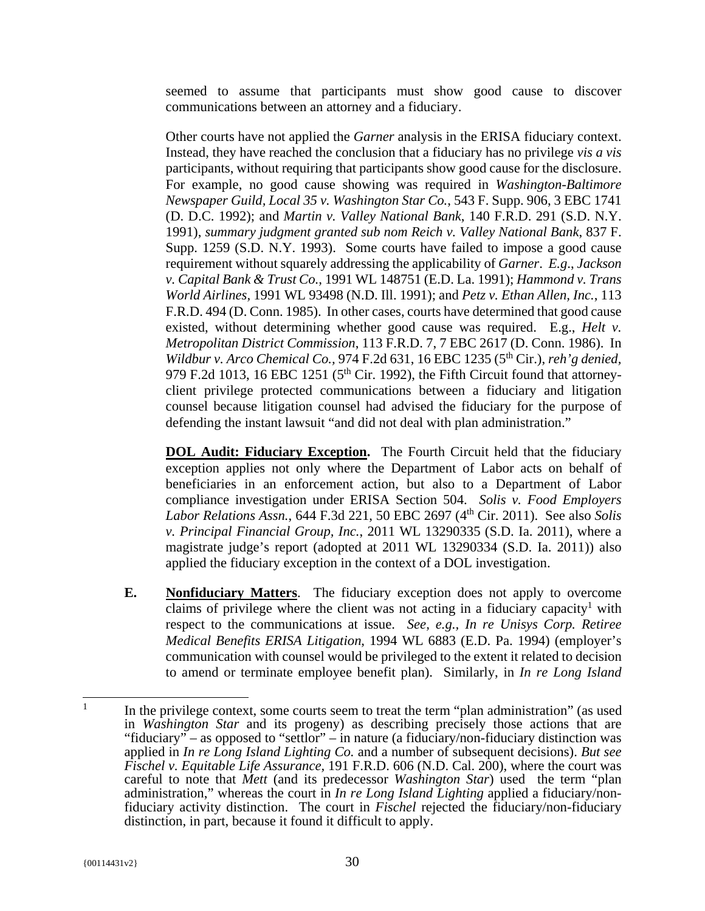seemed to assume that participants must show good cause to discover communications between an attorney and a fiduciary.

Other courts have not applied the *Garner* analysis in the ERISA fiduciary context. Instead, they have reached the conclusion that a fiduciary has no privilege *vis a vis* participants, without requiring that participants show good cause for the disclosure. For example, no good cause showing was required in *Washington-Baltimore Newspaper Guild, Local 35 v. Washington Star Co.*, 543 F. Supp. 906, 3 EBC 1741 (D. D.C. 1992); and *Martin v. Valley National Bank*, 140 F.R.D. 291 (S.D. N.Y. 1991), *summary judgment granted sub nom Reich v. Valley National Bank*, 837 F. Supp. 1259 (S.D. N.Y. 1993). Some courts have failed to impose a good cause requirement without squarely addressing the applicability of *Garner*. *E.g*., *Jackson v. Capital Bank & Trust Co.*, 1991 WL 148751 (E.D. La. 1991); *Hammond v. Trans World Airlines*, 1991 WL 93498 (N.D. Ill. 1991); and *Petz v. Ethan Allen, Inc.*, 113 F.R.D. 494 (D. Conn. 1985). In other cases, courts have determined that good cause existed, without determining whether good cause was required. E.g., *Helt v. Metropolitan District Commission*, 113 F.R.D. 7, 7 EBC 2617 (D. Conn. 1986). In *Wildbur v. Arco Chemical Co.*, 974 F.2d 631, 16 EBC 1235 (5th Cir.), *reh'g denied*, 979 F.2d 1013, 16 EBC 1251 (5th Cir. 1992), the Fifth Circuit found that attorney-client privilege protected communications between a fiduciary and litigation counsel because litigation counsel had advised the fiduciary for the purpose of defending the instant lawsuit "and did not deal with plan administration."

**DOL Audit: Fiduciary Exception.** The Fourth Circuit held that the fiduciary exception applies not only where the Department of Labor acts on behalf of beneficiaries in an enforcement action, but also to a Department of Labor compliance investigation under ERISA Section 504. *Solis v. Food Employers Labor Relations Assn.*, 644 F.3d 221, 50 EBC 2697 (4th Cir. 2011). See also *Solis v. Principal Financial Group, Inc.*, 2011 WL 13290335 (S.D. Ia. 2011), where a magistrate judge's report (adopted at 2011 WL 13290334 (S.D. Ia. 2011)) also applied the fiduciary exception in the context of a DOL investigation.

**E. Nonfiduciary Matters**. The fiduciary exception does not apply to overcome claims of privilege where the client was not acting in a fiduciary capacity[1] with respect to the communications at issue. *See, e.g., In re Unisys Corp. Retiree Medical Benefits ERISA Litigation,* 1994 WL 6883 (E.D. Pa. 1994) (employer's communication with counsel would be privileged to the extent it related to decision to amend or terminate employee benefit plan). Similarly, in *In re Long Island*

---

[1] In the privilege context, some courts seem to treat the term "plan administration" (as used in *Washington Star* and its progeny) as describing precisely those actions that are "fiduciary" – as opposed to "settlor" – in nature (a fiduciary/non-fiduciary distinction was applied in *In re Long Island Lighting Co.* and a number of subsequent decisions). *But see Fischel v. Equitable Life Assurance*, 191 F.R.D. 606 (N.D. Cal. 200), where the court was careful to note that *Mett* (and its predecessor *Washington Star*) used the term "plan administration," whereas the court in *In re Long Island Lighting* applied a fiduciary/non-fiduciary activity distinction. The court in *Fischel* rejected the fiduciary/non-fiduciary distinction, in part, because it found it difficult to apply.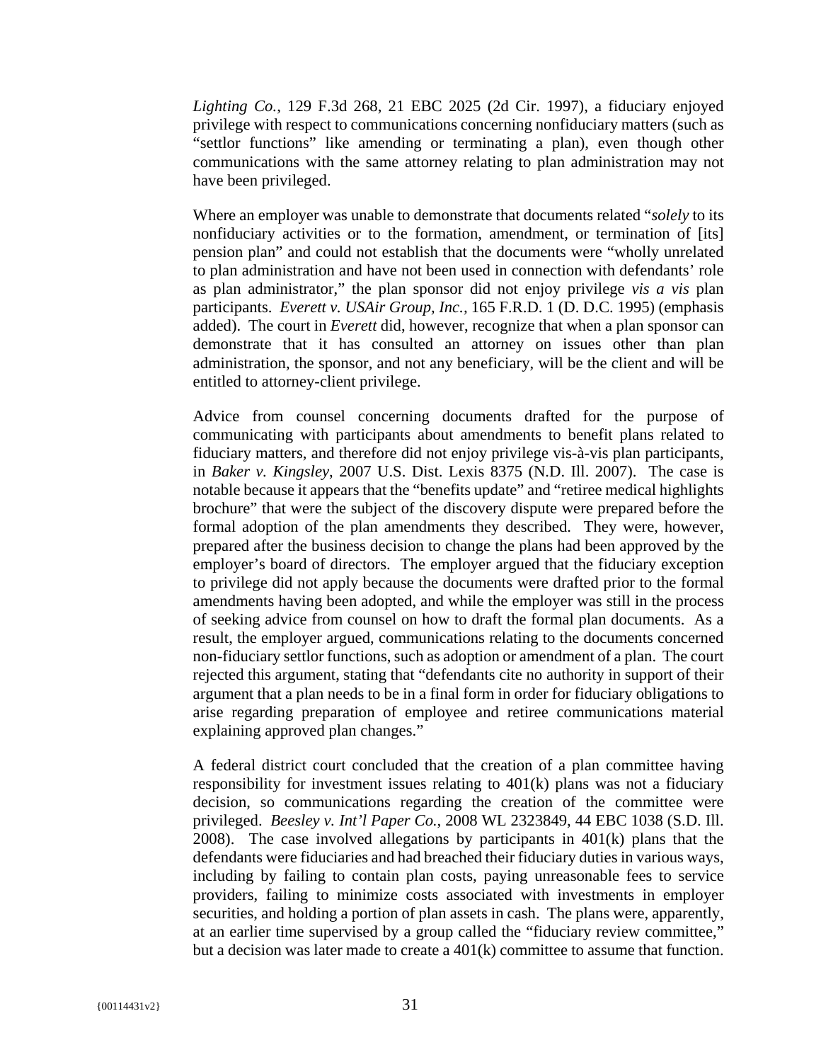*Lighting Co.*, 129 F.3d 268, 21 EBC 2025 (2d Cir. 1997), a fiduciary enjoyed privilege with respect to communications concerning nonfiduciary matters (such as "settlor functions" like amending or terminating a plan), even though other communications with the same attorney relating to plan administration may not have been privileged.

Where an employer was unable to demonstrate that documents related "*solely* to its nonfiduciary activities or to the formation, amendment, or termination of [its] pension plan" and could not establish that the documents were "wholly unrelated to plan administration and have not been used in connection with defendants' role as plan administrator," the plan sponsor did not enjoy privilege *vis a vis* plan participants. *Everett v. USAir Group, Inc.*, 165 F.R.D. 1 (D. D.C. 1995) (emphasis added). The court in *Everett* did, however, recognize that when a plan sponsor can demonstrate that it has consulted an attorney on issues other than plan administration, the sponsor, and not any beneficiary, will be the client and will be entitled to attorney-client privilege.

Advice from counsel concerning documents drafted for the purpose of communicating with participants about amendments to benefit plans related to fiduciary matters, and therefore did not enjoy privilege vis-à-vis plan participants, in *Baker v. Kingsley*, 2007 U.S. Dist. Lexis 8375 (N.D. Ill. 2007). The case is notable because it appears that the "benefits update" and "retiree medical highlights brochure" that were the subject of the discovery dispute were prepared before the formal adoption of the plan amendments they described. They were, however, prepared after the business decision to change the plans had been approved by the employer's board of directors. The employer argued that the fiduciary exception to privilege did not apply because the documents were drafted prior to the formal amendments having been adopted, and while the employer was still in the process of seeking advice from counsel on how to draft the formal plan documents. As a result, the employer argued, communications relating to the documents concerned non-fiduciary settlor functions, such as adoption or amendment of a plan. The court rejected this argument, stating that "defendants cite no authority in support of their argument that a plan needs to be in a final form in order for fiduciary obligations to arise regarding preparation of employee and retiree communications material explaining approved plan changes."

A federal district court concluded that the creation of a plan committee having responsibility for investment issues relating to 401(k) plans was not a fiduciary decision, so communications regarding the creation of the committee were privileged. *Beesley v. Int'l Paper Co.*, 2008 WL 2323849, 44 EBC 1038 (S.D. Ill. 2008). The case involved allegations by participants in 401(k) plans that the defendants were fiduciaries and had breached their fiduciary duties in various ways, including by failing to contain plan costs, paying unreasonable fees to service providers, failing to minimize costs associated with investments in employer securities, and holding a portion of plan assets in cash. The plans were, apparently, at an earlier time supervised by a group called the "fiduciary review committee," but a decision was later made to create a 401(k) committee to assume that function.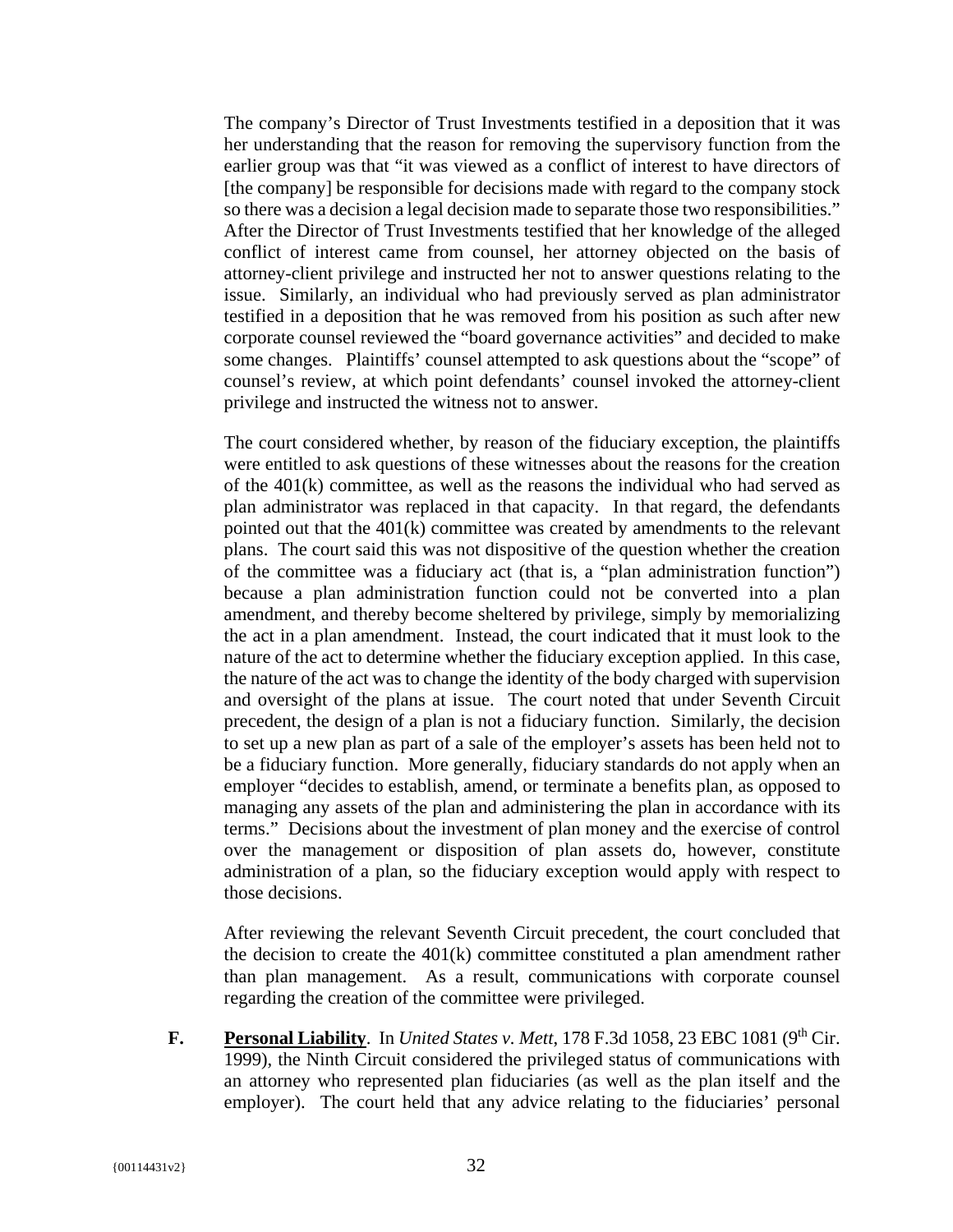The company's Director of Trust Investments testified in a deposition that it was her understanding that the reason for removing the supervisory function from the earlier group was that "it was viewed as a conflict of interest to have directors of [the company] be responsible for decisions made with regard to the company stock so there was a decision a legal decision made to separate those two responsibilities." After the Director of Trust Investments testified that her knowledge of the alleged conflict of interest came from counsel, her attorney objected on the basis of attorney-client privilege and instructed her not to answer questions relating to the issue. Similarly, an individual who had previously served as plan administrator testified in a deposition that he was removed from his position as such after new corporate counsel reviewed the "board governance activities" and decided to make some changes. Plaintiffs' counsel attempted to ask questions about the "scope" of counsel's review, at which point defendants' counsel invoked the attorney-client privilege and instructed the witness not to answer.

The court considered whether, by reason of the fiduciary exception, the plaintiffs were entitled to ask questions of these witnesses about the reasons for the creation of the 401(k) committee, as well as the reasons the individual who had served as plan administrator was replaced in that capacity. In that regard, the defendants pointed out that the 401(k) committee was created by amendments to the relevant plans. The court said this was not dispositive of the question whether the creation of the committee was a fiduciary act (that is, a "plan administration function") because a plan administration function could not be converted into a plan amendment, and thereby become sheltered by privilege, simply by memorializing the act in a plan amendment. Instead, the court indicated that it must look to the nature of the act to determine whether the fiduciary exception applied. In this case, the nature of the act was to change the identity of the body charged with supervision and oversight of the plans at issue. The court noted that under Seventh Circuit precedent, the design of a plan is not a fiduciary function. Similarly, the decision to set up a new plan as part of a sale of the employer's assets has been held not to be a fiduciary function. More generally, fiduciary standards do not apply when an employer "decides to establish, amend, or terminate a benefits plan, as opposed to managing any assets of the plan and administering the plan in accordance with its terms." Decisions about the investment of plan money and the exercise of control over the management or disposition of plan assets do, however, constitute administration of a plan, so the fiduciary exception would apply with respect to those decisions.

After reviewing the relevant Seventh Circuit precedent, the court concluded that the decision to create the 401(k) committee constituted a plan amendment rather than plan management. As a result, communications with corporate counsel regarding the creation of the committee were privileged.

**F. <u>Personal Liability</u>**. In *United States v. Mett*, 178 F.3d 1058, 23 EBC 1081 (9th Cir. 1999), the Ninth Circuit considered the privileged status of communications with an attorney who represented plan fiduciaries (as well as the plan itself and the employer). The court held that any advice relating to the fiduciaries' personal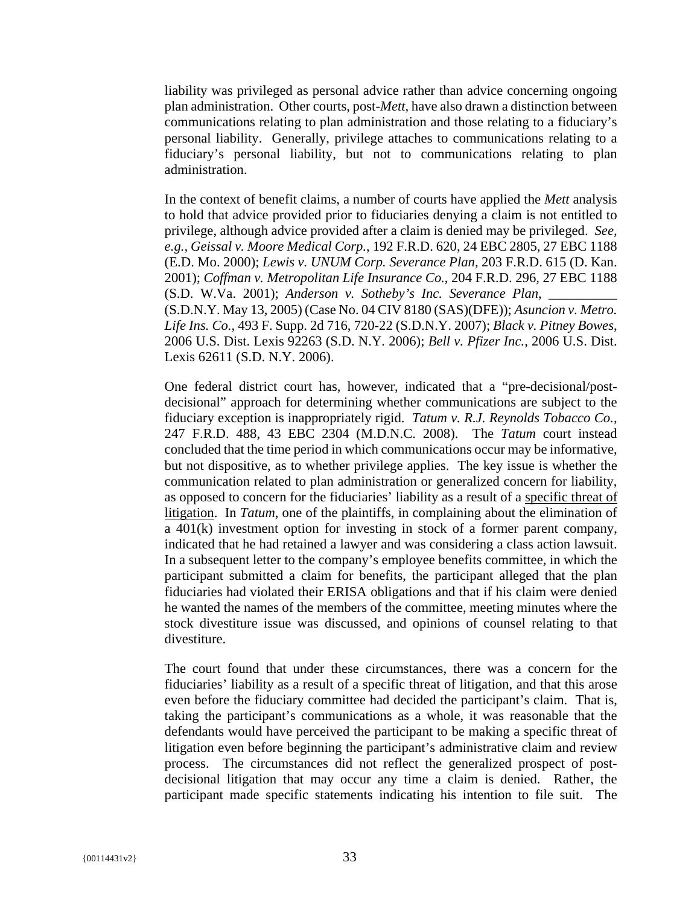liability was privileged as personal advice rather than advice concerning ongoing plan administration. Other courts, post-*Mett*, have also drawn a distinction between communications relating to plan administration and those relating to a fiduciary's personal liability. Generally, privilege attaches to communications relating to a fiduciary's personal liability, but not to communications relating to plan administration.

In the context of benefit claims, a number of courts have applied the *Mett* analysis to hold that advice provided prior to fiduciaries denying a claim is not entitled to privilege, although advice provided after a claim is denied may be privileged. *See, e.g.*, *Geissal v. Moore Medical Corp.*, 192 F.R.D. 620, 24 EBC 2805, 27 EBC 1188 (E.D. Mo. 2000); *Lewis v. UNUM Corp. Severance Plan*, 203 F.R.D. 615 (D. Kan. 2001); *Coffman v. Metropolitan Life Insurance Co.*, 204 F.R.D. 296, 27 EBC 1188 (S.D. W.Va. 2001); *Anderson v. Sotheby's Inc. Severance Plan*, __________ (S.D.N.Y. May 13, 2005) (Case No. 04 CIV 8180 (SAS)(DFE)); *Asuncion v. Metro. Life Ins. Co.*, 493 F. Supp. 2d 716, 720-22 (S.D.N.Y. 2007); *Black v. Pitney Bowes*, 2006 U.S. Dist. Lexis 92263 (S.D. N.Y. 2006); *Bell v. Pfizer Inc.*, 2006 U.S. Dist. Lexis 62611 (S.D. N.Y. 2006).

One federal district court has, however, indicated that a "pre-decisional/post-decisional" approach for determining whether communications are subject to the fiduciary exception is inappropriately rigid. *Tatum v. R.J. Reynolds Tobacco Co.*, 247 F.R.D. 488, 43 EBC 2304 (M.D.N.C. 2008). The *Tatum* court instead concluded that the time period in which communications occur may be informative, but not dispositive, as to whether privilege applies. The key issue is whether the communication related to plan administration or generalized concern for liability, as opposed to concern for the fiduciaries' liability as a result of a <u>specific threat of litigation</u>. In *Tatum*, one of the plaintiffs, in complaining about the elimination of a 401(k) investment option for investing in stock of a former parent company, indicated that he had retained a lawyer and was considering a class action lawsuit. In a subsequent letter to the company's employee benefits committee, in which the participant submitted a claim for benefits, the participant alleged that the plan fiduciaries had violated their ERISA obligations and that if his claim were denied he wanted the names of the members of the committee, meeting minutes where the stock divestiture issue was discussed, and opinions of counsel relating to that divestiture.

The court found that under these circumstances, there was a concern for the fiduciaries' liability as a result of a specific threat of litigation, and that this arose even before the fiduciary committee had decided the participant's claim. That is, taking the participant's communications as a whole, it was reasonable that the defendants would have perceived the participant to be making a specific threat of litigation even before beginning the participant's administrative claim and review process. The circumstances did not reflect the generalized prospect of post-decisional litigation that may occur any time a claim is denied. Rather, the participant made specific statements indicating his intention to file suit. The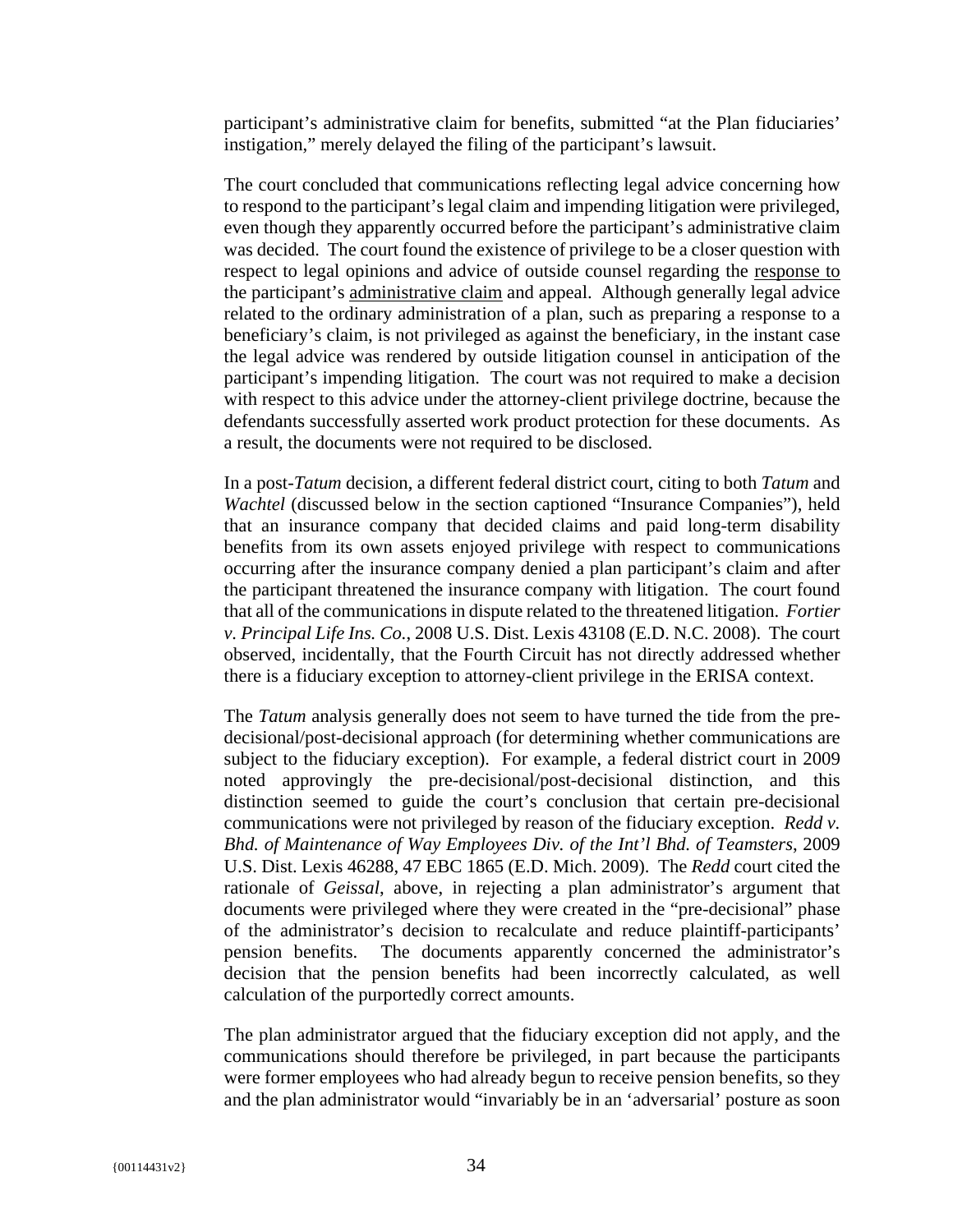participant's administrative claim for benefits, submitted "at the Plan fiduciaries' instigation," merely delayed the filing of the participant's lawsuit.

The court concluded that communications reflecting legal advice concerning how to respond to the participant's legal claim and impending litigation were privileged, even though they apparently occurred before the participant's administrative claim was decided. The court found the existence of privilege to be a closer question with respect to legal opinions and advice of outside counsel regarding the <u>response to</u> the participant's <u>administrative claim</u> and appeal. Although generally legal advice related to the ordinary administration of a plan, such as preparing a response to a beneficiary's claim, is not privileged as against the beneficiary, in the instant case the legal advice was rendered by outside litigation counsel in anticipation of the participant's impending litigation. The court was not required to make a decision with respect to this advice under the attorney-client privilege doctrine, because the defendants successfully asserted work product protection for these documents. As a result, the documents were not required to be disclosed.

In a post-*Tatum* decision, a different federal district court, citing to both *Tatum* and *Wachtel* (discussed below in the section captioned "Insurance Companies"), held that an insurance company that decided claims and paid long-term disability benefits from its own assets enjoyed privilege with respect to communications occurring after the insurance company denied a plan participant's claim and after the participant threatened the insurance company with litigation. The court found that all of the communications in dispute related to the threatened litigation. *Fortier v. Principal Life Ins. Co.*, 2008 U.S. Dist. Lexis 43108 (E.D. N.C. 2008). The court observed, incidentally, that the Fourth Circuit has not directly addressed whether there is a fiduciary exception to attorney-client privilege in the ERISA context.

The *Tatum* analysis generally does not seem to have turned the tide from the pre-decisional/post-decisional approach (for determining whether communications are subject to the fiduciary exception). For example, a federal district court in 2009 noted approvingly the pre-decisional/post-decisional distinction, and this distinction seemed to guide the court's conclusion that certain pre-decisional communications were not privileged by reason of the fiduciary exception. *Redd v. Bhd. of Maintenance of Way Employees Div. of the Int'l Bhd. of Teamsters*, 2009 U.S. Dist. Lexis 46288, 47 EBC 1865 (E.D. Mich. 2009). The *Redd* court cited the rationale of *Geissal*, above, in rejecting a plan administrator's argument that documents were privileged where they were created in the "pre-decisional" phase of the administrator's decision to recalculate and reduce plaintiff-participants' pension benefits. The documents apparently concerned the administrator's decision that the pension benefits had been incorrectly calculated, as well calculation of the purportedly correct amounts.

The plan administrator argued that the fiduciary exception did not apply, and the communications should therefore be privileged, in part because the participants were former employees who had already begun to receive pension benefits, so they and the plan administrator would "invariably be in an 'adversarial' posture as soon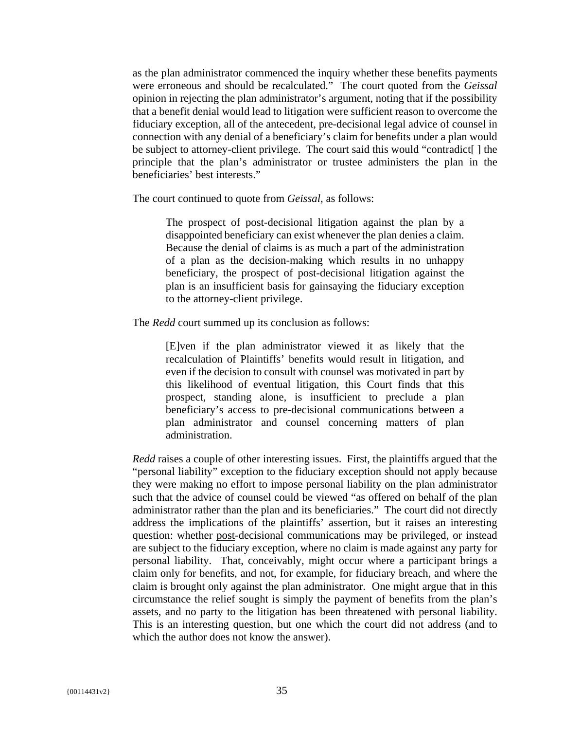as the plan administrator commenced the inquiry whether these benefits payments were erroneous and should be recalculated." The court quoted from the *Geissal* opinion in rejecting the plan administrator's argument, noting that if the possibility that a benefit denial would lead to litigation were sufficient reason to overcome the fiduciary exception, all of the antecedent, pre-decisional legal advice of counsel in connection with any denial of a beneficiary's claim for benefits under a plan would be subject to attorney-client privilege. The court said this would "contradict[ ] the principle that the plan's administrator or trustee administers the plan in the beneficiaries' best interests."

The court continued to quote from *Geissal*, as follows:

> The prospect of post-decisional litigation against the plan by a disappointed beneficiary can exist whenever the plan denies a claim. Because the denial of claims is as much a part of the administration of a plan as the decision-making which results in no unhappy beneficiary, the prospect of post-decisional litigation against the plan is an insufficient basis for gainsaying the fiduciary exception to the attorney-client privilege.

The *Redd* court summed up its conclusion as follows:

> [E]ven if the plan administrator viewed it as likely that the recalculation of Plaintiffs' benefits would result in litigation, and even if the decision to consult with counsel was motivated in part by this likelihood of eventual litigation, this Court finds that this prospect, standing alone, is insufficient to preclude a plan beneficiary's access to pre-decisional communications between a plan administrator and counsel concerning matters of plan administration.

*Redd* raises a couple of other interesting issues. First, the plaintiffs argued that the "personal liability" exception to the fiduciary exception should not apply because they were making no effort to impose personal liability on the plan administrator such that the advice of counsel could be viewed "as offered on behalf of the plan administrator rather than the plan and its beneficiaries." The court did not directly address the implications of the plaintiffs' assertion, but it raises an interesting question: whether <u>post</u>-decisional communications may be privileged, or instead are subject to the fiduciary exception, where no claim is made against any party for personal liability. That, conceivably, might occur where a participant brings a claim only for benefits, and not, for example, for fiduciary breach, and where the claim is brought only against the plan administrator. One might argue that in this circumstance the relief sought is simply the payment of benefits from the plan's assets, and no party to the litigation has been threatened with personal liability. This is an interesting question, but one which the court did not address (and to which the author does not know the answer).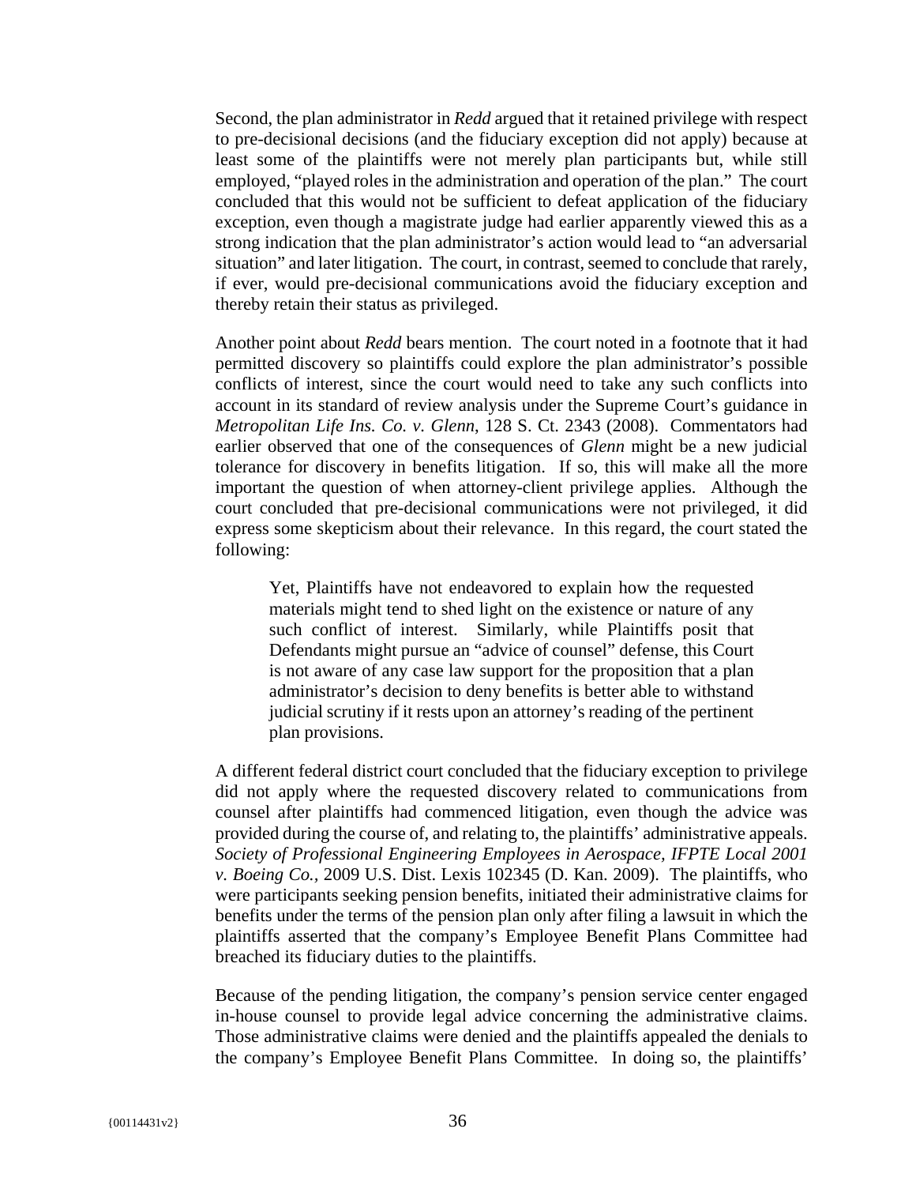Second, the plan administrator in *Redd* argued that it retained privilege with respect to pre-decisional decisions (and the fiduciary exception did not apply) because at least some of the plaintiffs were not merely plan participants but, while still employed, "played roles in the administration and operation of the plan." The court concluded that this would not be sufficient to defeat application of the fiduciary exception, even though a magistrate judge had earlier apparently viewed this as a strong indication that the plan administrator's action would lead to "an adversarial situation" and later litigation. The court, in contrast, seemed to conclude that rarely, if ever, would pre-decisional communications avoid the fiduciary exception and thereby retain their status as privileged.

Another point about *Redd* bears mention. The court noted in a footnote that it had permitted discovery so plaintiffs could explore the plan administrator's possible conflicts of interest, since the court would need to take any such conflicts into account in its standard of review analysis under the Supreme Court's guidance in *Metropolitan Life Ins. Co. v. Glenn*, 128 S. Ct. 2343 (2008). Commentators had earlier observed that one of the consequences of *Glenn* might be a new judicial tolerance for discovery in benefits litigation. If so, this will make all the more important the question of when attorney-client privilege applies. Although the court concluded that pre-decisional communications were not privileged, it did express some skepticism about their relevance. In this regard, the court stated the following:

> Yet, Plaintiffs have not endeavored to explain how the requested materials might tend to shed light on the existence or nature of any such conflict of interest. Similarly, while Plaintiffs posit that Defendants might pursue an "advice of counsel" defense, this Court is not aware of any case law support for the proposition that a plan administrator's decision to deny benefits is better able to withstand judicial scrutiny if it rests upon an attorney's reading of the pertinent plan provisions.

A different federal district court concluded that the fiduciary exception to privilege did not apply where the requested discovery related to communications from counsel after plaintiffs had commenced litigation, even though the advice was provided during the course of, and relating to, the plaintiffs' administrative appeals. *Society of Professional Engineering Employees in Aerospace, IFPTE Local 2001 v. Boeing Co.*, 2009 U.S. Dist. Lexis 102345 (D. Kan. 2009). The plaintiffs, who were participants seeking pension benefits, initiated their administrative claims for benefits under the terms of the pension plan only after filing a lawsuit in which the plaintiffs asserted that the company's Employee Benefit Plans Committee had breached its fiduciary duties to the plaintiffs.

Because of the pending litigation, the company's pension service center engaged in-house counsel to provide legal advice concerning the administrative claims. Those administrative claims were denied and the plaintiffs appealed the denials to the company's Employee Benefit Plans Committee. In doing so, the plaintiffs'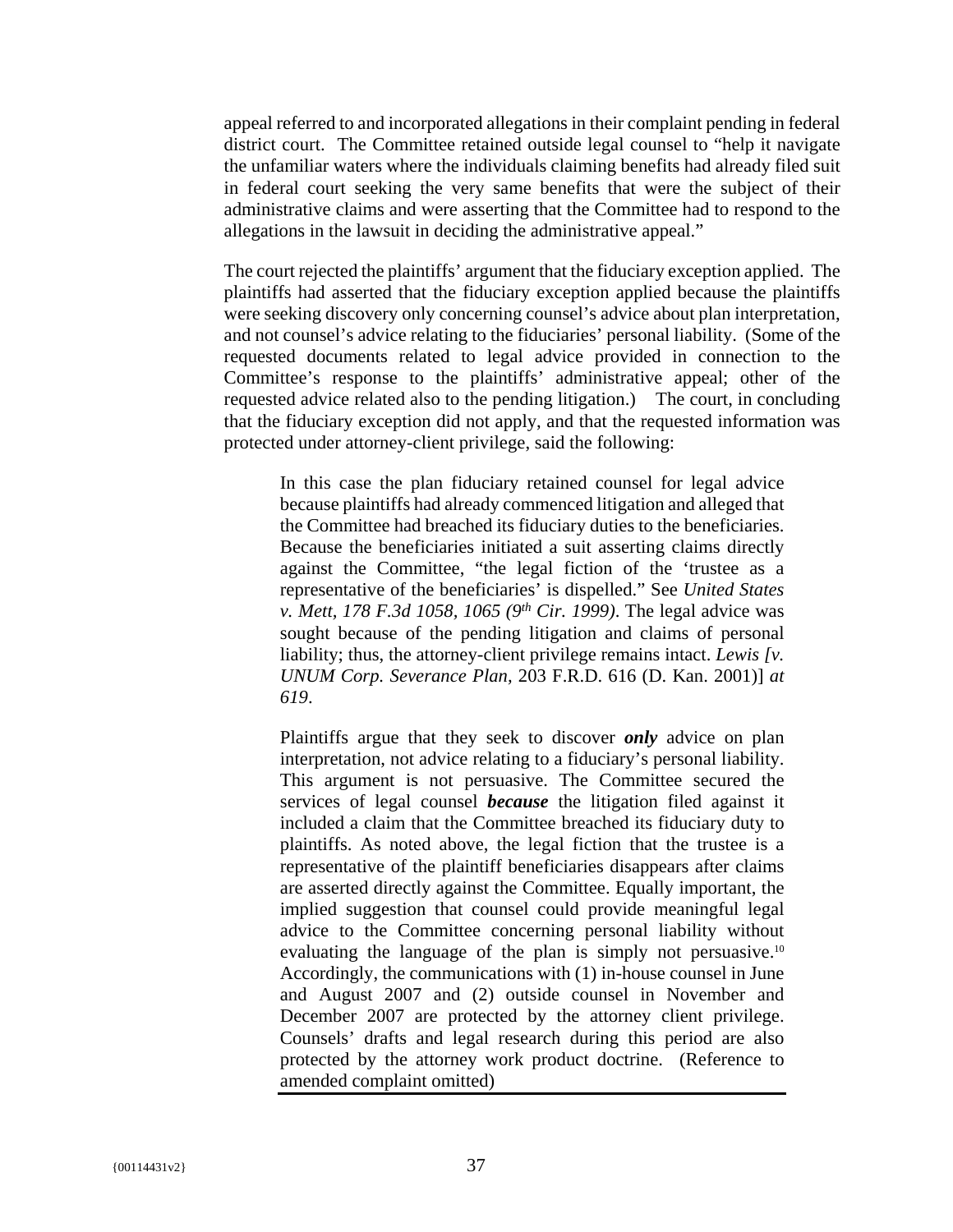appeal referred to and incorporated allegations in their complaint pending in federal district court. The Committee retained outside legal counsel to "help it navigate the unfamiliar waters where the individuals claiming benefits had already filed suit in federal court seeking the very same benefits that were the subject of their administrative claims and were asserting that the Committee had to respond to the allegations in the lawsuit in deciding the administrative appeal."

The court rejected the plaintiffs' argument that the fiduciary exception applied. The plaintiffs had asserted that the fiduciary exception applied because the plaintiffs were seeking discovery only concerning counsel's advice about plan interpretation, and not counsel's advice relating to the fiduciaries' personal liability. (Some of the requested documents related to legal advice provided in connection to the Committee's response to the plaintiffs' administrative appeal; other of the requested advice related also to the pending litigation.) The court, in concluding that the fiduciary exception did not apply, and that the requested information was protected under attorney-client privilege, said the following:

> In this case the plan fiduciary retained counsel for legal advice because plaintiffs had already commenced litigation and alleged that the Committee had breached its fiduciary duties to the beneficiaries. Because the beneficiaries initiated a suit asserting claims directly against the Committee, "the legal fiction of the 'trustee as a representative of the beneficiaries' is dispelled." See *United States v. Mett, 178 F.3d 1058, 1065 (9th Cir. 1999)*. The legal advice was sought because of the pending litigation and claims of personal liability; thus, the attorney-client privilege remains intact. *Lewis [v. UNUM Corp. Severance Plan,* 203 F.R.D. 616 (D. Kan. 2001)] *at 619*.
>
> Plaintiffs argue that they seek to discover ***only*** advice on plan interpretation, not advice relating to a fiduciary's personal liability. This argument is not persuasive. The Committee secured the services of legal counsel ***because*** the litigation filed against it included a claim that the Committee breached its fiduciary duty to plaintiffs. As noted above, the legal fiction that the trustee is a representative of the plaintiff beneficiaries disappears after claims are asserted directly against the Committee. Equally important, the implied suggestion that counsel could provide meaningful legal advice to the Committee concerning personal liability without evaluating the language of the plan is simply not persuasive.[10] Accordingly, the communications with (1) in-house counsel in June and August 2007 and (2) outside counsel in November and December 2007 are protected by the attorney client privilege. Counsels' drafts and legal research during this period are also protected by the attorney work product doctrine. (Reference to amended complaint omitted)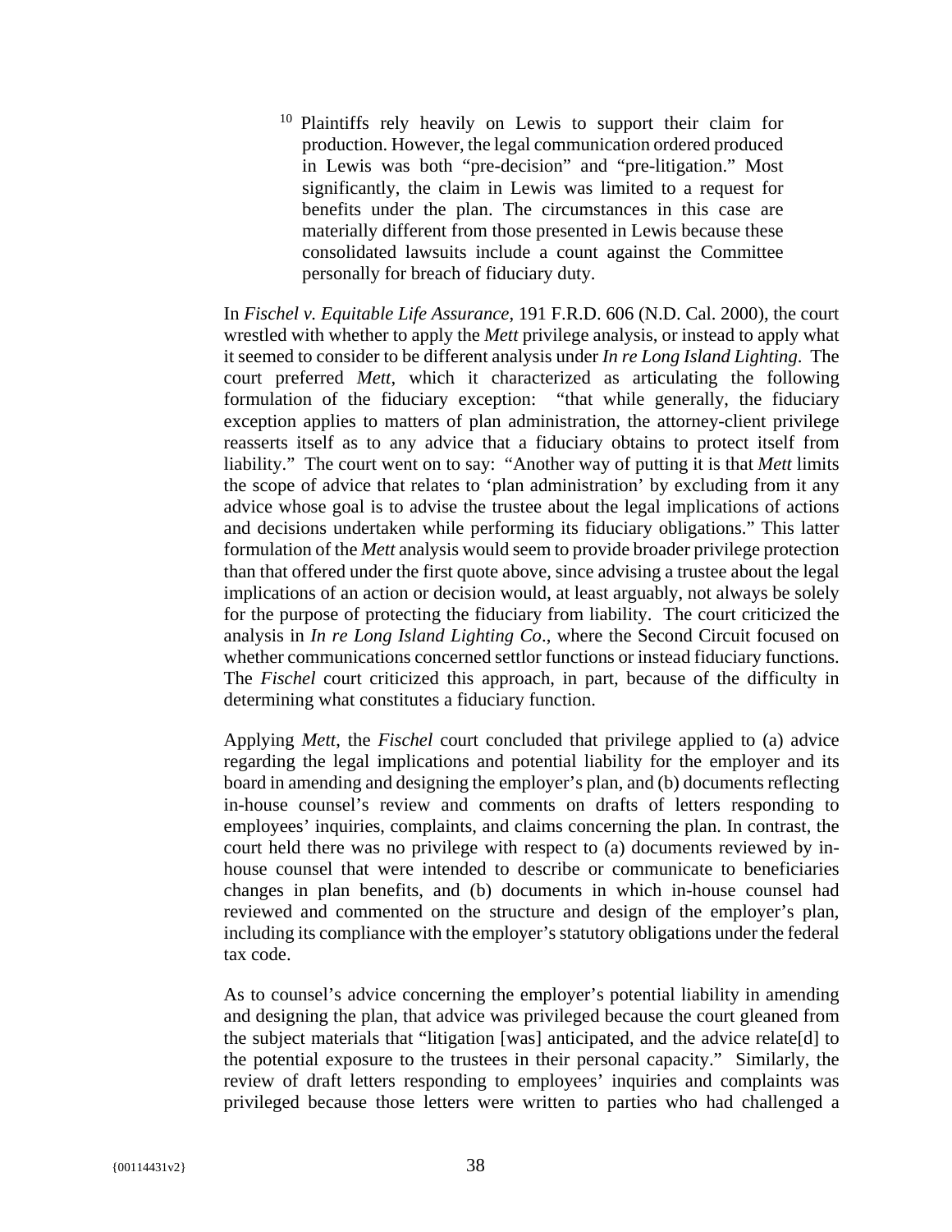[10] Plaintiffs rely heavily on Lewis to support their claim for production. However, the legal communication ordered produced in Lewis was both "pre-decision" and "pre-litigation." Most significantly, the claim in Lewis was limited to a request for benefits under the plan. The circumstances in this case are materially different from those presented in Lewis because these consolidated lawsuits include a count against the Committee personally for breach of fiduciary duty.

In *Fischel v. Equitable Life Assurance*, 191 F.R.D. 606 (N.D. Cal. 2000), the court wrestled with whether to apply the *Mett* privilege analysis, or instead to apply what it seemed to consider to be different analysis under *In re Long Island Lighting*. The court preferred *Mett*, which it characterized as articulating the following formulation of the fiduciary exception: "that while generally, the fiduciary exception applies to matters of plan administration, the attorney-client privilege reasserts itself as to any advice that a fiduciary obtains to protect itself from liability." The court went on to say: "Another way of putting it is that *Mett* limits the scope of advice that relates to 'plan administration' by excluding from it any advice whose goal is to advise the trustee about the legal implications of actions and decisions undertaken while performing its fiduciary obligations." This latter formulation of the *Mett* analysis would seem to provide broader privilege protection than that offered under the first quote above, since advising a trustee about the legal implications of an action or decision would, at least arguably, not always be solely for the purpose of protecting the fiduciary from liability. The court criticized the analysis in *In re Long Island Lighting Co*., where the Second Circuit focused on whether communications concerned settlor functions or instead fiduciary functions. The *Fischel* court criticized this approach, in part, because of the difficulty in determining what constitutes a fiduciary function.

Applying *Mett*, the *Fischel* court concluded that privilege applied to (a) advice regarding the legal implications and potential liability for the employer and its board in amending and designing the employer's plan, and (b) documents reflecting in-house counsel's review and comments on drafts of letters responding to employees' inquiries, complaints, and claims concerning the plan. In contrast, the court held there was no privilege with respect to (a) documents reviewed by in-house counsel that were intended to describe or communicate to beneficiaries changes in plan benefits, and (b) documents in which in-house counsel had reviewed and commented on the structure and design of the employer's plan, including its compliance with the employer's statutory obligations under the federal tax code.

As to counsel's advice concerning the employer's potential liability in amending and designing the plan, that advice was privileged because the court gleaned from the subject materials that "litigation [was] anticipated, and the advice relate[d] to the potential exposure to the trustees in their personal capacity." Similarly, the review of draft letters responding to employees' inquiries and complaints was privileged because those letters were written to parties who had challenged a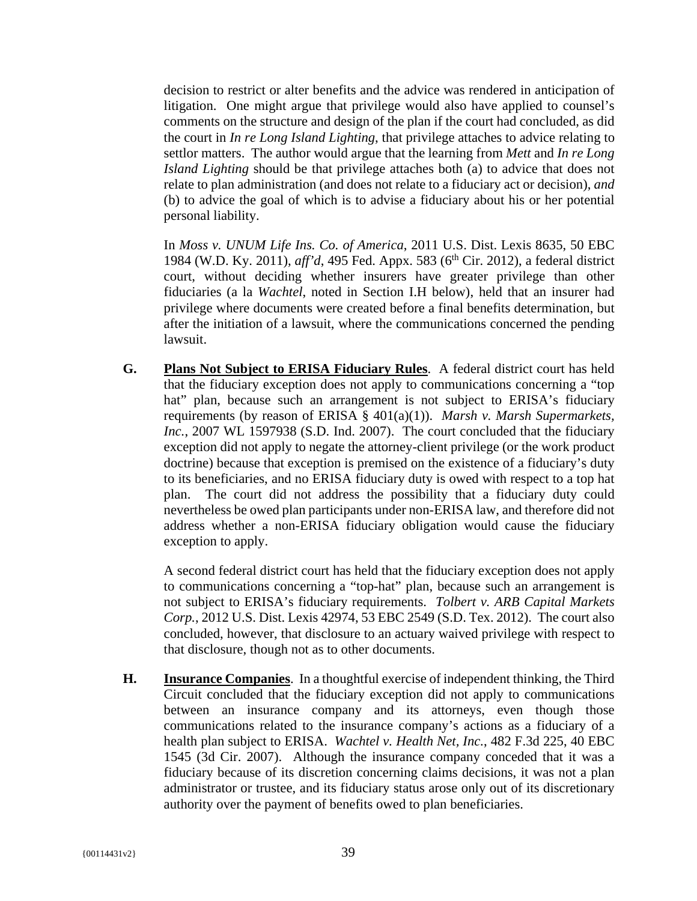decision to restrict or alter benefits and the advice was rendered in anticipation of litigation. One might argue that privilege would also have applied to counsel's comments on the structure and design of the plan if the court had concluded, as did the court in *In re Long Island Lighting*, that privilege attaches to advice relating to settlor matters. The author would argue that the learning from *Mett* and *In re Long Island Lighting* should be that privilege attaches both (a) to advice that does not relate to plan administration (and does not relate to a fiduciary act or decision), *and* (b) to advice the goal of which is to advise a fiduciary about his or her potential personal liability.

In *Moss v. UNUM Life Ins. Co. of America*, 2011 U.S. Dist. Lexis 8635, 50 EBC 1984 (W.D. Ky. 2011), *aff'd*, 495 Fed. Appx. 583 (6th Cir. 2012), a federal district court, without deciding whether insurers have greater privilege than other fiduciaries (a la *Wachtel*, noted in Section I.H below), held that an insurer had privilege where documents were created before a final benefits determination, but after the initiation of a lawsuit, where the communications concerned the pending lawsuit.

**G. Plans Not Subject to ERISA Fiduciary Rules**. A federal district court has held that the fiduciary exception does not apply to communications concerning a "top hat" plan, because such an arrangement is not subject to ERISA's fiduciary requirements (by reason of ERISA § 401(a)(1)). *Marsh v. Marsh Supermarkets, Inc.*, 2007 WL 1597938 (S.D. Ind. 2007). The court concluded that the fiduciary exception did not apply to negate the attorney-client privilege (or the work product doctrine) because that exception is premised on the existence of a fiduciary's duty to its beneficiaries, and no ERISA fiduciary duty is owed with respect to a top hat plan. The court did not address the possibility that a fiduciary duty could nevertheless be owed plan participants under non-ERISA law, and therefore did not address whether a non-ERISA fiduciary obligation would cause the fiduciary exception to apply.

A second federal district court has held that the fiduciary exception does not apply to communications concerning a "top-hat" plan, because such an arrangement is not subject to ERISA's fiduciary requirements. *Tolbert v. ARB Capital Markets Corp.*, 2012 U.S. Dist. Lexis 42974, 53 EBC 2549 (S.D. Tex. 2012). The court also concluded, however, that disclosure to an actuary waived privilege with respect to that disclosure, though not as to other documents.

**H. Insurance Companies**. In a thoughtful exercise of independent thinking, the Third Circuit concluded that the fiduciary exception did not apply to communications between an insurance company and its attorneys, even though those communications related to the insurance company's actions as a fiduciary of a health plan subject to ERISA. *Wachtel v. Health Net, Inc.*, 482 F.3d 225, 40 EBC 1545 (3d Cir. 2007). Although the insurance company conceded that it was a fiduciary because of its discretion concerning claims decisions, it was not a plan administrator or trustee, and its fiduciary status arose only out of its discretionary authority over the payment of benefits owed to plan beneficiaries.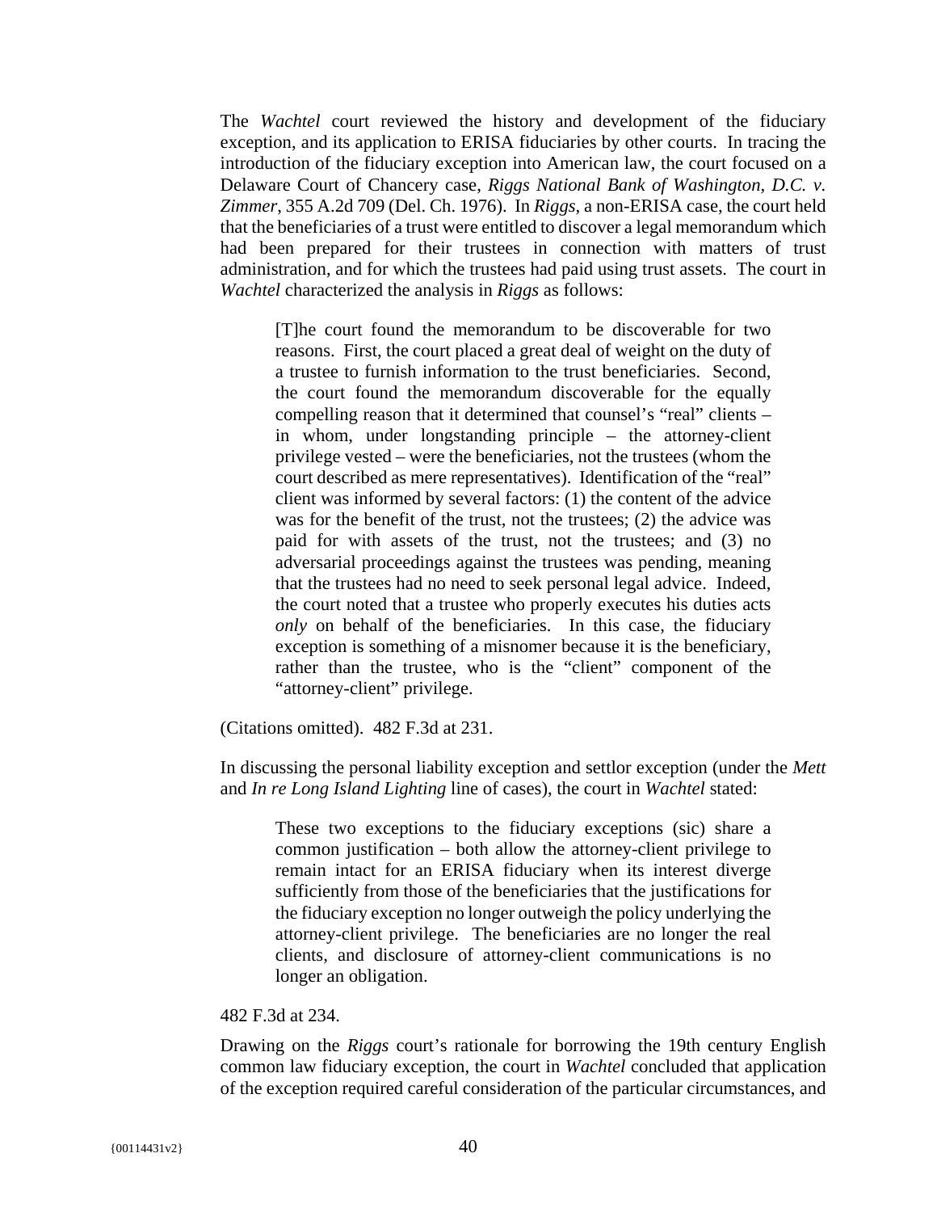The *Wachtel* court reviewed the history and development of the fiduciary exception, and its application to ERISA fiduciaries by other courts. In tracing the introduction of the fiduciary exception into American law, the court focused on a Delaware Court of Chancery case, *Riggs National Bank of Washington, D.C. v. Zimmer*, 355 A.2d 709 (Del. Ch. 1976). In *Riggs*, a non-ERISA case, the court held that the beneficiaries of a trust were entitled to discover a legal memorandum which had been prepared for their trustees in connection with matters of trust administration, and for which the trustees had paid using trust assets. The court in *Wachtel* characterized the analysis in *Riggs* as follows:

> [T]he court found the memorandum to be discoverable for two reasons. First, the court placed a great deal of weight on the duty of a trustee to furnish information to the trust beneficiaries. Second, the court found the memorandum discoverable for the equally compelling reason that it determined that counsel's "real" clients – in whom, under longstanding principle – the attorney-client privilege vested – were the beneficiaries, not the trustees (whom the court described as mere representatives). Identification of the "real" client was informed by several factors: (1) the content of the advice was for the benefit of the trust, not the trustees; (2) the advice was paid for with assets of the trust, not the trustees; and (3) no adversarial proceedings against the trustees was pending, meaning that the trustees had no need to seek personal legal advice. Indeed, the court noted that a trustee who properly executes his duties acts *only* on behalf of the beneficiaries. In this case, the fiduciary exception is something of a misnomer because it is the beneficiary, rather than the trustee, who is the "client" component of the "attorney-client" privilege.

(Citations omitted). 482 F.3d at 231.

In discussing the personal liability exception and settlor exception (under the *Mett* and *In re Long Island Lighting* line of cases), the court in *Wachtel* stated:

> These two exceptions to the fiduciary exceptions (sic) share a common justification – both allow the attorney-client privilege to remain intact for an ERISA fiduciary when its interest diverge sufficiently from those of the beneficiaries that the justifications for the fiduciary exception no longer outweigh the policy underlying the attorney-client privilege. The beneficiaries are no longer the real clients, and disclosure of attorney-client communications is no longer an obligation.

482 F.3d at 234.

Drawing on the *Riggs* court's rationale for borrowing the 19th century English common law fiduciary exception, the court in *Wachtel* concluded that application of the exception required careful consideration of the particular circumstances, and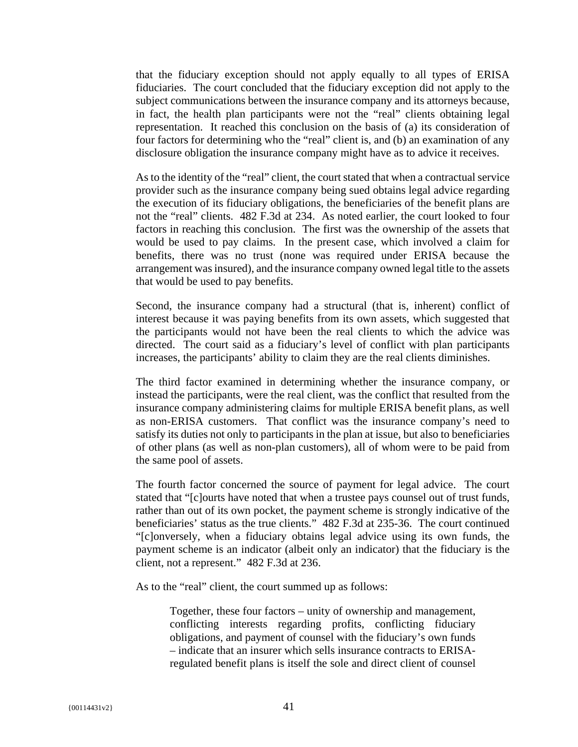that the fiduciary exception should not apply equally to all types of ERISA fiduciaries. The court concluded that the fiduciary exception did not apply to the subject communications between the insurance company and its attorneys because, in fact, the health plan participants were not the "real" clients obtaining legal representation. It reached this conclusion on the basis of (a) its consideration of four factors for determining who the "real" client is, and (b) an examination of any disclosure obligation the insurance company might have as to advice it receives.

As to the identity of the "real" client, the court stated that when a contractual service provider such as the insurance company being sued obtains legal advice regarding the execution of its fiduciary obligations, the beneficiaries of the benefit plans are not the "real" clients. 482 F.3d at 234. As noted earlier, the court looked to four factors in reaching this conclusion. The first was the ownership of the assets that would be used to pay claims. In the present case, which involved a claim for benefits, there was no trust (none was required under ERISA because the arrangement was insured), and the insurance company owned legal title to the assets that would be used to pay benefits.

Second, the insurance company had a structural (that is, inherent) conflict of interest because it was paying benefits from its own assets, which suggested that the participants would not have been the real clients to which the advice was directed. The court said as a fiduciary's level of conflict with plan participants increases, the participants' ability to claim they are the real clients diminishes.

The third factor examined in determining whether the insurance company, or instead the participants, were the real client, was the conflict that resulted from the insurance company administering claims for multiple ERISA benefit plans, as well as non-ERISA customers. That conflict was the insurance company's need to satisfy its duties not only to participants in the plan at issue, but also to beneficiaries of other plans (as well as non-plan customers), all of whom were to be paid from the same pool of assets.

The fourth factor concerned the source of payment for legal advice. The court stated that "[c]ourts have noted that when a trustee pays counsel out of trust funds, rather than out of its own pocket, the payment scheme is strongly indicative of the beneficiaries' status as the true clients." 482 F.3d at 235-36. The court continued "[c]onversely, when a fiduciary obtains legal advice using its own funds, the payment scheme is an indicator (albeit only an indicator) that the fiduciary is the client, not a represent." 482 F.3d at 236.

As to the "real" client, the court summed up as follows:

> Together, these four factors – unity of ownership and management, conflicting interests regarding profits, conflicting fiduciary obligations, and payment of counsel with the fiduciary's own funds – indicate that an insurer which sells insurance contracts to ERISA-regulated benefit plans is itself the sole and direct client of counsel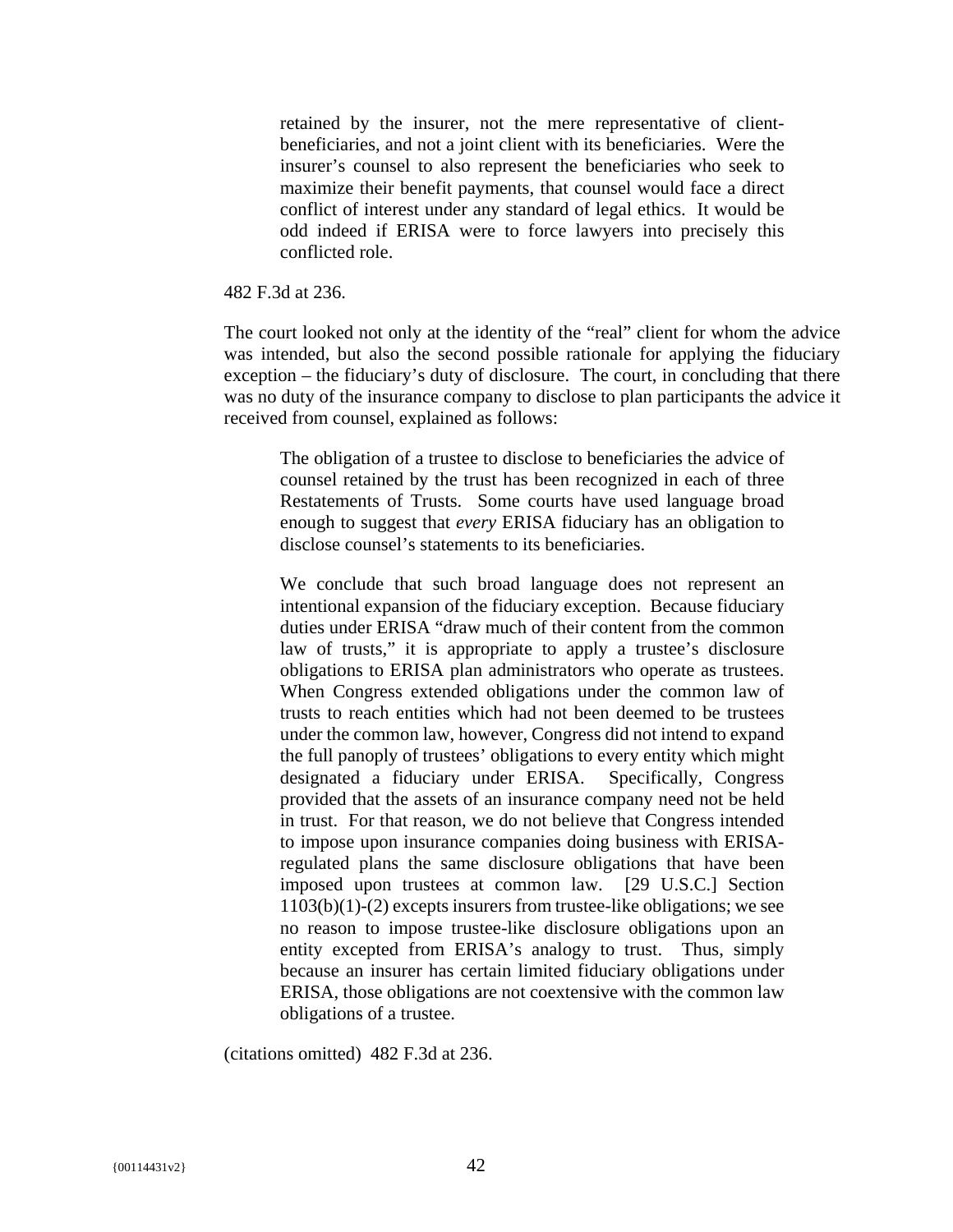> retained by the insurer, not the mere representative of client-beneficiaries, and not a joint client with its beneficiaries. Were the insurer's counsel to also represent the beneficiaries who seek to maximize their benefit payments, that counsel would face a direct conflict of interest under any standard of legal ethics. It would be odd indeed if ERISA were to force lawyers into precisely this conflicted role.

482 F.3d at 236.

The court looked not only at the identity of the "real" client for whom the advice was intended, but also the second possible rationale for applying the fiduciary exception – the fiduciary's duty of disclosure. The court, in concluding that there was no duty of the insurance company to disclose to plan participants the advice it received from counsel, explained as follows:

> The obligation of a trustee to disclose to beneficiaries the advice of counsel retained by the trust has been recognized in each of three Restatements of Trusts. Some courts have used language broad enough to suggest that *every* ERISA fiduciary has an obligation to disclose counsel's statements to its beneficiaries.
>
> We conclude that such broad language does not represent an intentional expansion of the fiduciary exception. Because fiduciary duties under ERISA "draw much of their content from the common law of trusts," it is appropriate to apply a trustee's disclosure obligations to ERISA plan administrators who operate as trustees. When Congress extended obligations under the common law of trusts to reach entities which had not been deemed to be trustees under the common law, however, Congress did not intend to expand the full panoply of trustees' obligations to every entity which might designated a fiduciary under ERISA. Specifically, Congress provided that the assets of an insurance company need not be held in trust. For that reason, we do not believe that Congress intended to impose upon insurance companies doing business with ERISA-regulated plans the same disclosure obligations that have been imposed upon trustees at common law. [29 U.S.C.] Section 1103(b)(1)-(2) excepts insurers from trustee-like obligations; we see no reason to impose trustee-like disclosure obligations upon an entity excepted from ERISA's analogy to trust. Thus, simply because an insurer has certain limited fiduciary obligations under ERISA, those obligations are not coextensive with the common law obligations of a trustee.

(citations omitted) 482 F.3d at 236.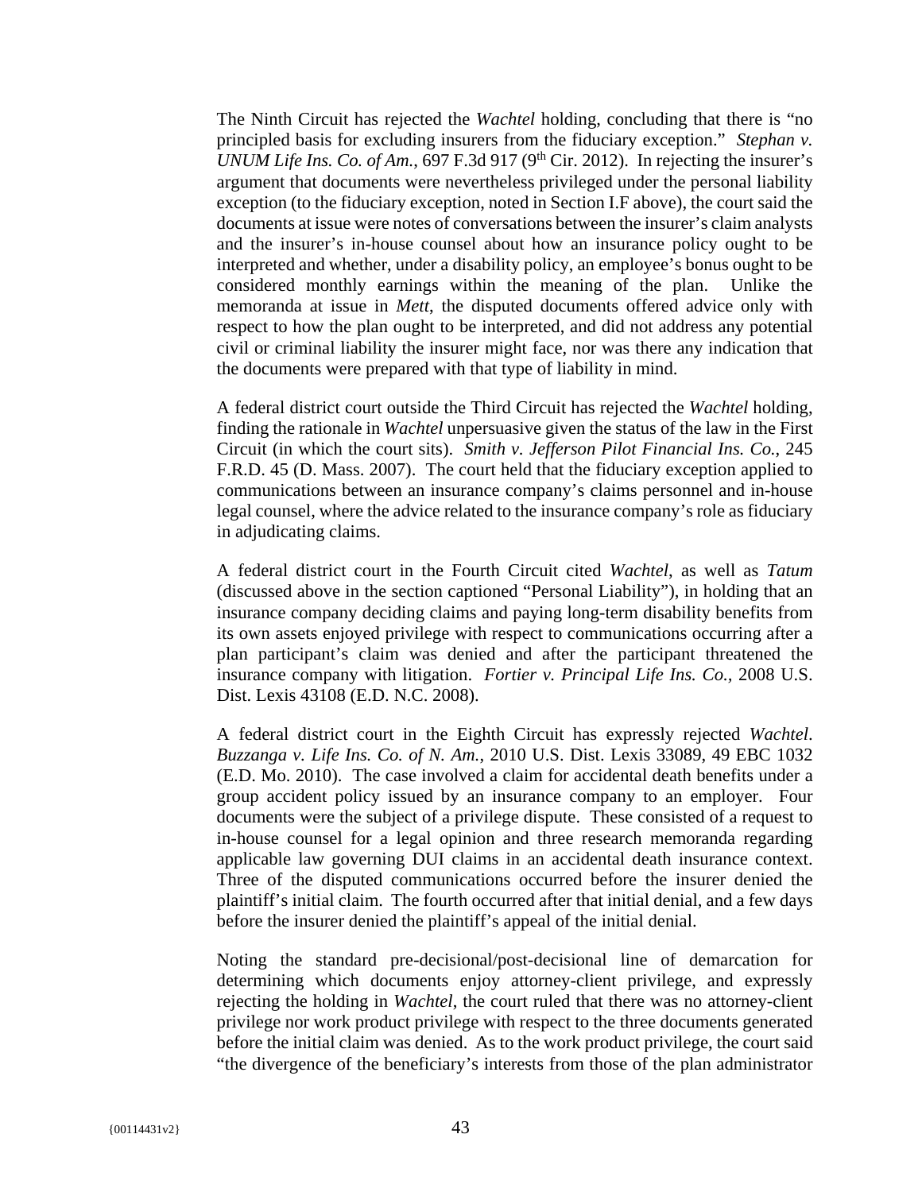The Ninth Circuit has rejected the *Wachtel* holding, concluding that there is "no principled basis for excluding insurers from the fiduciary exception." *Stephan v. UNUM Life Ins. Co. of Am.*, 697 F.3d 917 (9th Cir. 2012). In rejecting the insurer's argument that documents were nevertheless privileged under the personal liability exception (to the fiduciary exception, noted in Section I.F above), the court said the documents at issue were notes of conversations between the insurer's claim analysts and the insurer's in-house counsel about how an insurance policy ought to be interpreted and whether, under a disability policy, an employee's bonus ought to be considered monthly earnings within the meaning of the plan. Unlike the memoranda at issue in *Mett*, the disputed documents offered advice only with respect to how the plan ought to be interpreted, and did not address any potential civil or criminal liability the insurer might face, nor was there any indication that the documents were prepared with that type of liability in mind.

A federal district court outside the Third Circuit has rejected the *Wachtel* holding, finding the rationale in *Wachtel* unpersuasive given the status of the law in the First Circuit (in which the court sits). *Smith v. Jefferson Pilot Financial Ins. Co.*, 245 F.R.D. 45 (D. Mass. 2007). The court held that the fiduciary exception applied to communications between an insurance company's claims personnel and in-house legal counsel, where the advice related to the insurance company's role as fiduciary in adjudicating claims.

A federal district court in the Fourth Circuit cited *Wachtel*, as well as *Tatum* (discussed above in the section captioned "Personal Liability"), in holding that an insurance company deciding claims and paying long-term disability benefits from its own assets enjoyed privilege with respect to communications occurring after a plan participant's claim was denied and after the participant threatened the insurance company with litigation. *Fortier v. Principal Life Ins. Co.*, 2008 U.S. Dist. Lexis 43108 (E.D. N.C. 2008).

A federal district court in the Eighth Circuit has expressly rejected *Wachtel*. *Buzzanga v. Life Ins. Co. of N. Am.*, 2010 U.S. Dist. Lexis 33089, 49 EBC 1032 (E.D. Mo. 2010). The case involved a claim for accidental death benefits under a group accident policy issued by an insurance company to an employer. Four documents were the subject of a privilege dispute. These consisted of a request to in-house counsel for a legal opinion and three research memoranda regarding applicable law governing DUI claims in an accidental death insurance context. Three of the disputed communications occurred before the insurer denied the plaintiff's initial claim. The fourth occurred after that initial denial, and a few days before the insurer denied the plaintiff's appeal of the initial denial.

Noting the standard pre-decisional/post-decisional line of demarcation for determining which documents enjoy attorney-client privilege, and expressly rejecting the holding in *Wachtel*, the court ruled that there was no attorney-client privilege nor work product privilege with respect to the three documents generated before the initial claim was denied. As to the work product privilege, the court said "the divergence of the beneficiary's interests from those of the plan administrator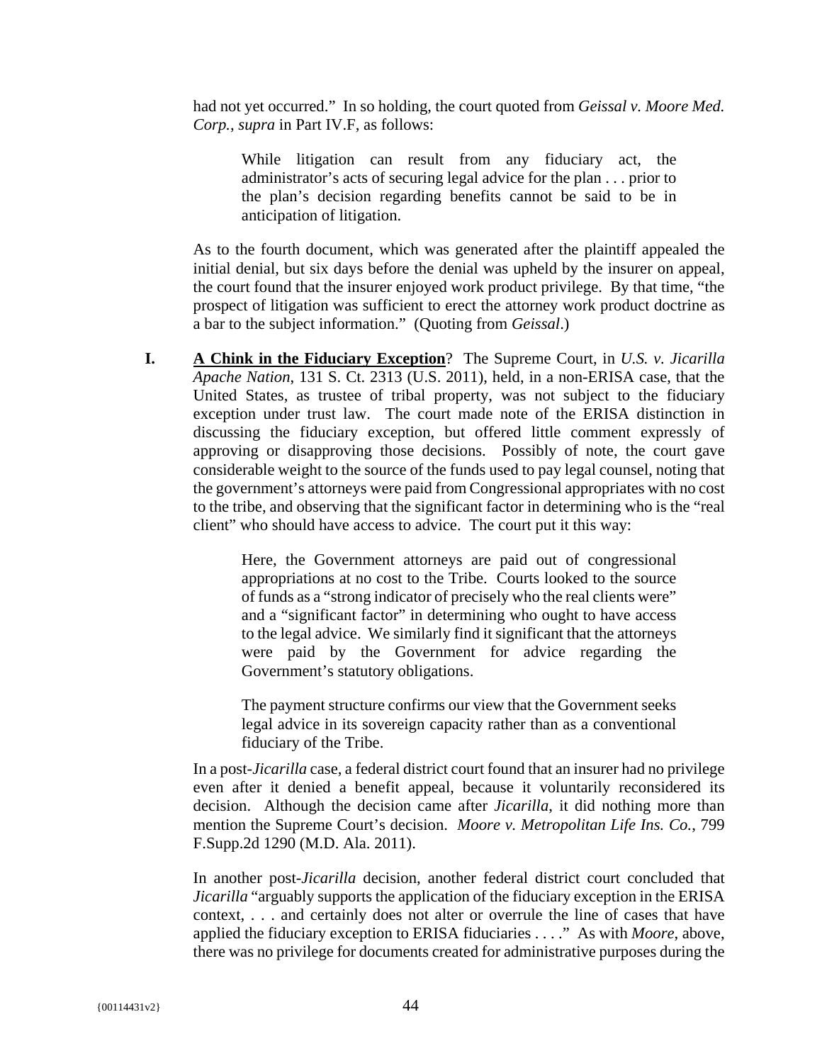had not yet occurred." In so holding, the court quoted from *Geissal v. Moore Med. Corp.*, *supra* in Part IV.F, as follows:

> While litigation can result from any fiduciary act, the administrator's acts of securing legal advice for the plan . . . prior to the plan's decision regarding benefits cannot be said to be in anticipation of litigation.

As to the fourth document, which was generated after the plaintiff appealed the initial denial, but six days before the denial was upheld by the insurer on appeal, the court found that the insurer enjoyed work product privilege. By that time, "the prospect of litigation was sufficient to erect the attorney work product doctrine as a bar to the subject information." (Quoting from *Geissal*.)

**I. <u>A Chink in the Fiduciary Exception</u>?** The Supreme Court, in *U.S. v. Jicarilla Apache Nation*, 131 S. Ct. 2313 (U.S. 2011), held, in a non-ERISA case, that the United States, as trustee of tribal property, was not subject to the fiduciary exception under trust law. The court made note of the ERISA distinction in discussing the fiduciary exception, but offered little comment expressly of approving or disapproving those decisions. Possibly of note, the court gave considerable weight to the source of the funds used to pay legal counsel, noting that the government's attorneys were paid from Congressional appropriates with no cost to the tribe, and observing that the significant factor in determining who is the "real client" who should have access to advice. The court put it this way:

> Here, the Government attorneys are paid out of congressional appropriations at no cost to the Tribe. Courts looked to the source of funds as a "strong indicator of precisely who the real clients were" and a "significant factor" in determining who ought to have access to the legal advice. We similarly find it significant that the attorneys were paid by the Government for advice regarding the Government's statutory obligations.
>
> The payment structure confirms our view that the Government seeks legal advice in its sovereign capacity rather than as a conventional fiduciary of the Tribe.

In a post-*Jicarilla* case, a federal district court found that an insurer had no privilege even after it denied a benefit appeal, because it voluntarily reconsidered its decision. Although the decision came after *Jicarilla*, it did nothing more than mention the Supreme Court's decision. *Moore v. Metropolitan Life Ins. Co.*, 799 F.Supp.2d 1290 (M.D. Ala. 2011).

In another post-*Jicarilla* decision, another federal district court concluded that *Jicarilla* "arguably supports the application of the fiduciary exception in the ERISA context, . . . and certainly does not alter or overrule the line of cases that have applied the fiduciary exception to ERISA fiduciaries . . . ." As with *Moore*, above, there was no privilege for documents created for administrative purposes during the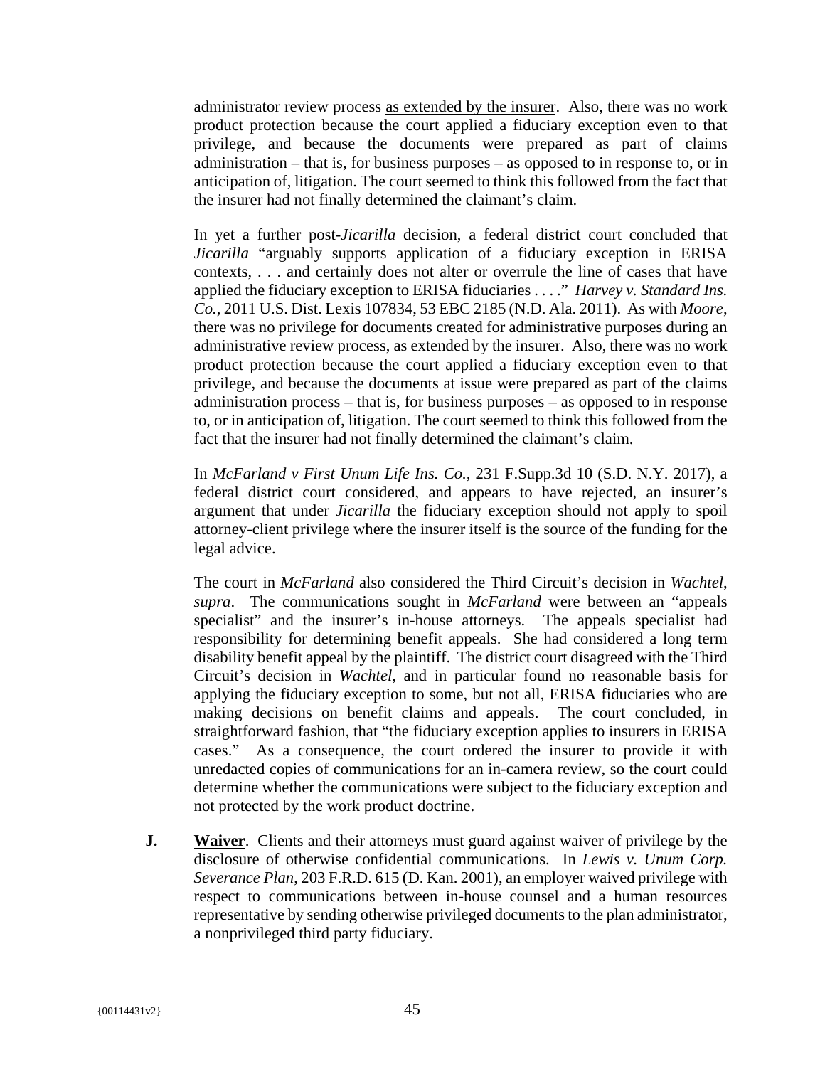administrator review process <u>as extended by the insurer</u>. Also, there was no work product protection because the court applied a fiduciary exception even to that privilege, and because the documents were prepared as part of claims administration – that is, for business purposes – as opposed to in response to, or in anticipation of, litigation. The court seemed to think this followed from the fact that the insurer had not finally determined the claimant's claim.

In yet a further post-*Jicarilla* decision, a federal district court concluded that *Jicarilla* "arguably supports application of a fiduciary exception in ERISA contexts, . . . and certainly does not alter or overrule the line of cases that have applied the fiduciary exception to ERISA fiduciaries . . . ." *Harvey v. Standard Ins. Co.*, 2011 U.S. Dist. Lexis 107834, 53 EBC 2185 (N.D. Ala. 2011). As with *Moore*, there was no privilege for documents created for administrative purposes during an administrative review process, as extended by the insurer. Also, there was no work product protection because the court applied a fiduciary exception even to that privilege, and because the documents at issue were prepared as part of the claims administration process – that is, for business purposes – as opposed to in response to, or in anticipation of, litigation. The court seemed to think this followed from the fact that the insurer had not finally determined the claimant's claim.

In *McFarland v First Unum Life Ins. Co.,* 231 F.Supp.3d 10 (S.D. N.Y. 2017), a federal district court considered, and appears to have rejected, an insurer's argument that under *Jicarilla* the fiduciary exception should not apply to spoil attorney-client privilege where the insurer itself is the source of the funding for the legal advice.

The court in *McFarland* also considered the Third Circuit's decision in *Wachtel*, *supra*. The communications sought in *McFarland* were between an "appeals specialist" and the insurer's in-house attorneys. The appeals specialist had responsibility for determining benefit appeals. She had considered a long term disability benefit appeal by the plaintiff. The district court disagreed with the Third Circuit's decision in *Wachtel*, and in particular found no reasonable basis for applying the fiduciary exception to some, but not all, ERISA fiduciaries who are making decisions on benefit claims and appeals. The court concluded, in straightforward fashion, that "the fiduciary exception applies to insurers in ERISA cases." As a consequence, the court ordered the insurer to provide it with unredacted copies of communications for an in-camera review, so the court could determine whether the communications were subject to the fiduciary exception and not protected by the work product doctrine.

**J.** **<u>Waiver</u>**. Clients and their attorneys must guard against waiver of privilege by the disclosure of otherwise confidential communications. In *Lewis v. Unum Corp. Severance Plan*, 203 F.R.D. 615 (D. Kan. 2001), an employer waived privilege with respect to communications between in-house counsel and a human resources representative by sending otherwise privileged documents to the plan administrator, a nonprivileged third party fiduciary.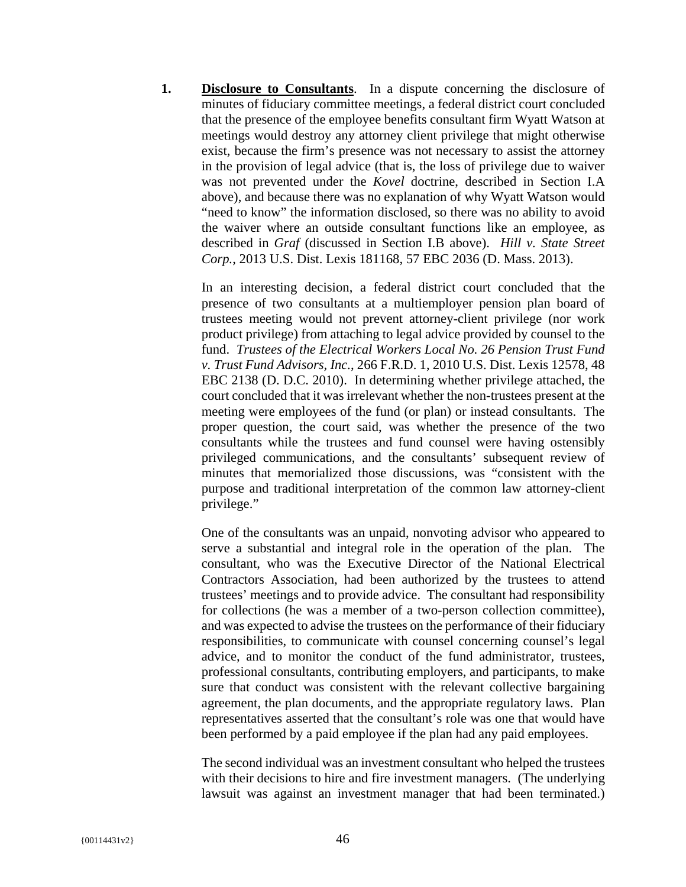1. **<u>Disclosure to Consultants</u>**. In a dispute concerning the disclosure of minutes of fiduciary committee meetings, a federal district court concluded that the presence of the employee benefits consultant firm Wyatt Watson at meetings would destroy any attorney client privilege that might otherwise exist, because the firm's presence was not necessary to assist the attorney in the provision of legal advice (that is, the loss of privilege due to waiver was not prevented under the *Kovel* doctrine, described in Section I.A above), and because there was no explanation of why Wyatt Watson would "need to know" the information disclosed, so there was no ability to avoid the waiver where an outside consultant functions like an employee, as described in *Graf* (discussed in Section I.B above). *Hill v. State Street Corp.*, 2013 U.S. Dist. Lexis 181168, 57 EBC 2036 (D. Mass. 2013).

   In an interesting decision, a federal district court concluded that the presence of two consultants at a multiemployer pension plan board of trustees meeting would not prevent attorney-client privilege (nor work product privilege) from attaching to legal advice provided by counsel to the fund. *Trustees of the Electrical Workers Local No. 26 Pension Trust Fund v. Trust Fund Advisors, Inc.*, 266 F.R.D. 1, 2010 U.S. Dist. Lexis 12578, 48 EBC 2138 (D. D.C. 2010). In determining whether privilege attached, the court concluded that it was irrelevant whether the non-trustees present at the meeting were employees of the fund (or plan) or instead consultants. The proper question, the court said, was whether the presence of the two consultants while the trustees and fund counsel were having ostensibly privileged communications, and the consultants' subsequent review of minutes that memorialized those discussions, was "consistent with the purpose and traditional interpretation of the common law attorney-client privilege."

   One of the consultants was an unpaid, nonvoting advisor who appeared to serve a substantial and integral role in the operation of the plan. The consultant, who was the Executive Director of the National Electrical Contractors Association, had been authorized by the trustees to attend trustees' meetings and to provide advice. The consultant had responsibility for collections (he was a member of a two-person collection committee), and was expected to advise the trustees on the performance of their fiduciary responsibilities, to communicate with counsel concerning counsel's legal advice, and to monitor the conduct of the fund administrator, trustees, professional consultants, contributing employers, and participants, to make sure that conduct was consistent with the relevant collective bargaining agreement, the plan documents, and the appropriate regulatory laws. Plan representatives asserted that the consultant's role was one that would have been performed by a paid employee if the plan had any paid employees.

   The second individual was an investment consultant who helped the trustees with their decisions to hire and fire investment managers. (The underlying lawsuit was against an investment manager that had been terminated.)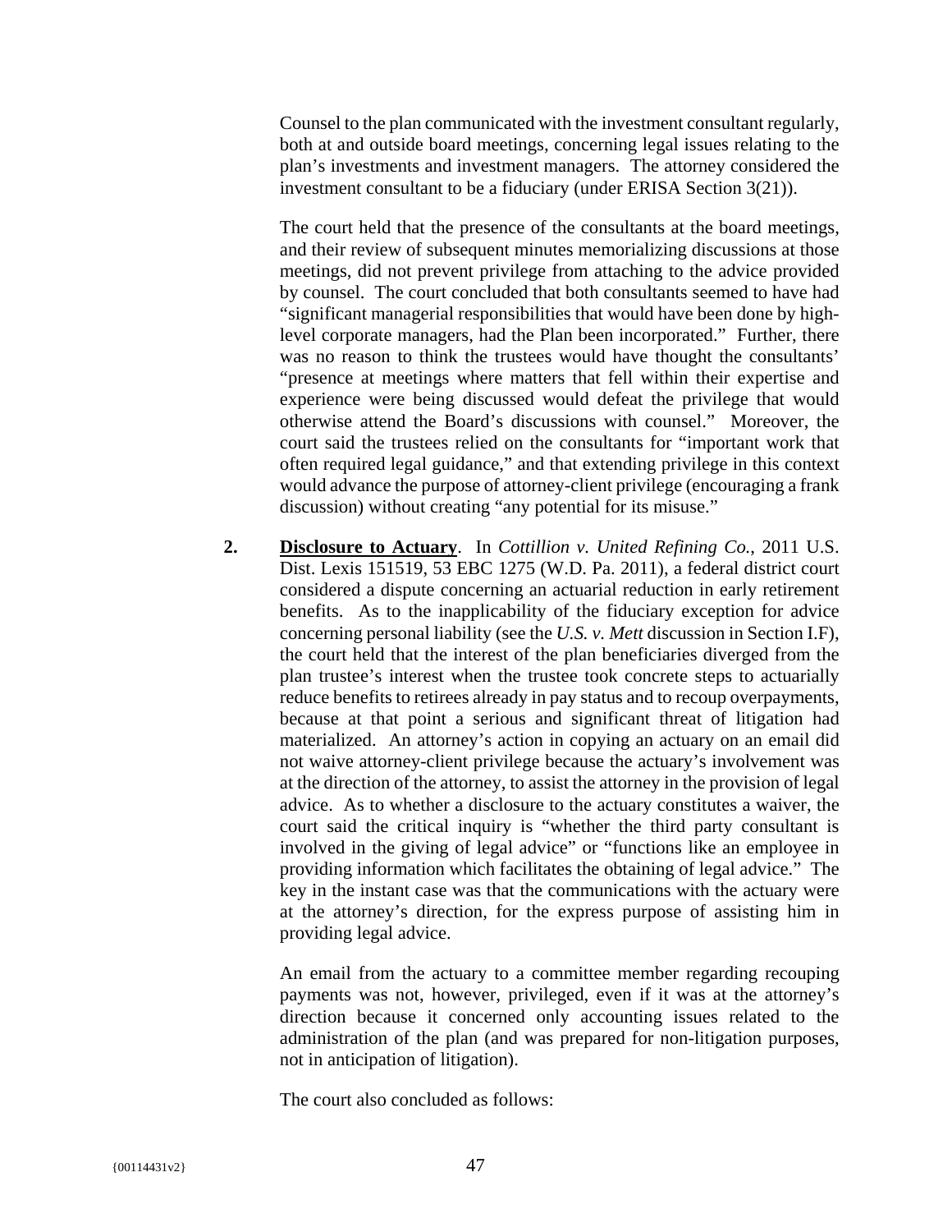Counsel to the plan communicated with the investment consultant regularly, both at and outside board meetings, concerning legal issues relating to the plan's investments and investment managers. The attorney considered the investment consultant to be a fiduciary (under ERISA Section 3(21)).

The court held that the presence of the consultants at the board meetings, and their review of subsequent minutes memorializing discussions at those meetings, did not prevent privilege from attaching to the advice provided by counsel. The court concluded that both consultants seemed to have had "significant managerial responsibilities that would have been done by high-level corporate managers, had the Plan been incorporated." Further, there was no reason to think the trustees would have thought the consultants' "presence at meetings where matters that fell within their expertise and experience were being discussed would defeat the privilege that would otherwise attend the Board's discussions with counsel." Moreover, the court said the trustees relied on the consultants for "important work that often required legal guidance," and that extending privilege in this context would advance the purpose of attorney-client privilege (encouraging a frank discussion) without creating "any potential for its misuse."

**2.** **Disclosure to Actuary**. In *Cottillion v. United Refining Co.*, 2011 U.S. Dist. Lexis 151519, 53 EBC 1275 (W.D. Pa. 2011), a federal district court considered a dispute concerning an actuarial reduction in early retirement benefits. As to the inapplicability of the fiduciary exception for advice concerning personal liability (see the *U.S. v. Mett* discussion in Section I.F), the court held that the interest of the plan beneficiaries diverged from the plan trustee's interest when the trustee took concrete steps to actuarially reduce benefits to retirees already in pay status and to recoup overpayments, because at that point a serious and significant threat of litigation had materialized. An attorney's action in copying an actuary on an email did not waive attorney-client privilege because the actuary's involvement was at the direction of the attorney, to assist the attorney in the provision of legal advice. As to whether a disclosure to the actuary constitutes a waiver, the court said the critical inquiry is "whether the third party consultant is involved in the giving of legal advice" or "functions like an employee in providing information which facilitates the obtaining of legal advice." The key in the instant case was that the communications with the actuary were at the attorney's direction, for the express purpose of assisting him in providing legal advice.

An email from the actuary to a committee member regarding recouping payments was not, however, privileged, even if it was at the attorney's direction because it concerned only accounting issues related to the administration of the plan (and was prepared for non-litigation purposes, not in anticipation of litigation).

The court also concluded as follows: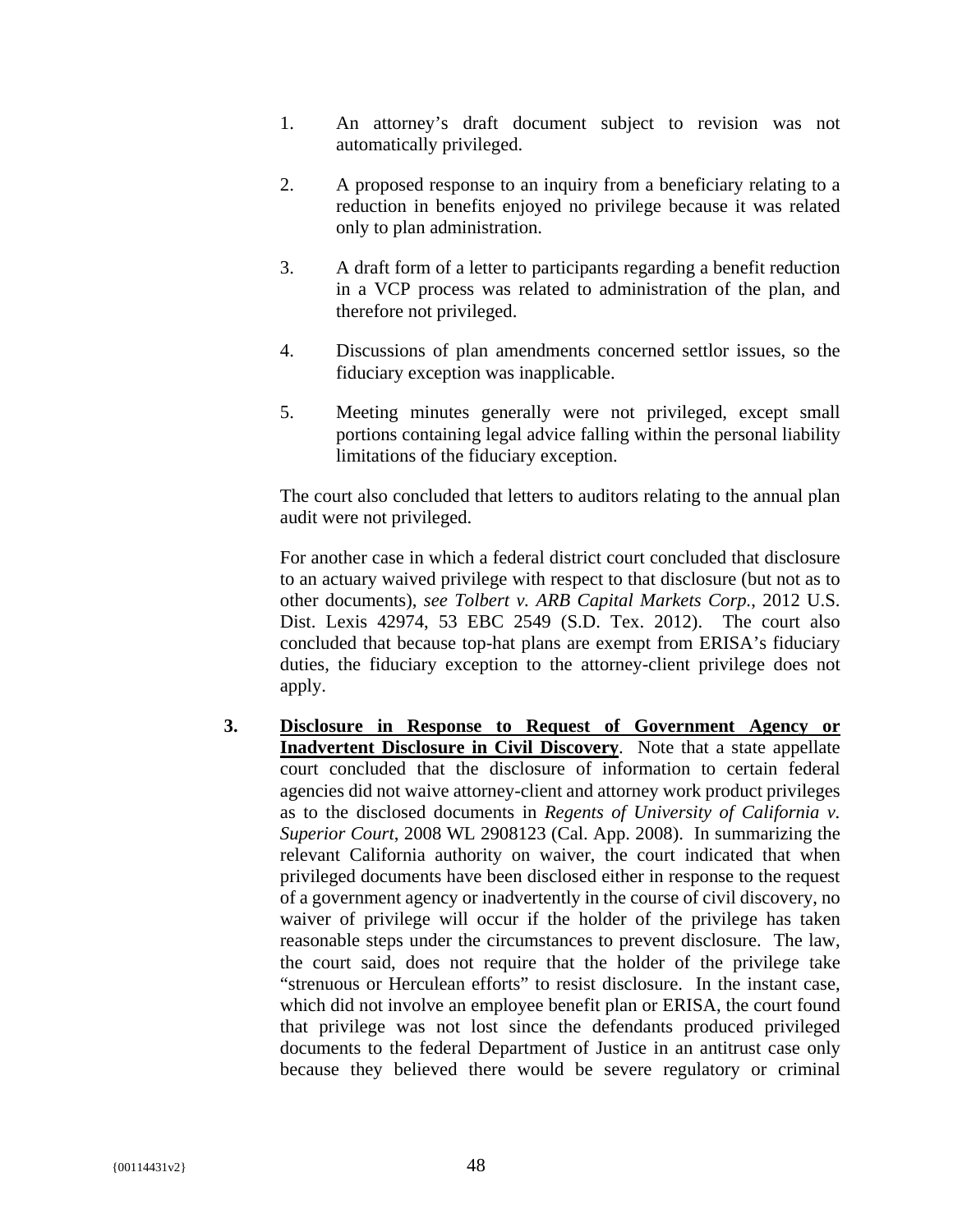1. An attorney's draft document subject to revision was not automatically privileged.

2. A proposed response to an inquiry from a beneficiary relating to a reduction in benefits enjoyed no privilege because it was related only to plan administration.

3. A draft form of a letter to participants regarding a benefit reduction in a VCP process was related to administration of the plan, and therefore not privileged.

4. Discussions of plan amendments concerned settlor issues, so the fiduciary exception was inapplicable.

5. Meeting minutes generally were not privileged, except small portions containing legal advice falling within the personal liability limitations of the fiduciary exception.

The court also concluded that letters to auditors relating to the annual plan audit were not privileged.

For another case in which a federal district court concluded that disclosure to an actuary waived privilege with respect to that disclosure (but not as to other documents), *see Tolbert v. ARB Capital Markets Corp.*, 2012 U.S. Dist. Lexis 42974, 53 EBC 2549 (S.D. Tex. 2012). The court also concluded that because top-hat plans are exempt from ERISA's fiduciary duties, the fiduciary exception to the attorney-client privilege does not apply.

**3. <u>Disclosure in Response to Request of Government Agency or Inadvertent Disclosure in Civil Discovery</u>**. Note that a state appellate court concluded that the disclosure of information to certain federal agencies did not waive attorney-client and attorney work product privileges as to the disclosed documents in *Regents of University of California v. Superior Court*, 2008 WL 2908123 (Cal. App. 2008). In summarizing the relevant California authority on waiver, the court indicated that when privileged documents have been disclosed either in response to the request of a government agency or inadvertently in the course of civil discovery, no waiver of privilege will occur if the holder of the privilege has taken reasonable steps under the circumstances to prevent disclosure. The law, the court said, does not require that the holder of the privilege take "strenuous or Herculean efforts" to resist disclosure. In the instant case, which did not involve an employee benefit plan or ERISA, the court found that privilege was not lost since the defendants produced privileged documents to the federal Department of Justice in an antitrust case only because they believed there would be severe regulatory or criminal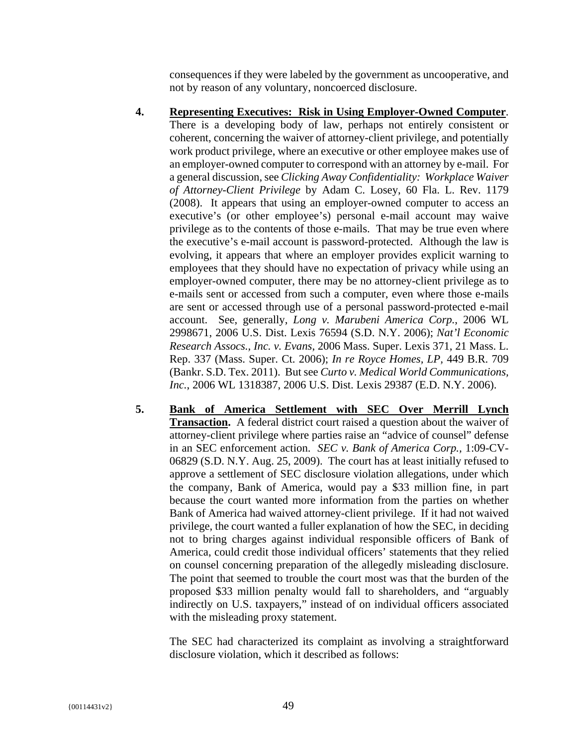consequences if they were labeled by the government as uncooperative, and not by reason of any voluntary, noncoerced disclosure.

4. **Representing Executives: Risk in Using Employer-Owned Computer**. There is a developing body of law, perhaps not entirely consistent or coherent, concerning the waiver of attorney-client privilege, and potentially work product privilege, where an executive or other employee makes use of an employer-owned computer to correspond with an attorney by e-mail. For a general discussion, see *Clicking Away Confidentiality: Workplace Waiver of Attorney-Client Privilege* by Adam C. Losey, 60 Fla. L. Rev. 1179 (2008). It appears that using an employer-owned computer to access an executive's (or other employee's) personal e-mail account may waive privilege as to the contents of those e-mails. That may be true even where the executive's e-mail account is password-protected. Although the law is evolving, it appears that where an employer provides explicit warning to employees that they should have no expectation of privacy while using an employer-owned computer, there may be no attorney-client privilege as to e-mails sent or accessed from such a computer, even where those e-mails are sent or accessed through use of a personal password-protected e-mail account. See, generally, *Long v. Marubeni America Corp.*, 2006 WL 2998671, 2006 U.S. Dist. Lexis 76594 (S.D. N.Y. 2006); *Nat'l Economic Research Assocs., Inc. v. Evans*, 2006 Mass. Super. Lexis 371, 21 Mass. L. Rep. 337 (Mass. Super. Ct. 2006); *In re Royce Homes, LP*, 449 B.R. 709 (Bankr. S.D. Tex. 2011). But see *Curto v. Medical World Communications, Inc.*, 2006 WL 1318387, 2006 U.S. Dist. Lexis 29387 (E.D. N.Y. 2006).

5. **Bank of America Settlement with SEC Over Merrill Lynch Transaction.** A federal district court raised a question about the waiver of attorney-client privilege where parties raise an "advice of counsel" defense in an SEC enforcement action. *SEC v. Bank of America Corp.*, 1:09-CV-06829 (S.D. N.Y. Aug. 25, 2009). The court has at least initially refused to approve a settlement of SEC disclosure violation allegations, under which the company, Bank of America, would pay a $33 million fine, in part because the court wanted more information from the parties on whether Bank of America had waived attorney-client privilege. If it had not waived privilege, the court wanted a fuller explanation of how the SEC, in deciding not to bring charges against individual responsible officers of Bank of America, could credit those individual officers' statements that they relied on counsel concerning preparation of the allegedly misleading disclosure. The point that seemed to trouble the court most was that the burden of the proposed $33 million penalty would fall to shareholders, and "arguably indirectly on U.S. taxpayers," instead of on individual officers associated with the misleading proxy statement.

   The SEC had characterized its complaint as involving a straightforward disclosure violation, which it described as follows: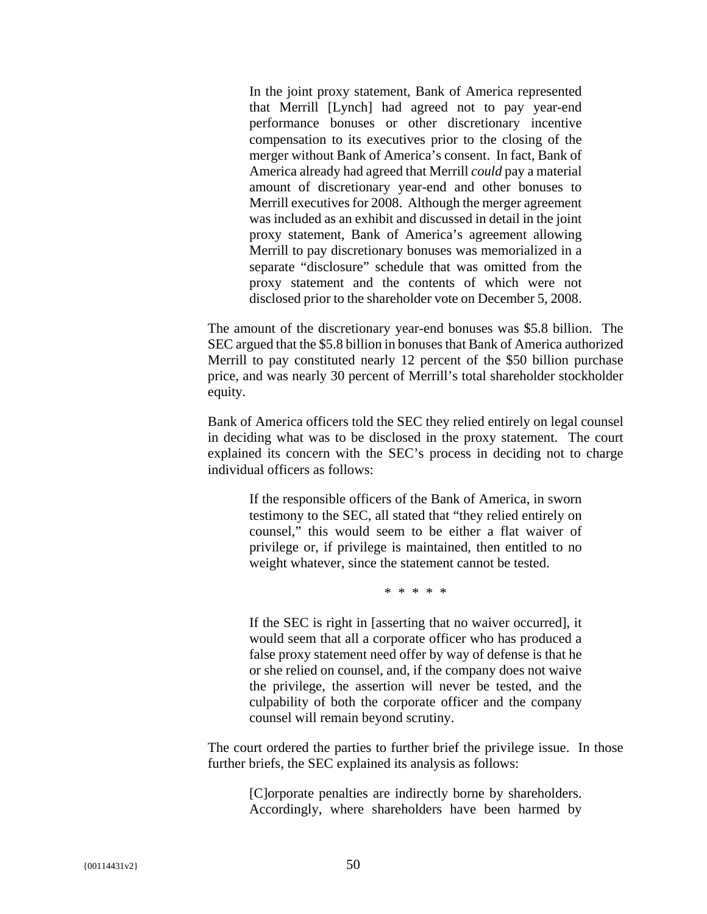> In the joint proxy statement, Bank of America represented that Merrill [Lynch] had agreed not to pay year-end performance bonuses or other discretionary incentive compensation to its executives prior to the closing of the merger without Bank of America's consent. In fact, Bank of America already had agreed that Merrill *could* pay a material amount of discretionary year-end and other bonuses to Merrill executives for 2008. Although the merger agreement was included as an exhibit and discussed in detail in the joint proxy statement, Bank of America's agreement allowing Merrill to pay discretionary bonuses was memorialized in a separate "disclosure" schedule that was omitted from the proxy statement and the contents of which were not disclosed prior to the shareholder vote on December 5, 2008.

The amount of the discretionary year-end bonuses was $5.8 billion. The SEC argued that the $5.8 billion in bonuses that Bank of America authorized Merrill to pay constituted nearly 12 percent of the $50 billion purchase price, and was nearly 30 percent of Merrill's total shareholder stockholder equity.

Bank of America officers told the SEC they relied entirely on legal counsel in deciding what was to be disclosed in the proxy statement. The court explained its concern with the SEC's process in deciding not to charge individual officers as follows:

> If the responsible officers of the Bank of America, in sworn testimony to the SEC, all stated that "they relied entirely on counsel," this would seem to be either a flat waiver of privilege or, if privilege is maintained, then entitled to no weight whatever, since the statement cannot be tested.
>
> \* \* \* \* \*
>
> If the SEC is right in [asserting that no waiver occurred], it would seem that all a corporate officer who has produced a false proxy statement need offer by way of defense is that he or she relied on counsel, and, if the company does not waive the privilege, the assertion will never be tested, and the culpability of both the corporate officer and the company counsel will remain beyond scrutiny.

The court ordered the parties to further brief the privilege issue. In those further briefs, the SEC explained its analysis as follows:

> [C]orporate penalties are indirectly borne by shareholders. Accordingly, where shareholders have been harmed by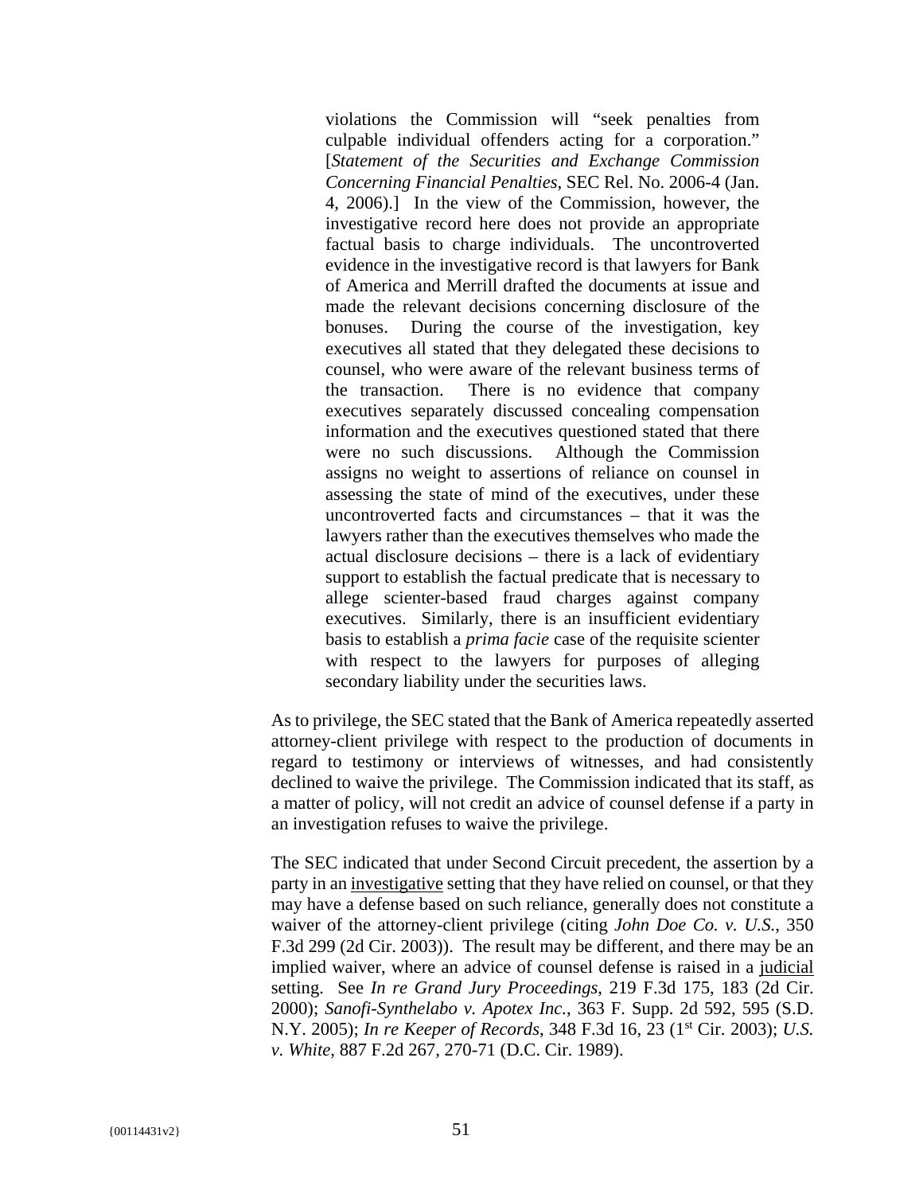> violations the Commission will "seek penalties from culpable individual offenders acting for a corporation." [*Statement of the Securities and Exchange Commission Concerning Financial Penalties*, SEC Rel. No. 2006-4 (Jan. 4, 2006).] In the view of the Commission, however, the investigative record here does not provide an appropriate factual basis to charge individuals. The uncontroverted evidence in the investigative record is that lawyers for Bank of America and Merrill drafted the documents at issue and made the relevant decisions concerning disclosure of the bonuses. During the course of the investigation, key executives all stated that they delegated these decisions to counsel, who were aware of the relevant business terms of the transaction. There is no evidence that company executives separately discussed concealing compensation information and the executives questioned stated that there were no such discussions. Although the Commission assigns no weight to assertions of reliance on counsel in assessing the state of mind of the executives, under these uncontroverted facts and circumstances – that it was the lawyers rather than the executives themselves who made the actual disclosure decisions – there is a lack of evidentiary support to establish the factual predicate that is necessary to allege scienter-based fraud charges against company executives. Similarly, there is an insufficient evidentiary basis to establish a *prima facie* case of the requisite scienter with respect to the lawyers for purposes of alleging secondary liability under the securities laws.

As to privilege, the SEC stated that the Bank of America repeatedly asserted attorney-client privilege with respect to the production of documents in regard to testimony or interviews of witnesses, and had consistently declined to waive the privilege. The Commission indicated that its staff, as a matter of policy, will not credit an advice of counsel defense if a party in an investigation refuses to waive the privilege.

The SEC indicated that under Second Circuit precedent, the assertion by a party in an <u>investigative</u> setting that they have relied on counsel, or that they may have a defense based on such reliance, generally does not constitute a waiver of the attorney-client privilege (citing *John Doe Co. v. U.S.*, 350 F.3d 299 (2d Cir. 2003)). The result may be different, and there may be an implied waiver, where an advice of counsel defense is raised in a <u>judicial</u> setting. See *In re Grand Jury Proceedings*, 219 F.3d 175, 183 (2d Cir. 2000); *Sanofi-Synthelabo v. Apotex Inc.*, 363 F. Supp. 2d 592, 595 (S.D. N.Y. 2005); *In re Keeper of Records*, 348 F.3d 16, 23 (1st Cir. 2003); *U.S. v. White*, 887 F.2d 267, 270-71 (D.C. Cir. 1989).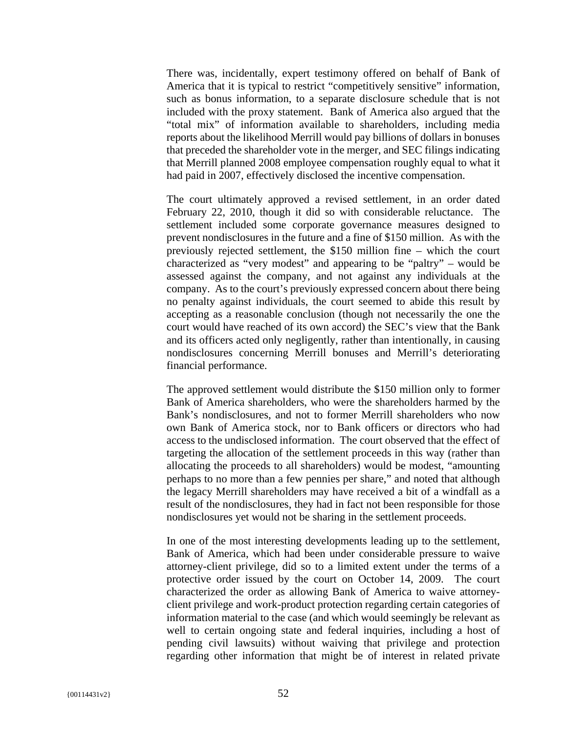There was, incidentally, expert testimony offered on behalf of Bank of America that it is typical to restrict "competitively sensitive" information, such as bonus information, to a separate disclosure schedule that is not included with the proxy statement. Bank of America also argued that the "total mix" of information available to shareholders, including media reports about the likelihood Merrill would pay billions of dollars in bonuses that preceded the shareholder vote in the merger, and SEC filings indicating that Merrill planned 2008 employee compensation roughly equal to what it had paid in 2007, effectively disclosed the incentive compensation.

The court ultimately approved a revised settlement, in an order dated February 22, 2010, though it did so with considerable reluctance. The settlement included some corporate governance measures designed to prevent nondisclosures in the future and a fine of $150 million. As with the previously rejected settlement, the $150 million fine – which the court characterized as "very modest" and appearing to be "paltry" – would be assessed against the company, and not against any individuals at the company. As to the court's previously expressed concern about there being no penalty against individuals, the court seemed to abide this result by accepting as a reasonable conclusion (though not necessarily the one the court would have reached of its own accord) the SEC's view that the Bank and its officers acted only negligently, rather than intentionally, in causing nondisclosures concerning Merrill bonuses and Merrill's deteriorating financial performance.

The approved settlement would distribute the $150 million only to former Bank of America shareholders, who were the shareholders harmed by the Bank's nondisclosures, and not to former Merrill shareholders who now own Bank of America stock, nor to Bank officers or directors who had access to the undisclosed information. The court observed that the effect of targeting the allocation of the settlement proceeds in this way (rather than allocating the proceeds to all shareholders) would be modest, "amounting perhaps to no more than a few pennies per share," and noted that although the legacy Merrill shareholders may have received a bit of a windfall as a result of the nondisclosures, they had in fact not been responsible for those nondisclosures yet would not be sharing in the settlement proceeds.

In one of the most interesting developments leading up to the settlement, Bank of America, which had been under considerable pressure to waive attorney-client privilege, did so to a limited extent under the terms of a protective order issued by the court on October 14, 2009. The court characterized the order as allowing Bank of America to waive attorney-client privilege and work-product protection regarding certain categories of information material to the case (and which would seemingly be relevant as well to certain ongoing state and federal inquiries, including a host of pending civil lawsuits) without waiving that privilege and protection regarding other information that might be of interest in related private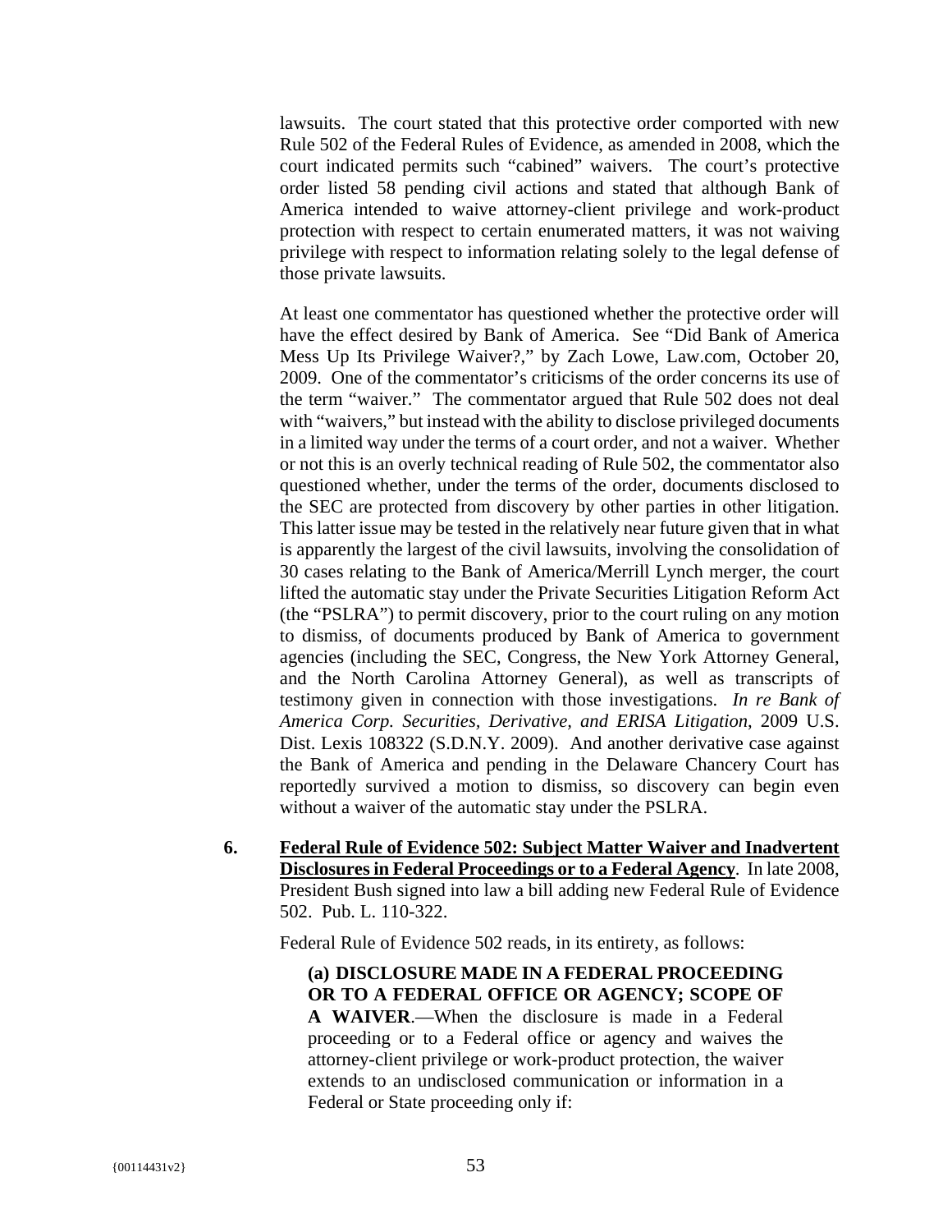lawsuits. The court stated that this protective order comported with new Rule 502 of the Federal Rules of Evidence, as amended in 2008, which the court indicated permits such "cabined" waivers. The court's protective order listed 58 pending civil actions and stated that although Bank of America intended to waive attorney-client privilege and work-product protection with respect to certain enumerated matters, it was not waiving privilege with respect to information relating solely to the legal defense of those private lawsuits.

At least one commentator has questioned whether the protective order will have the effect desired by Bank of America. See "Did Bank of America Mess Up Its Privilege Waiver?," by Zach Lowe, Law.com, October 20, 2009. One of the commentator's criticisms of the order concerns its use of the term "waiver." The commentator argued that Rule 502 does not deal with "waivers," but instead with the ability to disclose privileged documents in a limited way under the terms of a court order, and not a waiver. Whether or not this is an overly technical reading of Rule 502, the commentator also questioned whether, under the terms of the order, documents disclosed to the SEC are protected from discovery by other parties in other litigation. This latter issue may be tested in the relatively near future given that in what is apparently the largest of the civil lawsuits, involving the consolidation of 30 cases relating to the Bank of America/Merrill Lynch merger, the court lifted the automatic stay under the Private Securities Litigation Reform Act (the "PSLRA") to permit discovery, prior to the court ruling on any motion to dismiss, of documents produced by Bank of America to government agencies (including the SEC, Congress, the New York Attorney General, and the North Carolina Attorney General), as well as transcripts of testimony given in connection with those investigations. *In re Bank of America Corp. Securities, Derivative, and ERISA Litigation*, 2009 U.S. Dist. Lexis 108322 (S.D.N.Y. 2009). And another derivative case against the Bank of America and pending in the Delaware Chancery Court has reportedly survived a motion to dismiss, so discovery can begin even without a waiver of the automatic stay under the PSLRA.

**6. <u>Federal Rule of Evidence 502: Subject Matter Waiver and Inadvertent Disclosures in Federal Proceedings or to a Federal Agency</u>.** In late 2008, President Bush signed into law a bill adding new Federal Rule of Evidence 502. Pub. L. 110-322.

Federal Rule of Evidence 502 reads, in its entirety, as follows:

> **(a) DISCLOSURE MADE IN A FEDERAL PROCEEDING OR TO A FEDERAL OFFICE OR AGENCY; SCOPE OF A WAIVER**.—When the disclosure is made in a Federal proceeding or to a Federal office or agency and waives the attorney-client privilege or work-product protection, the waiver extends to an undisclosed communication or information in a Federal or State proceeding only if: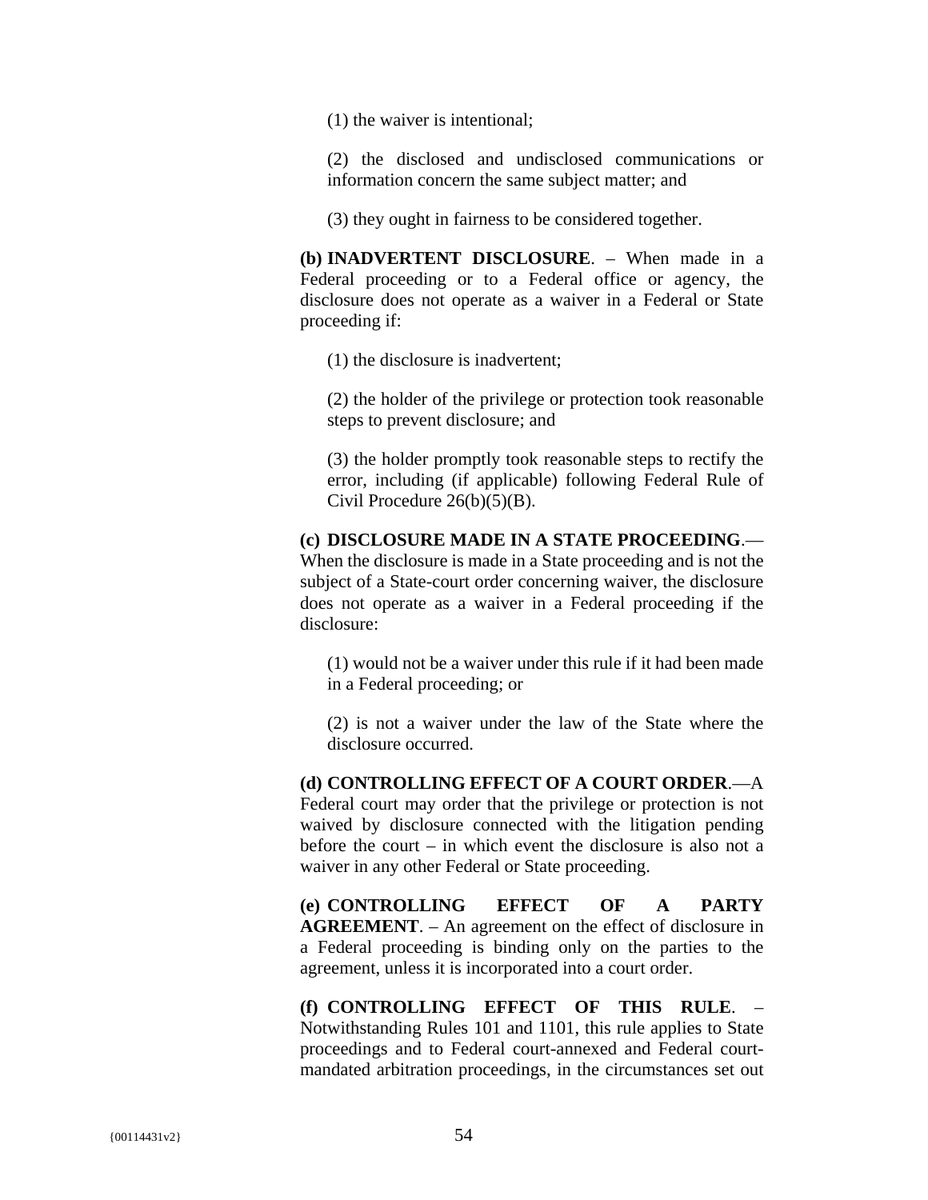(1) the waiver is intentional;

(2) the disclosed and undisclosed communications or information concern the same subject matter; and

(3) they ought in fairness to be considered together.

**(b) INADVERTENT DISCLOSURE**. – When made in a Federal proceeding or to a Federal office or agency, the disclosure does not operate as a waiver in a Federal or State proceeding if:

(1) the disclosure is inadvertent;

(2) the holder of the privilege or protection took reasonable steps to prevent disclosure; and

(3) the holder promptly took reasonable steps to rectify the error, including (if applicable) following Federal Rule of Civil Procedure 26(b)(5)(B).

**(c) DISCLOSURE MADE IN A STATE PROCEEDING**.— When the disclosure is made in a State proceeding and is not the subject of a State-court order concerning waiver, the disclosure does not operate as a waiver in a Federal proceeding if the disclosure:

(1) would not be a waiver under this rule if it had been made in a Federal proceeding; or

(2) is not a waiver under the law of the State where the disclosure occurred.

**(d) CONTROLLING EFFECT OF A COURT ORDER**.—A Federal court may order that the privilege or protection is not waived by disclosure connected with the litigation pending before the court – in which event the disclosure is also not a waiver in any other Federal or State proceeding.

**(e) CONTROLLING EFFECT OF A PARTY AGREEMENT**. – An agreement on the effect of disclosure in a Federal proceeding is binding only on the parties to the agreement, unless it is incorporated into a court order.

**(f) CONTROLLING EFFECT OF THIS RULE**. – Notwithstanding Rules 101 and 1101, this rule applies to State proceedings and to Federal court-annexed and Federal court-mandated arbitration proceedings, in the circumstances set out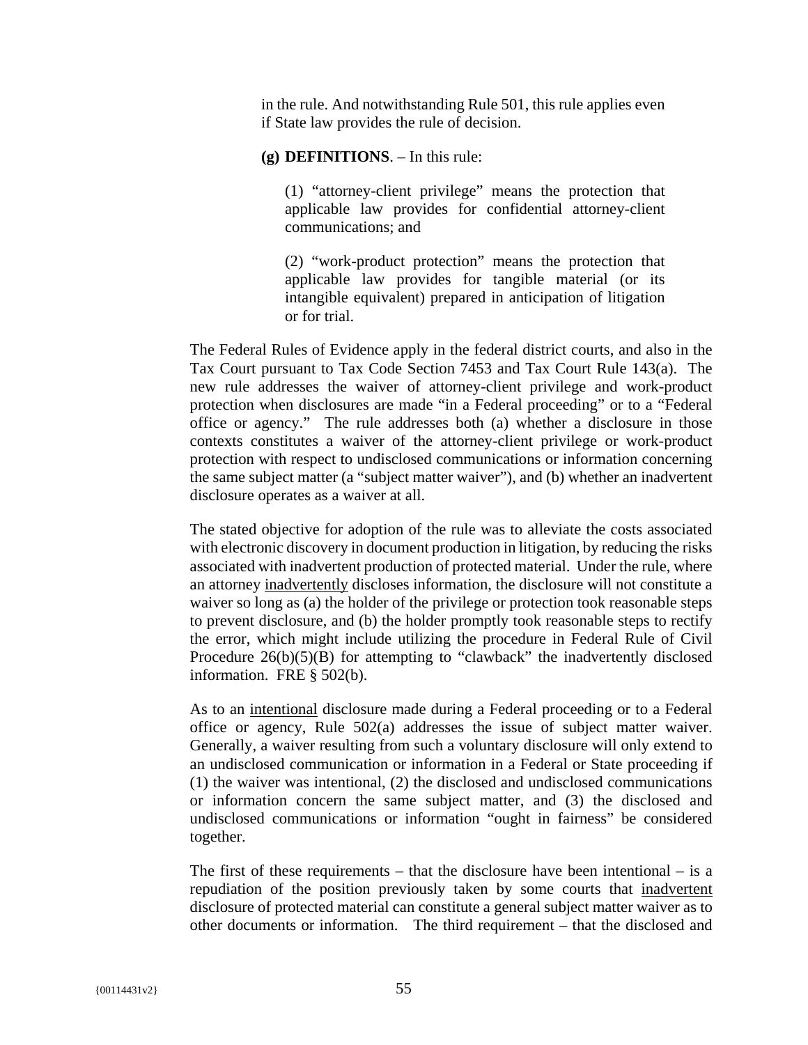in the rule. And notwithstanding Rule 501, this rule applies even if State law provides the rule of decision.

**(g) DEFINITIONS**. – In this rule:

(1) “attorney-client privilege” means the protection that applicable law provides for confidential attorney-client communications; and

(2) “work-product protection” means the protection that applicable law provides for tangible material (or its intangible equivalent) prepared in anticipation of litigation or for trial.

The Federal Rules of Evidence apply in the federal district courts, and also in the Tax Court pursuant to Tax Code Section 7453 and Tax Court Rule 143(a). The new rule addresses the waiver of attorney-client privilege and work-product protection when disclosures are made “in a Federal proceeding” or to a “Federal office or agency.” The rule addresses both (a) whether a disclosure in those contexts constitutes a waiver of the attorney-client privilege or work-product protection with respect to undisclosed communications or information concerning the same subject matter (a “subject matter waiver”), and (b) whether an inadvertent disclosure operates as a waiver at all.

The stated objective for adoption of the rule was to alleviate the costs associated with electronic discovery in document production in litigation, by reducing the risks associated with inadvertent production of protected material. Under the rule, where an attorney <u>inadvertently</u> discloses information, the disclosure will not constitute a waiver so long as (a) the holder of the privilege or protection took reasonable steps to prevent disclosure, and (b) the holder promptly took reasonable steps to rectify the error, which might include utilizing the procedure in Federal Rule of Civil Procedure 26(b)(5)(B) for attempting to “clawback” the inadvertently disclosed information. FRE § 502(b).

As to an <u>intentional</u> disclosure made during a Federal proceeding or to a Federal office or agency, Rule 502(a) addresses the issue of subject matter waiver. Generally, a waiver resulting from such a voluntary disclosure will only extend to an undisclosed communication or information in a Federal or State proceeding if (1) the waiver was intentional, (2) the disclosed and undisclosed communications or information concern the same subject matter, and (3) the disclosed and undisclosed communications or information “ought in fairness” be considered together.

The first of these requirements – that the disclosure have been intentional – is a repudiation of the position previously taken by some courts that <u>inadvertent</u> disclosure of protected material can constitute a general subject matter waiver as to other documents or information. The third requirement – that the disclosed and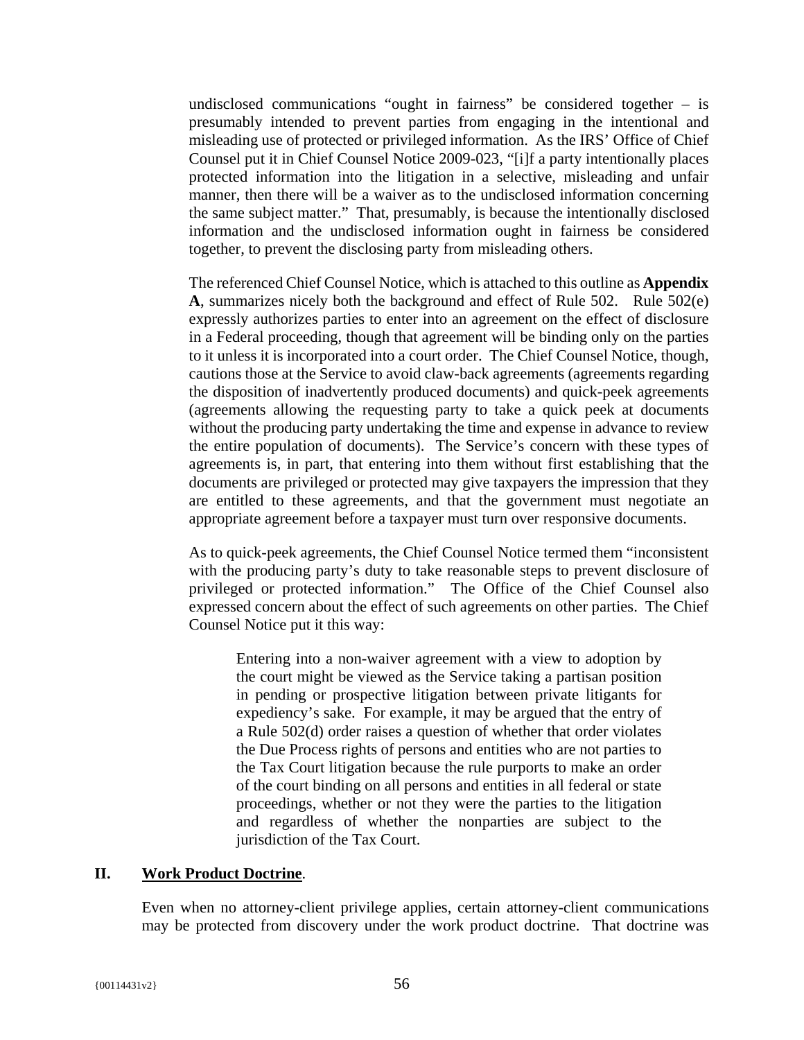undisclosed communications "ought in fairness" be considered together – is presumably intended to prevent parties from engaging in the intentional and misleading use of protected or privileged information. As the IRS' Office of Chief Counsel put it in Chief Counsel Notice 2009-023, "[i]f a party intentionally places protected information into the litigation in a selective, misleading and unfair manner, then there will be a waiver as to the undisclosed information concerning the same subject matter." That, presumably, is because the intentionally disclosed information and the undisclosed information ought in fairness be considered together, to prevent the disclosing party from misleading others.

The referenced Chief Counsel Notice, which is attached to this outline as **Appendix A**, summarizes nicely both the background and effect of Rule 502. Rule 502(e) expressly authorizes parties to enter into an agreement on the effect of disclosure in a Federal proceeding, though that agreement will be binding only on the parties to it unless it is incorporated into a court order. The Chief Counsel Notice, though, cautions those at the Service to avoid claw-back agreements (agreements regarding the disposition of inadvertently produced documents) and quick-peek agreements (agreements allowing the requesting party to take a quick peek at documents without the producing party undertaking the time and expense in advance to review the entire population of documents). The Service's concern with these types of agreements is, in part, that entering into them without first establishing that the documents are privileged or protected may give taxpayers the impression that they are entitled to these agreements, and that the government must negotiate an appropriate agreement before a taxpayer must turn over responsive documents.

As to quick-peek agreements, the Chief Counsel Notice termed them "inconsistent with the producing party's duty to take reasonable steps to prevent disclosure of privileged or protected information." The Office of the Chief Counsel also expressed concern about the effect of such agreements on other parties. The Chief Counsel Notice put it this way:

> Entering into a non-waiver agreement with a view to adoption by the court might be viewed as the Service taking a partisan position in pending or prospective litigation between private litigants for expediency's sake. For example, it may be argued that the entry of a Rule 502(d) order raises a question of whether that order violates the Due Process rights of persons and entities who are not parties to the Tax Court litigation because the rule purports to make an order of the court binding on all persons and entities in all federal or state proceedings, whether or not they were the parties to the litigation and regardless of whether the nonparties are subject to the jurisdiction of the Tax Court.

## II. Work Product Doctrine.

Even when no attorney-client privilege applies, certain attorney-client communications may be protected from discovery under the work product doctrine. That doctrine was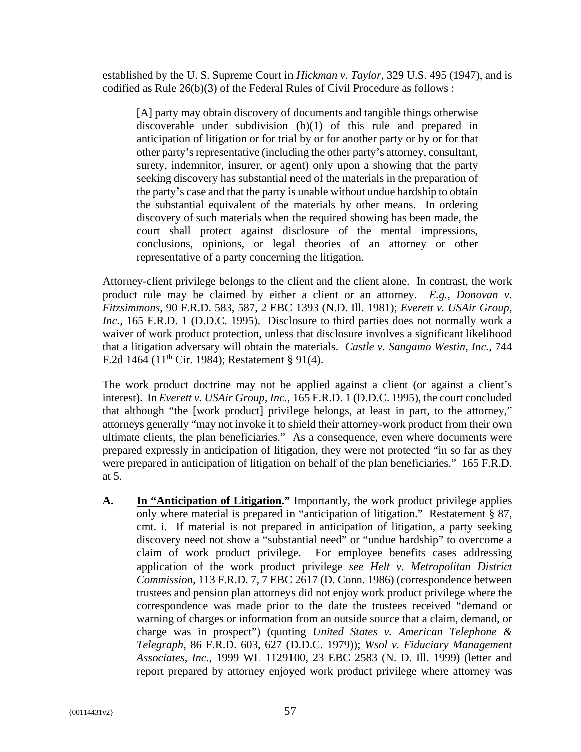established by the U. S. Supreme Court in *Hickman v. Taylor*, 329 U.S. 495 (1947), and is codified as Rule 26(b)(3) of the Federal Rules of Civil Procedure as follows :

> [A] party may obtain discovery of documents and tangible things otherwise discoverable under subdivision (b)(1) of this rule and prepared in anticipation of litigation or for trial by or for another party or by or for that other party's representative (including the other party's attorney, consultant, surety, indemnitor, insurer, or agent) only upon a showing that the party seeking discovery has substantial need of the materials in the preparation of the party's case and that the party is unable without undue hardship to obtain the substantial equivalent of the materials by other means. In ordering discovery of such materials when the required showing has been made, the court shall protect against disclosure of the mental impressions, conclusions, opinions, or legal theories of an attorney or other representative of a party concerning the litigation.

Attorney-client privilege belongs to the client and the client alone. In contrast, the work product rule may be claimed by either a client or an attorney. *E.g., Donovan v. Fitzsimmons*, 90 F.R.D. 583, 587, 2 EBC 1393 (N.D. Ill. 1981); *Everett v. USAir Group, Inc.*, 165 F.R.D. 1 (D.D.C. 1995). Disclosure to third parties does not normally work a waiver of work product protection, unless that disclosure involves a significant likelihood that a litigation adversary will obtain the materials. *Castle v. Sangamo Westin, Inc.*, 744 F.2d 1464 (11th Cir. 1984); Restatement § 91(4).

The work product doctrine may not be applied against a client (or against a client's interest). In *Everett v. USAir Group, Inc.*, 165 F.R.D. 1 (D.D.C. 1995), the court concluded that although "the [work product] privilege belongs, at least in part, to the attorney," attorneys generally "may not invoke it to shield their attorney-work product from their own ultimate clients, the plan beneficiaries." As a consequence, even where documents were prepared expressly in anticipation of litigation, they were not protected "in so far as they were prepared in anticipation of litigation on behalf of the plan beneficiaries." 165 F.R.D. at 5.

**A. <u>In "Anticipation of Litigation</u>."** Importantly, the work product privilege applies only where material is prepared in "anticipation of litigation." Restatement § 87, cmt. i. If material is not prepared in anticipation of litigation, a party seeking discovery need not show a "substantial need" or "undue hardship" to overcome a claim of work product privilege. For employee benefits cases addressing application of the work product privilege *see Helt v. Metropolitan District Commission*, 113 F.R.D. 7, 7 EBC 2617 (D. Conn. 1986) (correspondence between trustees and pension plan attorneys did not enjoy work product privilege where the correspondence was made prior to the date the trustees received "demand or warning of charges or information from an outside source that a claim, demand, or charge was in prospect") (quoting *United States v. American Telephone & Telegraph*, 86 F.R.D. 603, 627 (D.D.C. 1979)); *Wsol v. Fiduciary Management Associates, Inc.*, 1999 WL 1129100, 23 EBC 2583 (N. D. Ill. 1999) (letter and report prepared by attorney enjoyed work product privilege where attorney was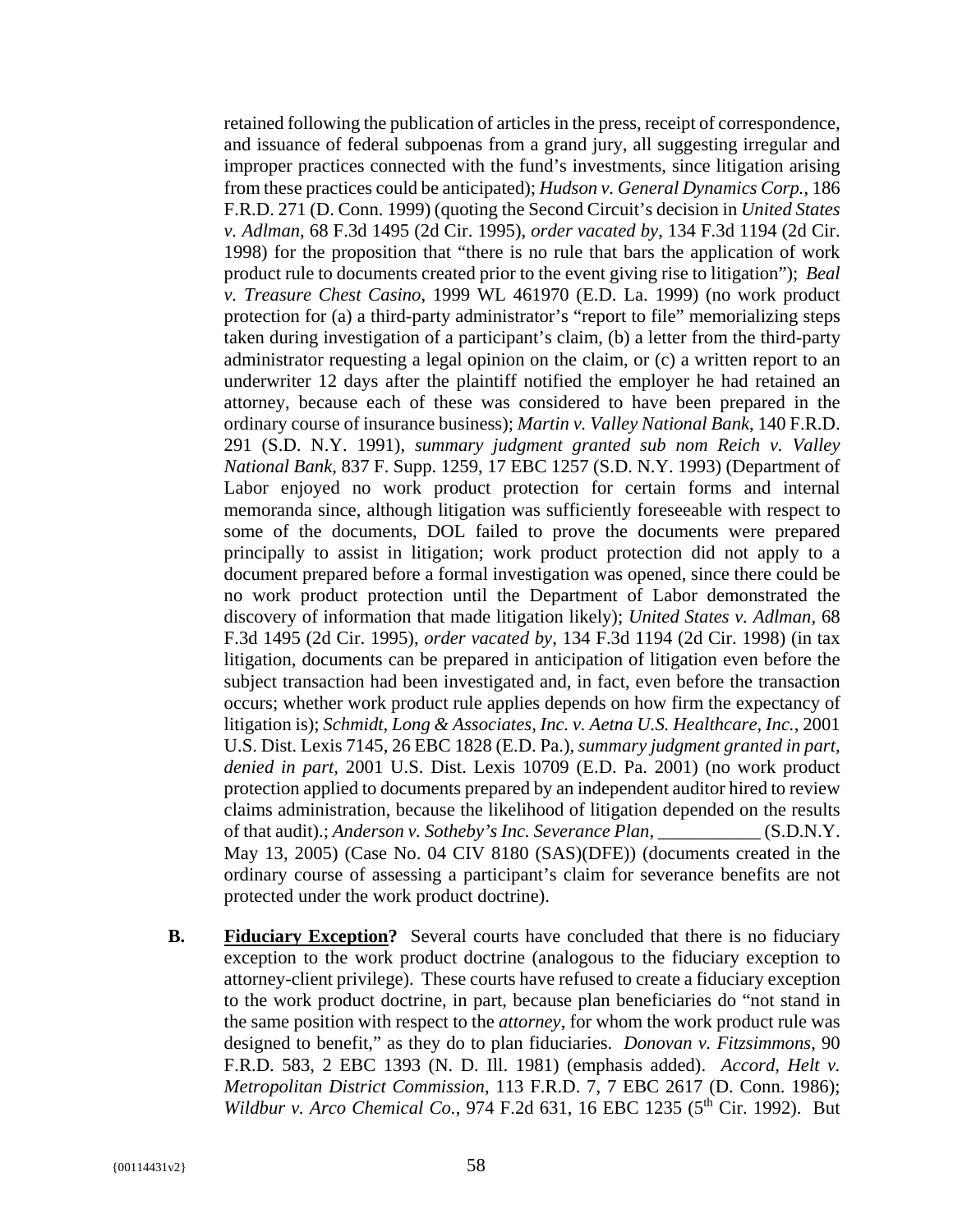retained following the publication of articles in the press, receipt of correspondence, and issuance of federal subpoenas from a grand jury, all suggesting irregular and improper practices connected with the fund's investments, since litigation arising from these practices could be anticipated); *Hudson v. General Dynamics Corp.*, 186 F.R.D. 271 (D. Conn. 1999) (quoting the Second Circuit's decision in *United States v. Adlman*, 68 F.3d 1495 (2d Cir. 1995), *order vacated by*, 134 F.3d 1194 (2d Cir. 1998) for the proposition that "there is no rule that bars the application of work product rule to documents created prior to the event giving rise to litigation"); *Beal v. Treasure Chest Casino*, 1999 WL 461970 (E.D. La. 1999) (no work product protection for (a) a third-party administrator's "report to file" memorializing steps taken during investigation of a participant's claim, (b) a letter from the third-party administrator requesting a legal opinion on the claim, or (c) a written report to an underwriter 12 days after the plaintiff notified the employer he had retained an attorney, because each of these was considered to have been prepared in the ordinary course of insurance business); *Martin v. Valley National Bank*, 140 F.R.D. 291 (S.D. N.Y. 1991), *summary judgment granted sub nom Reich v. Valley National Bank*, 837 F. Supp. 1259, 17 EBC 1257 (S.D. N.Y. 1993) (Department of Labor enjoyed no work product protection for certain forms and internal memoranda since, although litigation was sufficiently foreseeable with respect to some of the documents, DOL failed to prove the documents were prepared principally to assist in litigation; work product protection did not apply to a document prepared before a formal investigation was opened, since there could be no work product protection until the Department of Labor demonstrated the discovery of information that made litigation likely); *United States v. Adlman*, 68 F.3d 1495 (2d Cir. 1995), *order vacated by*, 134 F.3d 1194 (2d Cir. 1998) (in tax litigation, documents can be prepared in anticipation of litigation even before the subject transaction had been investigated and, in fact, even before the transaction occurs; whether work product rule applies depends on how firm the expectancy of litigation is); *Schmidt, Long & Associates, Inc. v. Aetna U.S. Healthcare, Inc.*, 2001 U.S. Dist. Lexis 7145, 26 EBC 1828 (E.D. Pa.), *summary judgment granted in part, denied in part*, 2001 U.S. Dist. Lexis 10709 (E.D. Pa. 2001) (no work product protection applied to documents prepared by an independent auditor hired to review claims administration, because the likelihood of litigation depended on the results of that audit).; *Anderson v. Sotheby's Inc. Severance Plan*, \_\_\_\_\_\_\_\_\_\_\_ (S.D.N.Y. May 13, 2005) (Case No. 04 CIV 8180 (SAS)(DFE)) (documents created in the ordinary course of assessing a participant's claim for severance benefits are not protected under the work product doctrine).

**B. Fiduciary Exception?** Several courts have concluded that there is no fiduciary exception to the work product doctrine (analogous to the fiduciary exception to attorney-client privilege). These courts have refused to create a fiduciary exception to the work product doctrine, in part, because plan beneficiaries do "not stand in the same position with respect to the *attorney*, for whom the work product rule was designed to benefit," as they do to plan fiduciaries. *Donovan v. Fitzsimmons*, 90 F.R.D. 583, 2 EBC 1393 (N. D. Ill. 1981) (emphasis added). *Accord*, *Helt v. Metropolitan District Commission*, 113 F.R.D. 7, 7 EBC 2617 (D. Conn. 1986); *Wildbur v. Arco Chemical Co.*, 974 F.2d 631, 16 EBC 1235 (5th Cir. 1992). But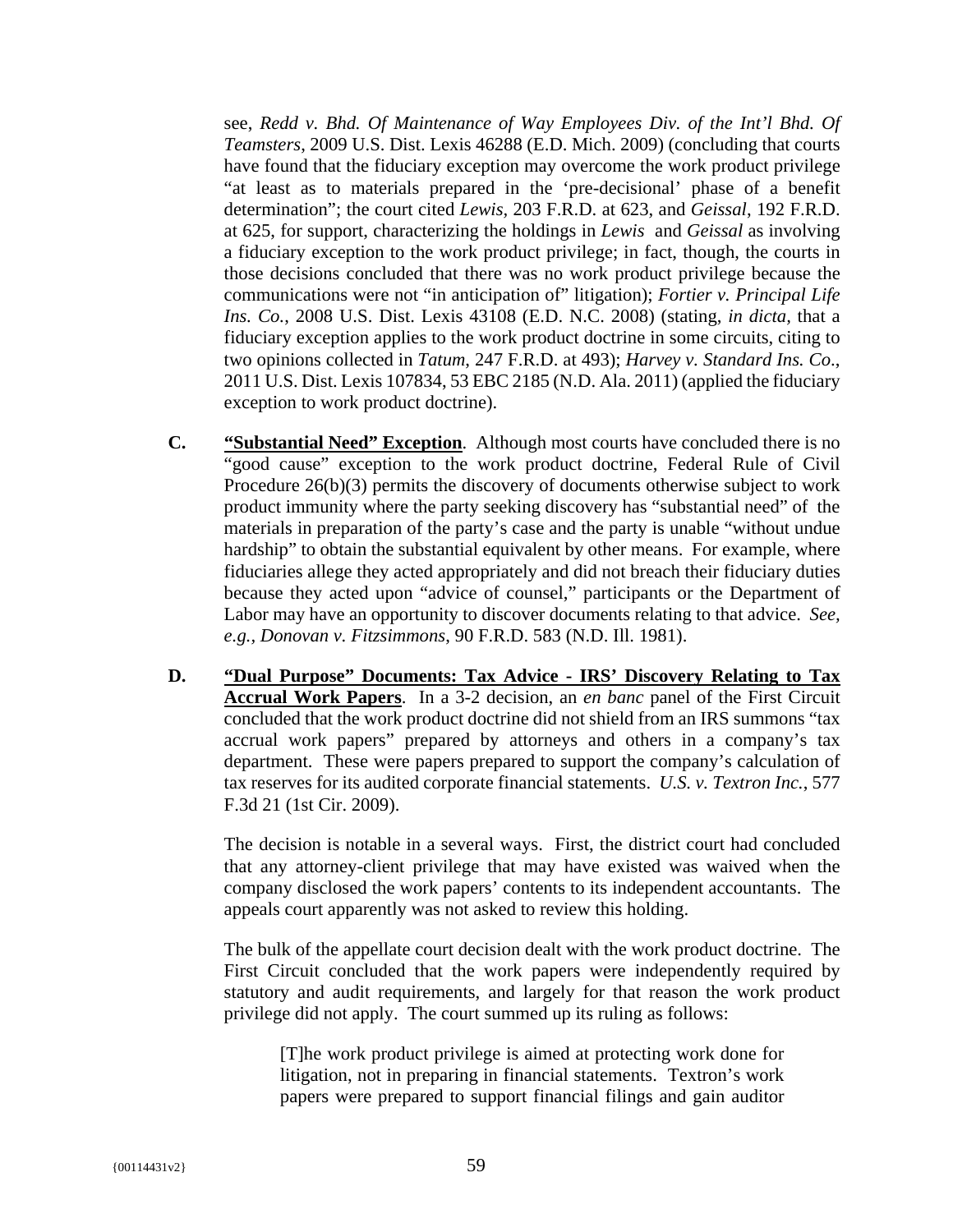see, *Redd v. Bhd. Of Maintenance of Way Employees Div. of the Int'l Bhd. Of Teamsters*, 2009 U.S. Dist. Lexis 46288 (E.D. Mich. 2009) (concluding that courts have found that the fiduciary exception may overcome the work product privilege "at least as to materials prepared in the 'pre-decisional' phase of a benefit determination"; the court cited *Lewis*, 203 F.R.D. at 623, and *Geissal*, 192 F.R.D. at 625, for support, characterizing the holdings in *Lewis* and *Geissal* as involving a fiduciary exception to the work product privilege; in fact, though, the courts in those decisions concluded that there was no work product privilege because the communications were not "in anticipation of" litigation); *Fortier v. Principal Life Ins. Co.*, 2008 U.S. Dist. Lexis 43108 (E.D. N.C. 2008) (stating, *in dicta*, that a fiduciary exception applies to the work product doctrine in some circuits, citing to two opinions collected in *Tatum*, 247 F.R.D. at 493); *Harvey v. Standard Ins. Co*., 2011 U.S. Dist. Lexis 107834, 53 EBC 2185 (N.D. Ala. 2011) (applied the fiduciary exception to work product doctrine).

**C.** **"Substantial Need" Exception**. Although most courts have concluded there is no "good cause" exception to the work product doctrine, Federal Rule of Civil Procedure 26(b)(3) permits the discovery of documents otherwise subject to work product immunity where the party seeking discovery has "substantial need" of the materials in preparation of the party's case and the party is unable "without undue hardship" to obtain the substantial equivalent by other means. For example, where fiduciaries allege they acted appropriately and did not breach their fiduciary duties because they acted upon "advice of counsel," participants or the Department of Labor may have an opportunity to discover documents relating to that advice. *See, e.g., Donovan v. Fitzsimmons*, 90 F.R.D. 583 (N.D. Ill. 1981).

**D.** **"Dual Purpose" Documents: Tax Advice - IRS' Discovery Relating to Tax Accrual Work Papers**. In a 3-2 decision, an *en banc* panel of the First Circuit concluded that the work product doctrine did not shield from an IRS summons "tax accrual work papers" prepared by attorneys and others in a company's tax department. These were papers prepared to support the company's calculation of tax reserves for its audited corporate financial statements. *U.S. v. Textron Inc.*, 577 F.3d 21 (1st Cir. 2009).

The decision is notable in a several ways. First, the district court had concluded that any attorney-client privilege that may have existed was waived when the company disclosed the work papers' contents to its independent accountants. The appeals court apparently was not asked to review this holding.

The bulk of the appellate court decision dealt with the work product doctrine. The First Circuit concluded that the work papers were independently required by statutory and audit requirements, and largely for that reason the work product privilege did not apply. The court summed up its ruling as follows:

> [T]he work product privilege is aimed at protecting work done for litigation, not in preparing in financial statements. Textron's work papers were prepared to support financial filings and gain auditor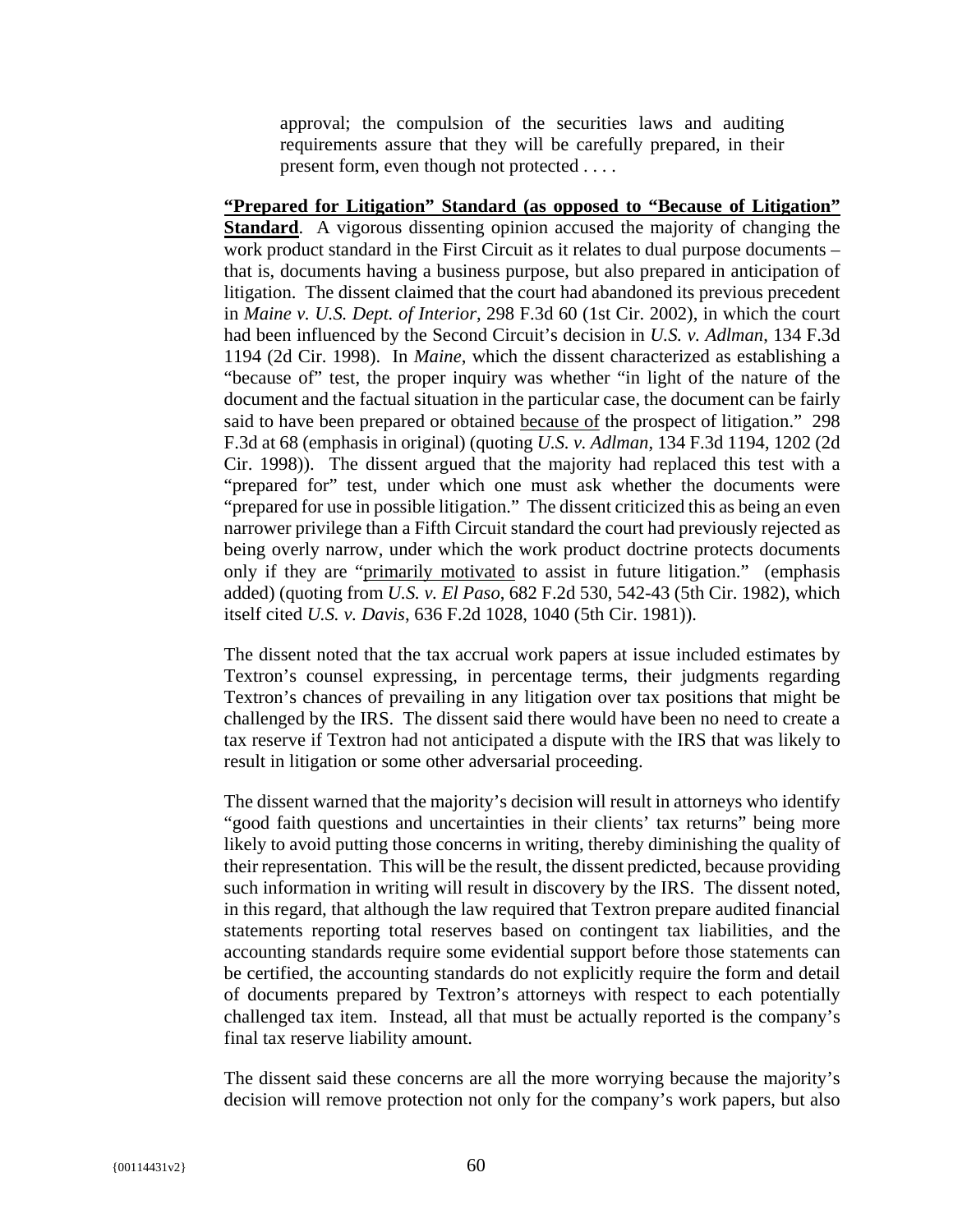> approval; the compulsion of the securities laws and auditing requirements assure that they will be carefully prepared, in their present form, even though not protected . . . .

**<u>"Prepared for Litigation" Standard (as opposed to "Because of Litigation" Standard</u>**. A vigorous dissenting opinion accused the majority of changing the work product standard in the First Circuit as it relates to dual purpose documents – that is, documents having a business purpose, but also prepared in anticipation of litigation. The dissent claimed that the court had abandoned its previous precedent in *Maine v. U.S. Dept. of Interior*, 298 F.3d 60 (1st Cir. 2002), in which the court had been influenced by the Second Circuit's decision in *U.S. v. Adlman*, 134 F.3d 1194 (2d Cir. 1998). In *Maine*, which the dissent characterized as establishing a "because of" test, the proper inquiry was whether "in light of the nature of the document and the factual situation in the particular case, the document can be fairly said to have been prepared or obtained <u>because of</u> the prospect of litigation." 298 F.3d at 68 (emphasis in original) (quoting *U.S. v. Adlman*, 134 F.3d 1194, 1202 (2d Cir. 1998)). The dissent argued that the majority had replaced this test with a "prepared for" test, under which one must ask whether the documents were "prepared for use in possible litigation." The dissent criticized this as being an even narrower privilege than a Fifth Circuit standard the court had previously rejected as being overly narrow, under which the work product doctrine protects documents only if they are "<u>primarily motivated</u> to assist in future litigation." (emphasis added) (quoting from *U.S. v. El Paso*, 682 F.2d 530, 542-43 (5th Cir. 1982), which itself cited *U.S. v. Davis*, 636 F.2d 1028, 1040 (5th Cir. 1981)).

The dissent noted that the tax accrual work papers at issue included estimates by Textron's counsel expressing, in percentage terms, their judgments regarding Textron's chances of prevailing in any litigation over tax positions that might be challenged by the IRS. The dissent said there would have been no need to create a tax reserve if Textron had not anticipated a dispute with the IRS that was likely to result in litigation or some other adversarial proceeding.

The dissent warned that the majority's decision will result in attorneys who identify "good faith questions and uncertainties in their clients' tax returns" being more likely to avoid putting those concerns in writing, thereby diminishing the quality of their representation. This will be the result, the dissent predicted, because providing such information in writing will result in discovery by the IRS. The dissent noted, in this regard, that although the law required that Textron prepare audited financial statements reporting total reserves based on contingent tax liabilities, and the accounting standards require some evidential support before those statements can be certified, the accounting standards do not explicitly require the form and detail of documents prepared by Textron's attorneys with respect to each potentially challenged tax item. Instead, all that must be actually reported is the company's final tax reserve liability amount.

The dissent said these concerns are all the more worrying because the majority's decision will remove protection not only for the company's work papers, but also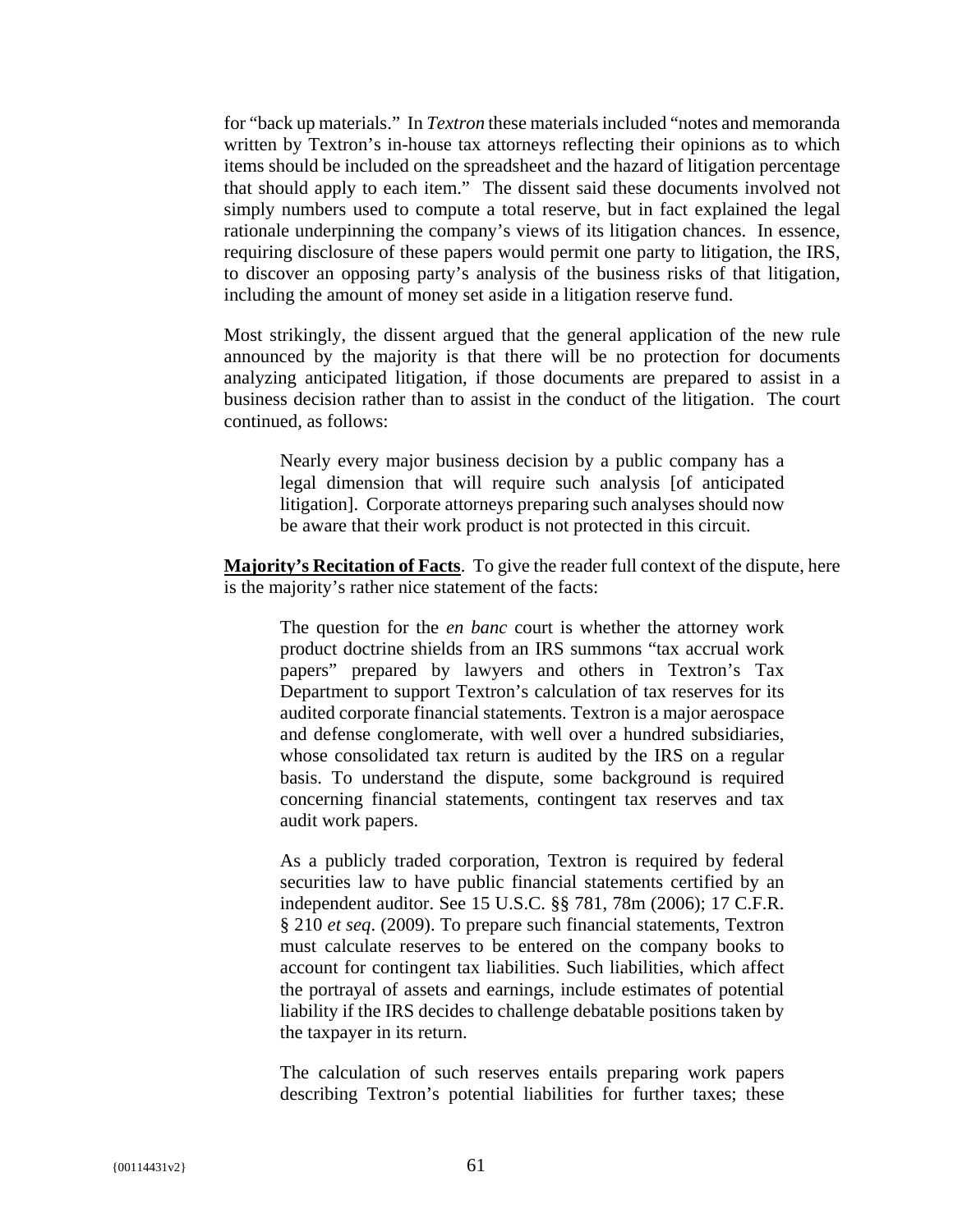for "back up materials." In *Textron* these materials included "notes and memoranda written by Textron's in-house tax attorneys reflecting their opinions as to which items should be included on the spreadsheet and the hazard of litigation percentage that should apply to each item." The dissent said these documents involved not simply numbers used to compute a total reserve, but in fact explained the legal rationale underpinning the company's views of its litigation chances. In essence, requiring disclosure of these papers would permit one party to litigation, the IRS, to discover an opposing party's analysis of the business risks of that litigation, including the amount of money set aside in a litigation reserve fund.

Most strikingly, the dissent argued that the general application of the new rule announced by the majority is that there will be no protection for documents analyzing anticipated litigation, if those documents are prepared to assist in a business decision rather than to assist in the conduct of the litigation. The court continued, as follows:

> Nearly every major business decision by a public company has a legal dimension that will require such analysis [of anticipated litigation]. Corporate attorneys preparing such analyses should now be aware that their work product is not protected in this circuit.

**Majority's Recitation of Facts**. To give the reader full context of the dispute, here is the majority's rather nice statement of the facts:

> The question for the *en banc* court is whether the attorney work product doctrine shields from an IRS summons "tax accrual work papers" prepared by lawyers and others in Textron's Tax Department to support Textron's calculation of tax reserves for its audited corporate financial statements. Textron is a major aerospace and defense conglomerate, with well over a hundred subsidiaries, whose consolidated tax return is audited by the IRS on a regular basis. To understand the dispute, some background is required concerning financial statements, contingent tax reserves and tax audit work papers.
>
> As a publicly traded corporation, Textron is required by federal securities law to have public financial statements certified by an independent auditor. See 15 U.S.C. §§ 781, 78m (2006); 17 C.F.R. § 210 *et seq*. (2009). To prepare such financial statements, Textron must calculate reserves to be entered on the company books to account for contingent tax liabilities. Such liabilities, which affect the portrayal of assets and earnings, include estimates of potential liability if the IRS decides to challenge debatable positions taken by the taxpayer in its return.
>
> The calculation of such reserves entails preparing work papers describing Textron's potential liabilities for further taxes; these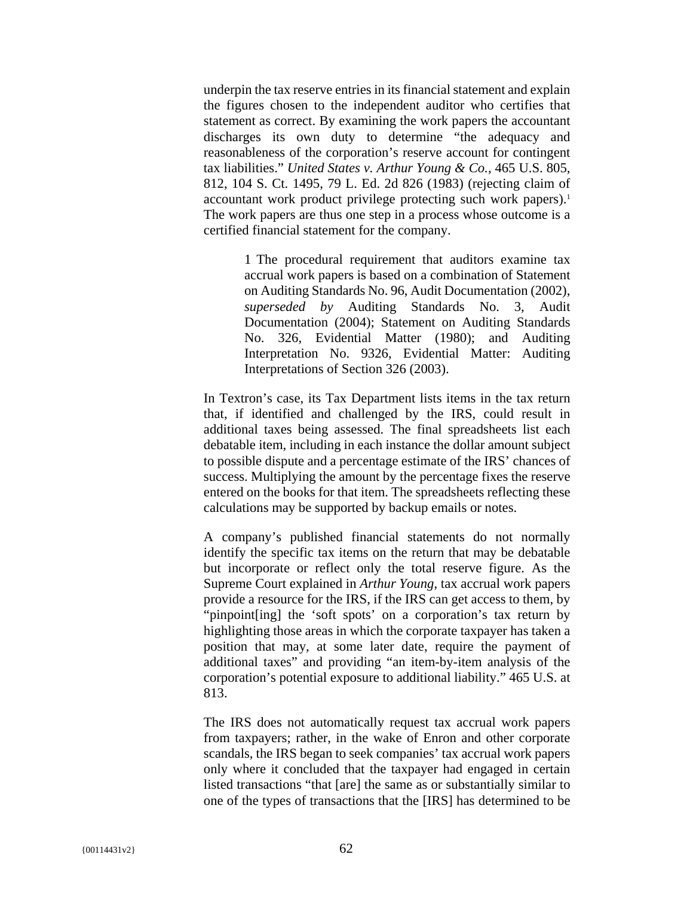underpin the tax reserve entries in its financial statement and explain the figures chosen to the independent auditor who certifies that statement as correct. By examining the work papers the accountant discharges its own duty to determine "the adequacy and reasonableness of the corporation's reserve account for contingent tax liabilities." *United States v. Arthur Young & Co.*, 465 U.S. 805, 812, 104 S. Ct. 1495, 79 L. Ed. 2d 826 (1983) (rejecting claim of accountant work product privilege protecting such work papers).[1] The work papers are thus one step in a process whose outcome is a certified financial statement for the company.

> 1 The procedural requirement that auditors examine tax accrual work papers is based on a combination of Statement on Auditing Standards No. 96, Audit Documentation (2002), *superseded by* Auditing Standards No. 3, Audit Documentation (2004); Statement on Auditing Standards No. 326, Evidential Matter (1980); and Auditing Interpretation No. 9326, Evidential Matter: Auditing Interpretations of Section 326 (2003).

In Textron's case, its Tax Department lists items in the tax return that, if identified and challenged by the IRS, could result in additional taxes being assessed. The final spreadsheets list each debatable item, including in each instance the dollar amount subject to possible dispute and a percentage estimate of the IRS' chances of success. Multiplying the amount by the percentage fixes the reserve entered on the books for that item. The spreadsheets reflecting these calculations may be supported by backup emails or notes.

A company's published financial statements do not normally identify the specific tax items on the return that may be debatable but incorporate or reflect only the total reserve figure. As the Supreme Court explained in *Arthur Young*, tax accrual work papers provide a resource for the IRS, if the IRS can get access to them, by "pinpoint[ing] the 'soft spots' on a corporation's tax return by highlighting those areas in which the corporate taxpayer has taken a position that may, at some later date, require the payment of additional taxes" and providing "an item-by-item analysis of the corporation's potential exposure to additional liability." 465 U.S. at 813.

The IRS does not automatically request tax accrual work papers from taxpayers; rather, in the wake of Enron and other corporate scandals, the IRS began to seek companies' tax accrual work papers only where it concluded that the taxpayer had engaged in certain listed transactions "that [are] the same as or substantially similar to one of the types of transactions that the [IRS] has determined to be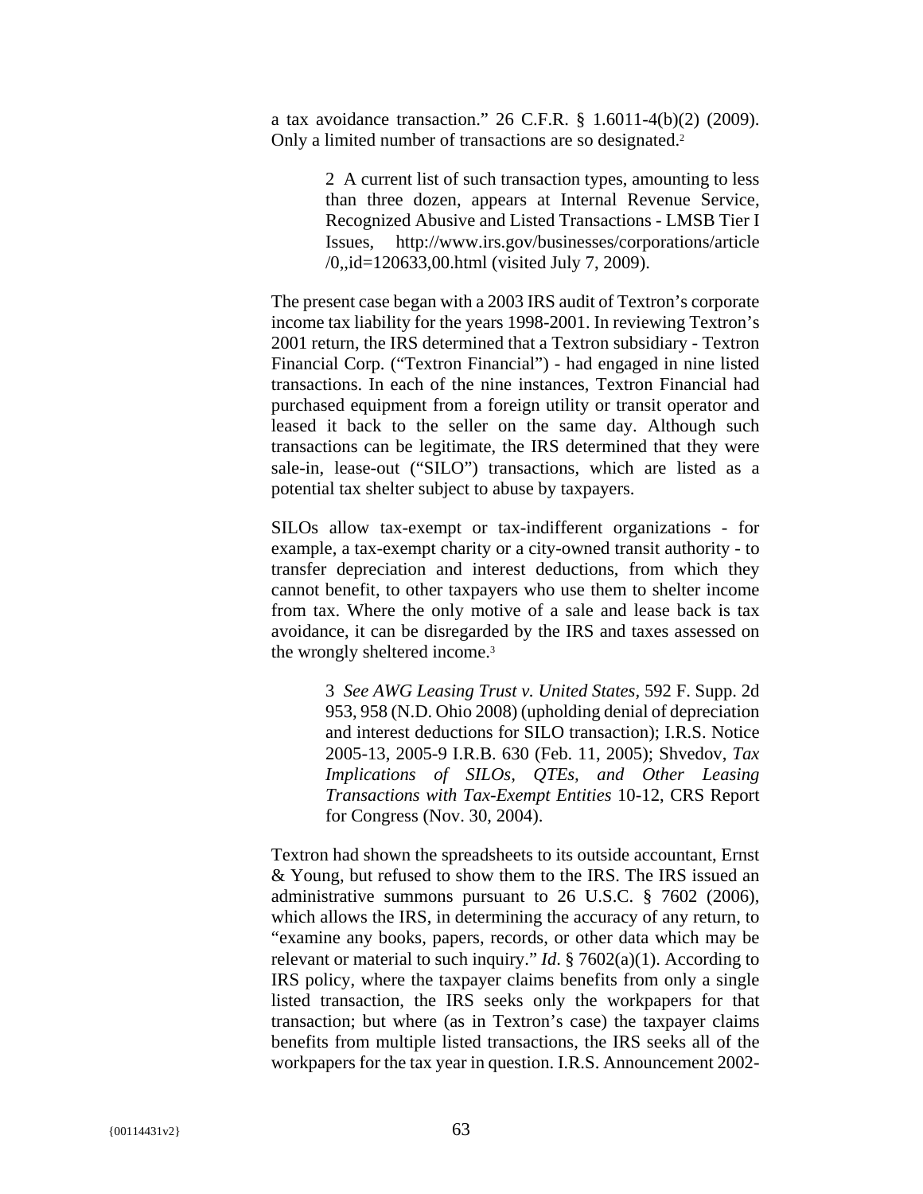a tax avoidance transaction." 26 C.F.R. § 1.6011-4(b)(2) (2009). Only a limited number of transactions are so designated.[2]

> 2 A current list of such transaction types, amounting to less than three dozen, appears at Internal Revenue Service, Recognized Abusive and Listed Transactions - LMSB Tier I Issues, http://www.irs.gov/businesses/corporations/article/0,,id=120633,00.html (visited July 7, 2009).

The present case began with a 2003 IRS audit of Textron's corporate income tax liability for the years 1998-2001. In reviewing Textron's 2001 return, the IRS determined that a Textron subsidiary - Textron Financial Corp. ("Textron Financial") - had engaged in nine listed transactions. In each of the nine instances, Textron Financial had purchased equipment from a foreign utility or transit operator and leased it back to the seller on the same day. Although such transactions can be legitimate, the IRS determined that they were sale-in, lease-out ("SILO") transactions, which are listed as a potential tax shelter subject to abuse by taxpayers.

SILOs allow tax-exempt or tax-indifferent organizations - for example, a tax-exempt charity or a city-owned transit authority - to transfer depreciation and interest deductions, from which they cannot benefit, to other taxpayers who use them to shelter income from tax. Where the only motive of a sale and lease back is tax avoidance, it can be disregarded by the IRS and taxes assessed on the wrongly sheltered income.[3]

> 3 *See AWG Leasing Trust v. United States,* 592 F. Supp. 2d 953, 958 (N.D. Ohio 2008) (upholding denial of depreciation and interest deductions for SILO transaction); I.R.S. Notice 2005-13, 2005-9 I.R.B. 630 (Feb. 11, 2005); Shvedov, *Tax Implications of SILOs, QTEs, and Other Leasing Transactions with Tax-Exempt Entities* 10-12, CRS Report for Congress (Nov. 30, 2004).

Textron had shown the spreadsheets to its outside accountant, Ernst & Young, but refused to show them to the IRS. The IRS issued an administrative summons pursuant to 26 U.S.C. § 7602 (2006), which allows the IRS, in determining the accuracy of any return, to "examine any books, papers, records, or other data which may be relevant or material to such inquiry." *Id*. § 7602(a)(1). According to IRS policy, where the taxpayer claims benefits from only a single listed transaction, the IRS seeks only the workpapers for that transaction; but where (as in Textron's case) the taxpayer claims benefits from multiple listed transactions, the IRS seeks all of the workpapers for the tax year in question. I.R.S. Announcement 2002-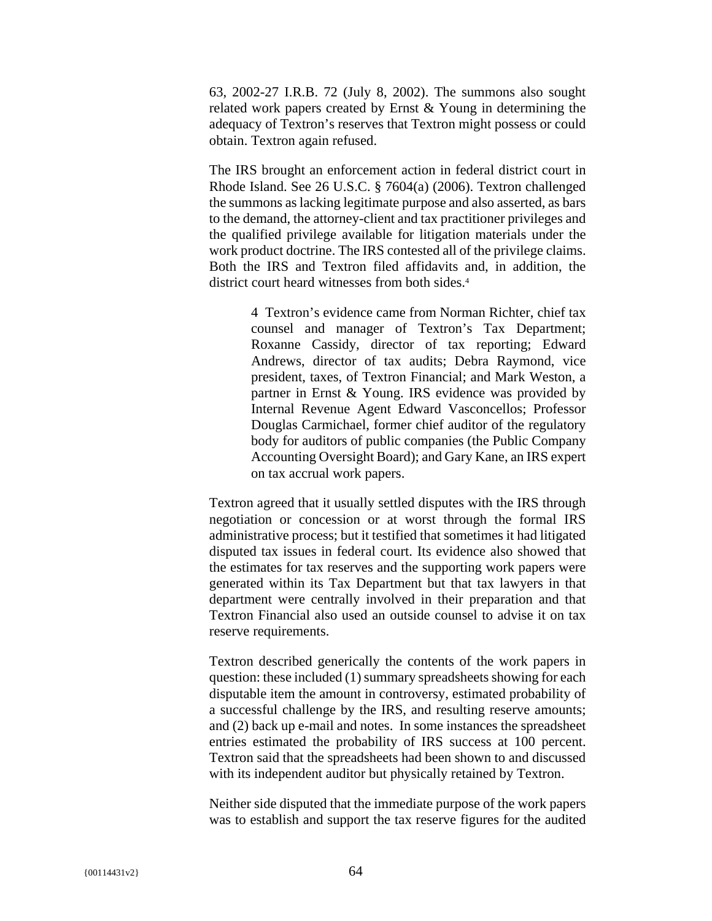63, 2002-27 I.R.B. 72 (July 8, 2002). The summons also sought related work papers created by Ernst & Young in determining the adequacy of Textron's reserves that Textron might possess or could obtain. Textron again refused.

The IRS brought an enforcement action in federal district court in Rhode Island. See 26 U.S.C. § 7604(a) (2006). Textron challenged the summons as lacking legitimate purpose and also asserted, as bars to the demand, the attorney-client and tax practitioner privileges and the qualified privilege available for litigation materials under the work product doctrine. The IRS contested all of the privilege claims. Both the IRS and Textron filed affidavits and, in addition, the district court heard witnesses from both sides.[4]

> 4 Textron's evidence came from Norman Richter, chief tax counsel and manager of Textron's Tax Department; Roxanne Cassidy, director of tax reporting; Edward Andrews, director of tax audits; Debra Raymond, vice president, taxes, of Textron Financial; and Mark Weston, a partner in Ernst & Young. IRS evidence was provided by Internal Revenue Agent Edward Vasconcellos; Professor Douglas Carmichael, former chief auditor of the regulatory body for auditors of public companies (the Public Company Accounting Oversight Board); and Gary Kane, an IRS expert on tax accrual work papers.

Textron agreed that it usually settled disputes with the IRS through negotiation or concession or at worst through the formal IRS administrative process; but it testified that sometimes it had litigated disputed tax issues in federal court. Its evidence also showed that the estimates for tax reserves and the supporting work papers were generated within its Tax Department but that tax lawyers in that department were centrally involved in their preparation and that Textron Financial also used an outside counsel to advise it on tax reserve requirements.

Textron described generically the contents of the work papers in question: these included (1) summary spreadsheets showing for each disputable item the amount in controversy, estimated probability of a successful challenge by the IRS, and resulting reserve amounts; and (2) back up e-mail and notes. In some instances the spreadsheet entries estimated the probability of IRS success at 100 percent. Textron said that the spreadsheets had been shown to and discussed with its independent auditor but physically retained by Textron.

Neither side disputed that the immediate purpose of the work papers was to establish and support the tax reserve figures for the audited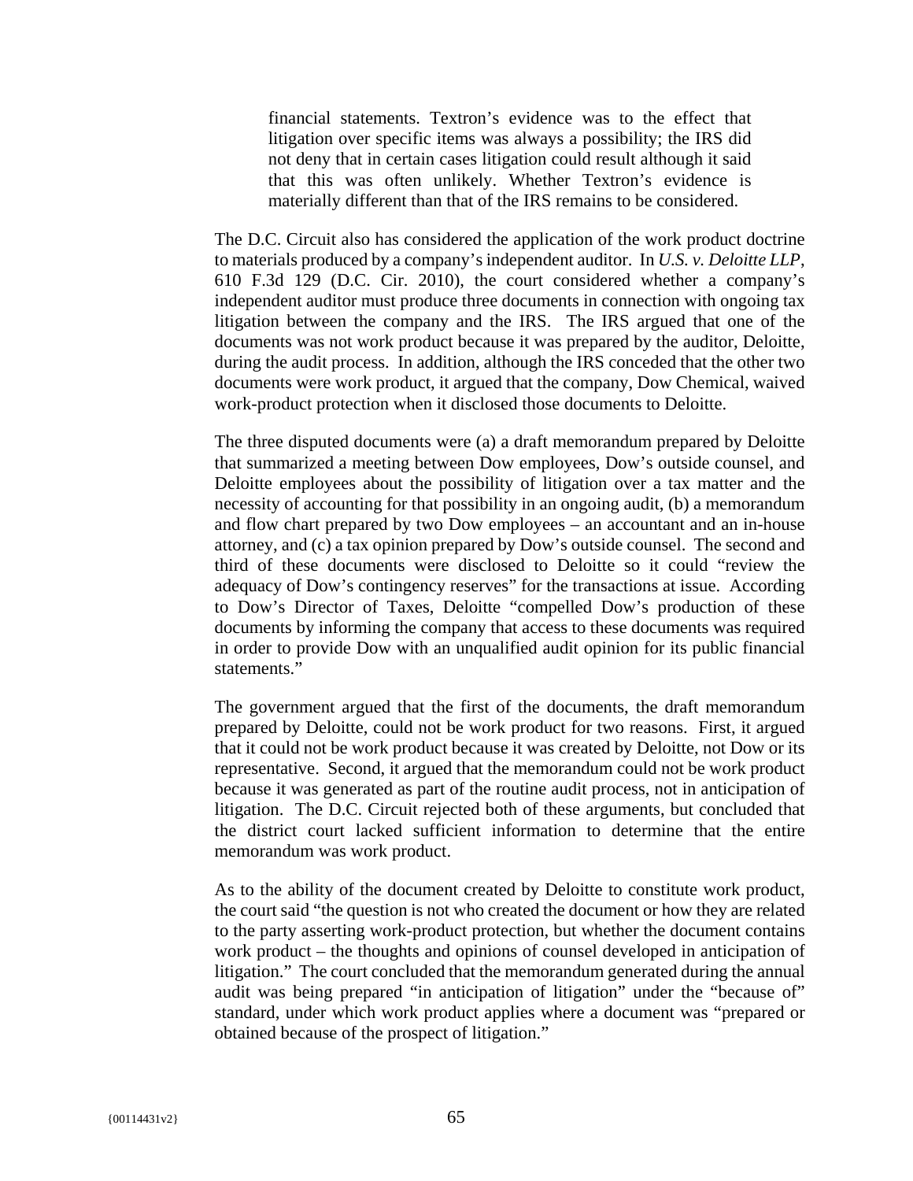> financial statements. Textron's evidence was to the effect that litigation over specific items was always a possibility; the IRS did not deny that in certain cases litigation could result although it said that this was often unlikely. Whether Textron's evidence is materially different than that of the IRS remains to be considered.

The D.C. Circuit also has considered the application of the work product doctrine to materials produced by a company's independent auditor. In *U.S. v. Deloitte LLP*, 610 F.3d 129 (D.C. Cir. 2010), the court considered whether a company's independent auditor must produce three documents in connection with ongoing tax litigation between the company and the IRS. The IRS argued that one of the documents was not work product because it was prepared by the auditor, Deloitte, during the audit process. In addition, although the IRS conceded that the other two documents were work product, it argued that the company, Dow Chemical, waived work-product protection when it disclosed those documents to Deloitte.

The three disputed documents were (a) a draft memorandum prepared by Deloitte that summarized a meeting between Dow employees, Dow's outside counsel, and Deloitte employees about the possibility of litigation over a tax matter and the necessity of accounting for that possibility in an ongoing audit, (b) a memorandum and flow chart prepared by two Dow employees – an accountant and an in-house attorney, and (c) a tax opinion prepared by Dow's outside counsel. The second and third of these documents were disclosed to Deloitte so it could "review the adequacy of Dow's contingency reserves" for the transactions at issue. According to Dow's Director of Taxes, Deloitte "compelled Dow's production of these documents by informing the company that access to these documents was required in order to provide Dow with an unqualified audit opinion for its public financial statements."

The government argued that the first of the documents, the draft memorandum prepared by Deloitte, could not be work product for two reasons. First, it argued that it could not be work product because it was created by Deloitte, not Dow or its representative. Second, it argued that the memorandum could not be work product because it was generated as part of the routine audit process, not in anticipation of litigation. The D.C. Circuit rejected both of these arguments, but concluded that the district court lacked sufficient information to determine that the entire memorandum was work product.

As to the ability of the document created by Deloitte to constitute work product, the court said "the question is not who created the document or how they are related to the party asserting work-product protection, but whether the document contains work product – the thoughts and opinions of counsel developed in anticipation of litigation." The court concluded that the memorandum generated during the annual audit was being prepared "in anticipation of litigation" under the "because of" standard, under which work product applies where a document was "prepared or obtained because of the prospect of litigation."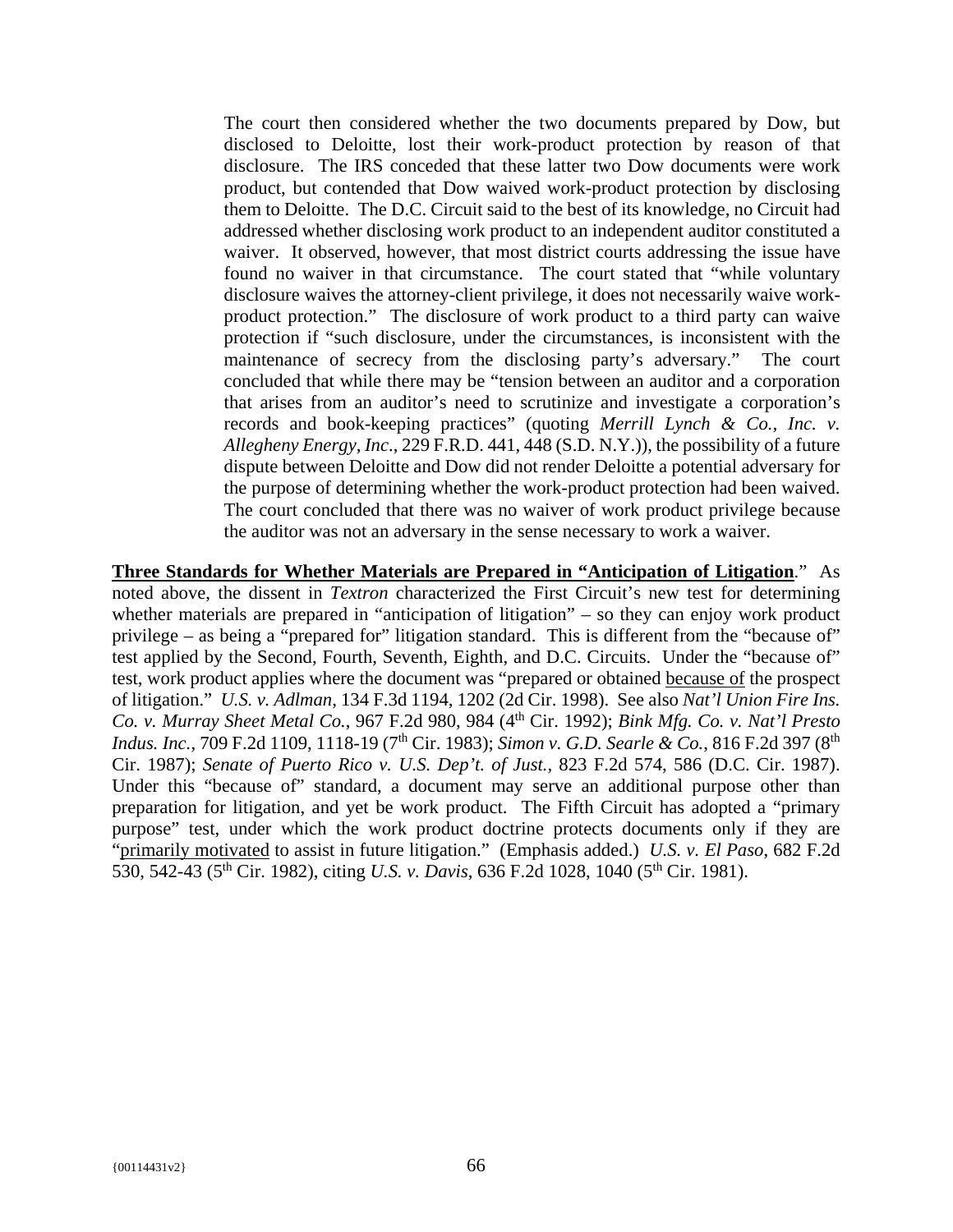> The court then considered whether the two documents prepared by Dow, but disclosed to Deloitte, lost their work-product protection by reason of that disclosure. The IRS conceded that these latter two Dow documents were work product, but contended that Dow waived work-product protection by disclosing them to Deloitte. The D.C. Circuit said to the best of its knowledge, no Circuit had addressed whether disclosing work product to an independent auditor constituted a waiver. It observed, however, that most district courts addressing the issue have found no waiver in that circumstance. The court stated that "while voluntary disclosure waives the attorney-client privilege, it does not necessarily waive work-product protection." The disclosure of work product to a third party can waive protection if "such disclosure, under the circumstances, is inconsistent with the maintenance of secrecy from the disclosing party's adversary." The court concluded that while there may be "tension between an auditor and a corporation that arises from an auditor's need to scrutinize and investigate a corporation's records and book-keeping practices" (quoting *Merrill Lynch & Co., Inc. v. Allegheny Energy, Inc*., 229 F.R.D. 441, 448 (S.D. N.Y.)), the possibility of a future dispute between Deloitte and Dow did not render Deloitte a potential adversary for the purpose of determining whether the work-product protection had been waived. The court concluded that there was no waiver of work product privilege because the auditor was not an adversary in the sense necessary to work a waiver.

**<u>Three Standards for Whether Materials are Prepared in "Anticipation of Litigation</u>**." As noted above, the dissent in *Textron* characterized the First Circuit's new test for determining whether materials are prepared in "anticipation of litigation" – so they can enjoy work product privilege – as being a "prepared for" litigation standard. This is different from the "because of" test applied by the Second, Fourth, Seventh, Eighth, and D.C. Circuits. Under the "because of" test, work product applies where the document was "prepared or obtained <u>because of</u> the prospect of litigation." *U.S. v. Adlman*, 134 F.3d 1194, 1202 (2d Cir. 1998). See also *Nat'l Union Fire Ins. Co. v. Murray Sheet Metal Co.*, 967 F.2d 980, 984 (4th Cir. 1992); *Bink Mfg. Co. v. Nat'l Presto Indus. Inc.*, 709 F.2d 1109, 1118-19 (7th Cir. 1983); *Simon v. G.D. Searle & Co.*, 816 F.2d 397 (8th Cir. 1987); *Senate of Puerto Rico v. U.S. Dep't. of Just.*, 823 F.2d 574, 586 (D.C. Cir. 1987). Under this "because of" standard, a document may serve an additional purpose other than preparation for litigation, and yet be work product. The Fifth Circuit has adopted a "primary purpose" test, under which the work product doctrine protects documents only if they are "<u>primarily motivated</u> to assist in future litigation." (Emphasis added.) *U.S. v. El Paso*, 682 F.2d 530, 542-43 (5th Cir. 1982), citing *U.S. v. Davis*, 636 F.2d 1028, 1040 (5th Cir. 1981).